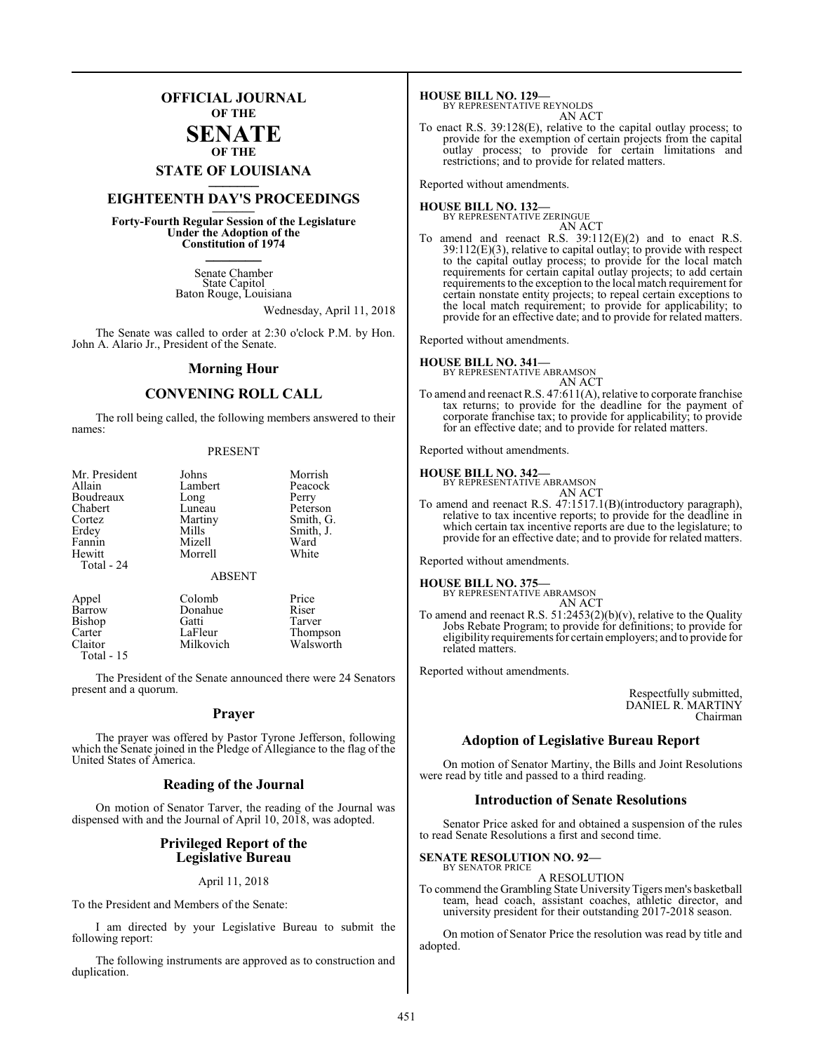# OFFICIAL JOURNAL
OF THE
# SENATE
OF THE
## STATE OF LOUISIANA

## EIGHTEENTH DAY'S PROCEEDINGS

**Forty-Fourth Regular Session of the Legislature Under the Adoption of the Constitution of 1974**

Senate Chamber
State Capitol
Baton Rouge, Louisiana

Wednesday, April 11, 2018

The Senate was called to order at 2:30 o'clock P.M. by Hon. John A. Alario Jr., President of the Senate.

## Morning Hour

## CONVENING ROLL CALL

The roll being called, the following members answered to their names:

PRESENT

| | | |
|---|---|---|
| Mr. President | Johns | Morrish |
| Allain | Lambert | Peacock |
| Boudreaux | Long | Perry |
| Chabert | Luneau | Peterson |
| Cortez | Martiny | Smith, G. |
| Erdey | Mills | Smith, J. |
| Fannin | Mizell | Ward |
| Hewitt | Morrell | White |

Total - 24

ABSENT

| | | |
|---|---|---|
| Appel | Colomb | Price |
| Barrow | Donahue | Riser |
| Bishop | Gatti | Tarver |
| Carter | LaFleur | Thompson |
| Claitor | Milkovich | Walsworth |

Total - 15

The President of the Senate announced there were 24 Senators present and a quorum.

## Prayer

The prayer was offered by Pastor Tyrone Jefferson, following which the Senate joined in the Pledge of Allegiance to the flag of the United States of America.

## Reading of the Journal

On motion of Senator Tarver, the reading of the Journal was dispensed with and the Journal of April 10, 2018, was adopted.

## Privileged Report of the Legislative Bureau

April 11, 2018

To the President and Members of the Senate:

I am directed by your Legislative Bureau to submit the following report:

The following instruments are approved as to construction and duplication.

**HOUSE BILL NO. 129—**
BY REPRESENTATIVE REYNOLDS
AN ACT
To enact R.S. 39:128(E), relative to the capital outlay process; to provide for the exemption of certain projects from the capital outlay process; to provide for certain limitations and restrictions; and to provide for related matters.

Reported without amendments.

**HOUSE BILL NO. 132—**
BY REPRESENTATIVE ZERINGUE
AN ACT
To amend and reenact R.S. 39:112(E)(2) and to enact R.S. 39:112(E)(3), relative to capital outlay; to provide with respect to the capital outlay process; to provide for the local match requirements for certain capital outlay projects; to add certain requirements to the exception to the local match requirement for certain nonstate entity projects; to repeal certain exceptions to the local match requirement; to provide for applicability; to provide for an effective date; and to provide for related matters.

Reported without amendments.

**HOUSE BILL NO. 341—**
BY REPRESENTATIVE ABRAMSON
AN ACT
To amend and reenact R.S. 47:611(A), relative to corporate franchise tax returns; to provide for the deadline for the payment of corporate franchise tax; to provide for applicability; to provide for an effective date; and to provide for related matters.

Reported without amendments.

**HOUSE BILL NO. 342—**
BY REPRESENTATIVE ABRAMSON
AN ACT
To amend and reenact R.S. 47:1517.1(B)(introductory paragraph), relative to tax incentive reports; to provide for the deadline in which certain tax incentive reports are due to the legislature; to provide for an effective date; and to provide for related matters.

Reported without amendments.

**HOUSE BILL NO. 375—**
BY REPRESENTATIVE ABRAMSON
AN ACT
To amend and reenact R.S. 51:2453(2)(b)(v), relative to the Quality Jobs Rebate Program; to provide for definitions; to provide for eligibility requirements for certain employers; and to provide for related matters.

Reported without amendments.

Respectfully submitted,
DANIEL R. MARTINY
Chairman

## Adoption of Legislative Bureau Report

On motion of Senator Martiny, the Bills and Joint Resolutions were read by title and passed to a third reading.

## Introduction of Senate Resolutions

Senator Price asked for and obtained a suspension of the rules to read Senate Resolutions a first and second time.

**SENATE RESOLUTION NO. 92—**
BY SENATOR PRICE
A RESOLUTION
To commend the Grambling State University Tigers men's basketball team, head coach, assistant coaches, athletic director, and university president for their outstanding 2017-2018 season.

On motion of Senator Price the resolution was read by title and adopted.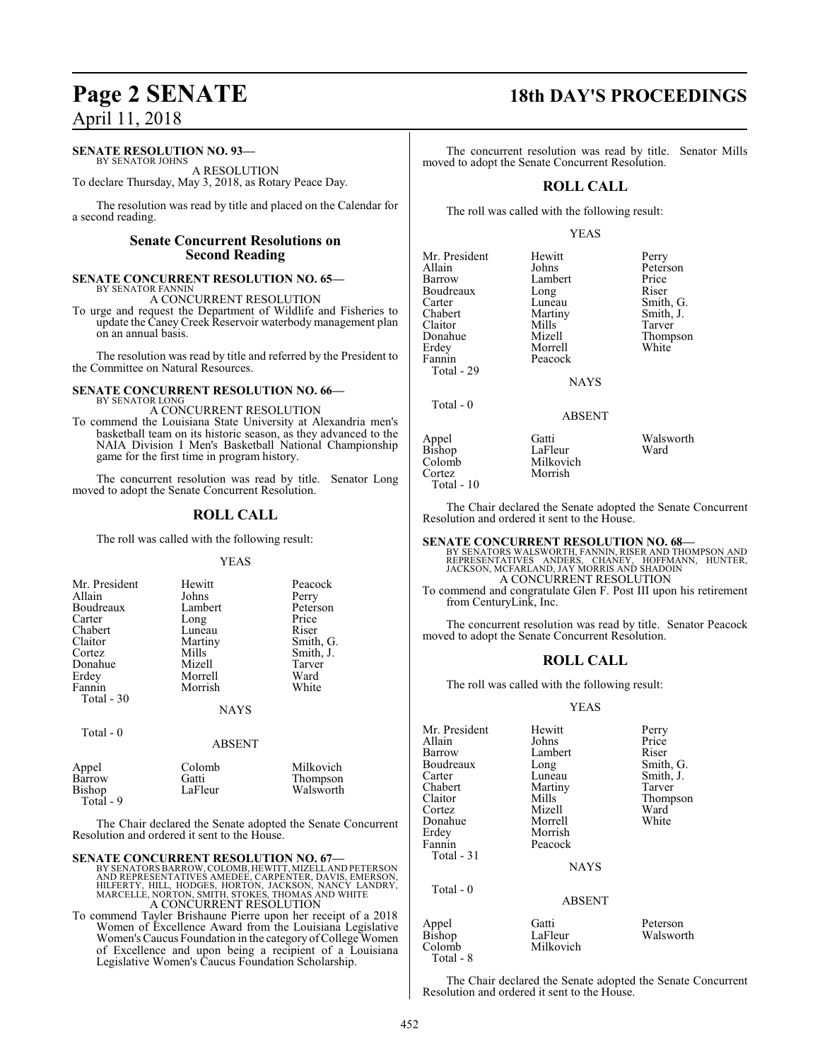**SENATE RESOLUTION NO. 93—**
BY SENATOR JOHNS

A RESOLUTION

To declare Thursday, May 3, 2018, as Rotary Peace Day.

The resolution was read by title and placed on the Calendar for a second reading.

## Senate Concurrent Resolutions on Second Reading

**SENATE CONCURRENT RESOLUTION NO. 65—**
BY SENATOR FANNIN

A CONCURRENT RESOLUTION

To urge and request the Department of Wildlife and Fisheries to update the Caney Creek Reservoir waterbody management plan on an annual basis.

The resolution was read by title and referred by the President to the Committee on Natural Resources.

**SENATE CONCURRENT RESOLUTION NO. 66—**
BY SENATOR LONG

A CONCURRENT RESOLUTION

To commend the Louisiana State University at Alexandria men's basketball team on its historic season, as they advanced to the NAIA Division I Men's Basketball National Championship game for the first time in program history.

The concurrent resolution was read by title. Senator Long moved to adopt the Senate Concurrent Resolution.

### ROLL CALL

The roll was called with the following result:

YEAS

| | | |
|---|---|---|
| Mr. President | Hewitt | Peacock |
| Allain | Johns | Perry |
| Boudreaux | Lambert | Peterson |
| Carter | Long | Price |
| Chabert | Luneau | Riser |
| Claitor | Martiny | Smith, G. |
| Cortez | Mills | Smith, J. |
| Donahue | Mizell | Tarver |
| Erdey | Morrell | Ward |
| Fannin | Morrish | White |
| Total - 30 | | |

NAYS

Total - 0

ABSENT

| | | |
|---|---|---|
| Appel | Colomb | Milkovich |
| Barrow | Gatti | Thompson |
| Bishop | LaFleur | Walsworth |
| Total - 9 | | |

The Chair declared the Senate adopted the Senate Concurrent Resolution and ordered it sent to the House.

**SENATE CONCURRENT RESOLUTION NO. 67—**
BY SENATORS BARROW, COLOMB, HEWITT, MIZELL AND PETERSON AND REPRESENTATIVES AMEDEE, CARPENTER, DAVIS, EMERSON, HILFERTY, HILL, HODGES, HORTON, JACKSON, NANCY LANDRY, MARCELLE, NORTON, SMITH, STOKES, THOMAS AND WHITE

A CONCURRENT RESOLUTION

To commend Tayler Brishaune Pierre upon her receipt of a 2018 Women of Excellence Award from the Louisiana Legislative Women's Caucus Foundation in the category of College Women of Excellence and upon being a recipient of a Louisiana Legislative Women's Caucus Foundation Scholarship.

The concurrent resolution was read by title. Senator Mills moved to adopt the Senate Concurrent Resolution.

### ROLL CALL

The roll was called with the following result:

YEAS

| | | |
|---|---|---|
| Mr. President | Hewitt | Perry |
| Allain | Johns | Peterson |
| Barrow | Lambert | Price |
| Boudreaux | Long | Riser |
| Carter | Luneau | Smith, G. |
| Chabert | Martiny | Smith, J. |
| Claitor | Mills | Tarver |
| Donahue | Mizell | Thompson |
| Erdey | Morrell | White |
| Fannin | Peacock | |
| Total - 29 | | |

NAYS

Total - 0

ABSENT

| | | |
|---|---|---|
| Appel | Gatti | Walsworth |
| Bishop | LaFleur | Ward |
| Colomb | Milkovich | |
| Cortez | Morrish | |
| Total - 10 | | |

The Chair declared the Senate adopted the Senate Concurrent Resolution and ordered it sent to the House.

**SENATE CONCURRENT RESOLUTION NO. 68—**
BY SENATORS WALSWORTH, FANNIN, RISER AND THOMPSON AND REPRESENTATIVES ANDERS, CHANEY, HOFFMANN, HUNTER, JACKSON, MCFARLAND, JAY MORRIS AND SHADOIN

A CONCURRENT RESOLUTION

To commend and congratulate Glen F. Post III upon his retirement from CenturyLink, Inc.

The concurrent resolution was read by title. Senator Peacock moved to adopt the Senate Concurrent Resolution.

### ROLL CALL

The roll was called with the following result:

YEAS

| | | |
|---|---|---|
| Mr. President | Hewitt | Perry |
| Allain | Johns | Price |
| Barrow | Lambert | Riser |
| Boudreaux | Long | Smith, G. |
| Carter | Luneau | Smith, J. |
| Chabert | Martiny | Tarver |
| Claitor | Mills | Thompson |
| Cortez | Mizell | Ward |
| Donahue | Morrell | White |
| Erdey | Morrish | |
| Fannin | Peacock | |
| Total - 31 | | |

NAYS

Total - 0

ABSENT

| | | |
|---|---|---|
| Appel | Gatti | Peterson |
| Bishop | LaFleur | Walsworth |
| Colomb | Milkovich | |
| Total - 8 | | |

The Chair declared the Senate adopted the Senate Concurrent Resolution and ordered it sent to the House.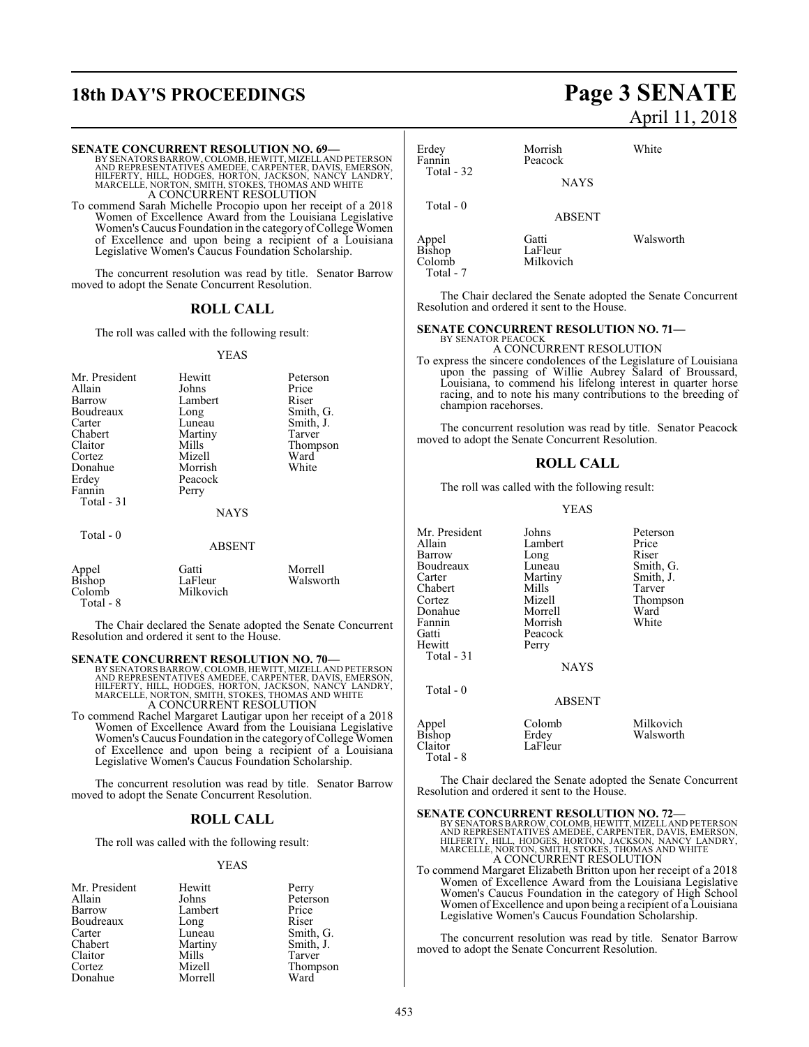**SENATE CONCURRENT RESOLUTION NO. 69—**
BY SENATORS BARROW, COLOMB, HEWITT, MIZELL AND PETERSON AND REPRESENTATIVES AMEDEE, CARPENTER, DAVIS, EMERSON, HILFERTY, HILL, HODGES, HORTON, JACKSON, NANCY LANDRY, MARCELLE, NORTON, SMITH, STOKES, THOMAS AND WHITE
A CONCURRENT RESOLUTION

To commend Sarah Michelle Procopio upon her receipt of a 2018 Women of Excellence Award from the Louisiana Legislative Women's Caucus Foundation in the category of College Women of Excellence and upon being a recipient of a Louisiana Legislative Women's Caucus Foundation Scholarship.

The concurrent resolution was read by title. Senator Barrow moved to adopt the Senate Concurrent Resolution.

## ROLL CALL

The roll was called with the following result:

YEAS

| | | |
|---|---|---|
| Mr. President | Hewitt | Peterson |
| Allain | Johns | Price |
| Barrow | Lambert | Riser |
| Boudreaux | Long | Smith, G. |
| Carter | Luneau | Smith, J. |
| Chabert | Martiny | Tarver |
| Claitor | Mills | Thompson |
| Cortez | Mizell | Ward |
| Donahue | Morrish | White |
| Erdey | Peacock | |
| Fannin | Perry | |
| Total - 31 | | |

NAYS

Total - 0

ABSENT

| | | |
|---|---|---|
| Appel | Gatti | Morrell |
| Bishop | LaFleur | Walsworth |
| Colomb | Milkovich | |
| Total - 8 | | |

The Chair declared the Senate adopted the Senate Concurrent Resolution and ordered it sent to the House.

**SENATE CONCURRENT RESOLUTION NO. 70—**
BY SENATORS BARROW, COLOMB, HEWITT, MIZELL AND PETERSON AND REPRESENTATIVES AMEDEE, CARPENTER, DAVIS, EMERSON, HILFERTY, HILL, HODGES, HORTON, JACKSON, NANCY LANDRY, MARCELLE, NORTON, SMITH, STOKES, THOMAS AND WHITE
A CONCURRENT RESOLUTION

To commend Rachel Margaret Lautigar upon her receipt of a 2018 Women of Excellence Award from the Louisiana Legislative Women's Caucus Foundation in the category of College Women of Excellence and upon being a recipient of a Louisiana Legislative Women's Caucus Foundation Scholarship.

The concurrent resolution was read by title. Senator Barrow moved to adopt the Senate Concurrent Resolution.

## ROLL CALL

The roll was called with the following result:

YEAS

| | | |
|---|---|---|
| Mr. President | Hewitt | Perry |
| Allain | Johns | Peterson |
| Barrow | Lambert | Price |
| Boudreaux | Long | Riser |
| Carter | Luneau | Smith, G. |
| Chabert | Martiny | Smith, J. |
| Claitor | Mills | Tarver |
| Cortez | Mizell | Thompson |
| Donahue | Morrell | Ward |
| Erdey | Morrish | White |
| Fannin | Peacock | |
| Total - 32 | | |

NAYS

Total - 0

ABSENT

| | | |
|---|---|---|
| Appel | Gatti | Walsworth |
| Bishop | LaFleur | |
| Colomb | Milkovich | |
| Total - 7 | | |

The Chair declared the Senate adopted the Senate Concurrent Resolution and ordered it sent to the House.

**SENATE CONCURRENT RESOLUTION NO. 71—**
BY SENATOR PEACOCK
A CONCURRENT RESOLUTION

To express the sincere condolences of the Legislature of Louisiana upon the passing of Willie Aubrey Salard of Broussard, Louisiana, to commend his lifelong interest in quarter horse racing, and to note his many contributions to the breeding of champion racehorses.

The concurrent resolution was read by title. Senator Peacock moved to adopt the Senate Concurrent Resolution.

## ROLL CALL

The roll was called with the following result:

YEAS

| | | |
|---|---|---|
| Mr. President | Johns | Peterson |
| Allain | Lambert | Price |
| Barrow | Long | Riser |
| Boudreaux | Luneau | Smith, G. |
| Carter | Martiny | Smith, J. |
| Chabert | Mills | Tarver |
| Cortez | Mizell | Thompson |
| Donahue | Morrell | Ward |
| Fannin | Morrish | White |
| Gatti | Peacock | |
| Hewitt | Perry | |
| Total - 31 | | |

NAYS

Total - 0

ABSENT

| | | |
|---|---|---|
| Appel | Colomb | Milkovich |
| Bishop | Erdey | Walsworth |
| Claitor | LaFleur | |
| Total - 8 | | |

The Chair declared the Senate adopted the Senate Concurrent Resolution and ordered it sent to the House.

**SENATE CONCURRENT RESOLUTION NO. 72—**
BY SENATORS BARROW, COLOMB, HEWITT, MIZELL AND PETERSON AND REPRESENTATIVES AMEDEE, CARPENTER, DAVIS, EMERSON, HILFERTY, HILL, HODGES, HORTON, JACKSON, NANCY LANDRY, MARCELLE, NORTON, SMITH, STOKES, THOMAS AND WHITE
A CONCURRENT RESOLUTION

To commend Margaret Elizabeth Britton upon her receipt of a 2018 Women of Excellence Award from the Louisiana Legislative Women's Caucus Foundation in the category of High School Women of Excellence and upon being a recipient of a Louisiana Legislative Women's Caucus Foundation Scholarship.

The concurrent resolution was read by title. Senator Barrow moved to adopt the Senate Concurrent Resolution.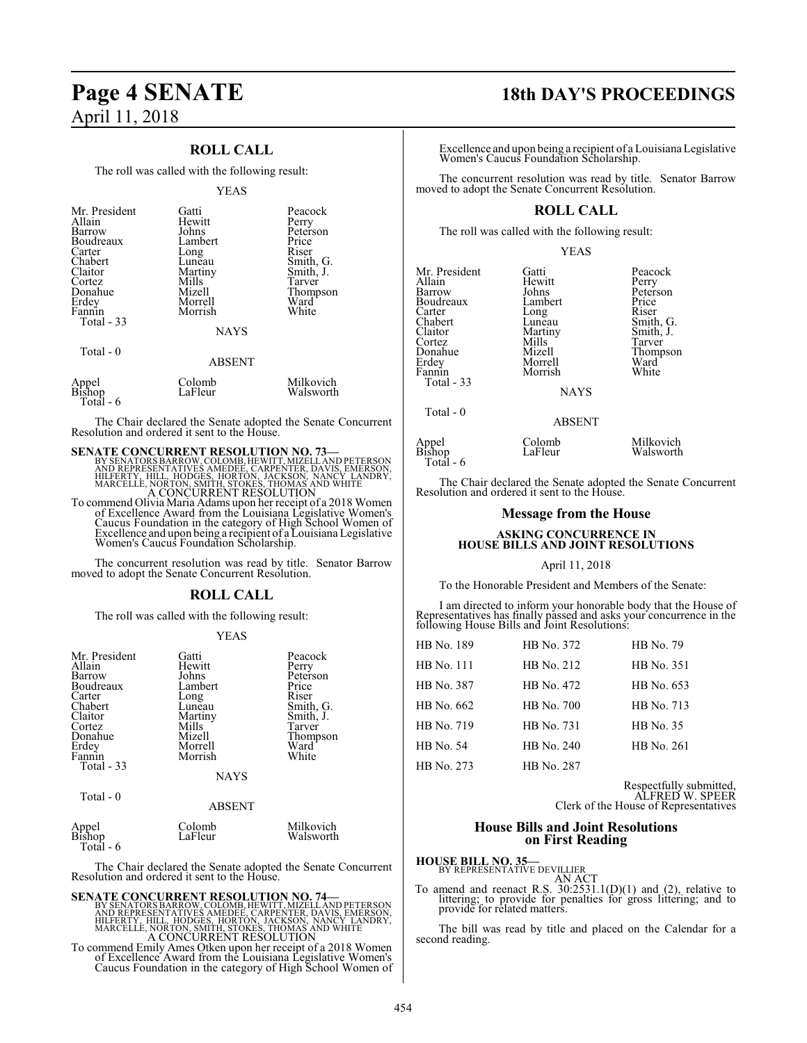## ROLL CALL

The roll was called with the following result:

YEAS

| | | |
|---|---|---|
| Mr. President | Gatti | Peacock |
| Allain | Hewitt | Perry |
| Barrow | Johns | Peterson |
| Boudreaux | Lambert | Price |
| Carter | Long | Riser |
| Chabert | Luneau | Smith, G. |
| Claitor | Martiny | Smith, J. |
| Cortez | Mills | Tarver |
| Donahue | Mizell | Thompson |
| Erdey | Morrell | Ward |
| Fannin | Morrish | White |
| Total - 33 | | |

NAYS

Total - 0

ABSENT

| | | |
|---|---|---|
| Appel | Colomb | Milkovich |
| Bishop | LaFleur | Walsworth |
| Total - 6 | | |

The Chair declared the Senate adopted the Senate Concurrent Resolution and ordered it sent to the House.

**SENATE CONCURRENT RESOLUTION NO. 73—**
BY SENATORS BARROW, COLOMB, HEWITT, MIZELL AND PETERSON AND REPRESENTATIVES AMEDEE, CARPENTER, DAVIS, EMERSON, HILFERTY, HILL, HODGES, HORTON, JACKSON, NANCY LANDRY, MARCELLE, NORTON, SMITH, STOKES, THOMAS AND WHITE
A CONCURRENT RESOLUTION
To commend Olivia Maria Adams upon her receipt of a 2018 Women of Excellence Award from the Louisiana Legislative Women's Caucus Foundation in the category of High School Women of Excellence and upon being a recipient of a Louisiana Legislative Women's Caucus Foundation Scholarship.

The concurrent resolution was read by title. Senator Barrow moved to adopt the Senate Concurrent Resolution.

## ROLL CALL

The roll was called with the following result:

YEAS

| | | |
|---|---|---|
| Mr. President | Gatti | Peacock |
| Allain | Hewitt | Perry |
| Barrow | Johns | Peterson |
| Boudreaux | Lambert | Price |
| Carter | Long | Riser |
| Chabert | Luneau | Smith, G. |
| Claitor | Martiny | Smith, J. |
| Cortez | Mills | Tarver |
| Donahue | Mizell | Thompson |
| Erdey | Morrell | Ward |
| Fannin | Morrish | White |
| Total - 33 | | |

NAYS

Total - 0

ABSENT

| | | |
|---|---|---|
| Appel | Colomb | Milkovich |
| Bishop | LaFleur | Walsworth |
| Total - 6 | | |

The Chair declared the Senate adopted the Senate Concurrent Resolution and ordered it sent to the House.

**SENATE CONCURRENT RESOLUTION NO. 74—**
BY SENATORS BARROW, COLOMB, HEWITT, MIZELL AND PETERSON AND REPRESENTATIVES AMEDEE, CARPENTER, DAVIS, EMERSON, HILFERTY, HILL, HODGES, HORTON, JACKSON, NANCY LANDRY, MARCELLE, NORTON, SMITH, STOKES, THOMAS AND WHITE
A CONCURRENT RESOLUTION
To commend Emily Ames Otken upon her receipt of a 2018 Women of Excellence Award from the Louisiana Legislative Women's Caucus Foundation in the category of High School Women of Excellence and upon being a recipient of a Louisiana Legislative Women's Caucus Foundation Scholarship.

The concurrent resolution was read by title. Senator Barrow moved to adopt the Senate Concurrent Resolution.

## ROLL CALL

The roll was called with the following result:

YEAS

| | | |
|---|---|---|
| Mr. President | Gatti | Peacock |
| Allain | Hewitt | Perry |
| Barrow | Johns | Peterson |
| Boudreaux | Lambert | Price |
| Carter | Long | Riser |
| Chabert | Luneau | Smith, G. |
| Claitor | Martiny | Smith, J. |
| Cortez | Mills | Tarver |
| Donahue | Mizell | Thompson |
| Erdey | Morrell | Ward |
| Fannin | Morrish | White |
| Total - 33 | | |

NAYS

Total - 0

ABSENT

| | | |
|---|---|---|
| Appel | Colomb | Milkovich |
| Bishop | LaFleur | Walsworth |
| Total - 6 | | |

The Chair declared the Senate adopted the Senate Concurrent Resolution and ordered it sent to the House.

## Message from the House

### ASKING CONCURRENCE IN HOUSE BILLS AND JOINT RESOLUTIONS

April 11, 2018

To the Honorable President and Members of the Senate:

I am directed to inform your honorable body that the House of Representatives has finally passed and asks your concurrence in the following House Bills and Joint Resolutions:

| | | |
|---|---|---|
| HB No. 189 | HB No. 372 | HB No. 79 |
| HB No. 111 | HB No. 212 | HB No. 351 |
| HB No. 387 | HB No. 472 | HB No. 653 |
| HB No. 662 | HB No. 700 | HB No. 713 |
| HB No. 719 | HB No. 731 | HB No. 35 |
| HB No. 54 | HB No. 240 | HB No. 261 |
| HB No. 273 | HB No. 287 | |

Respectfully submitted,
ALFRED W. SPEER
Clerk of the House of Representatives

## House Bills and Joint Resolutions on First Reading

**HOUSE BILL NO. 35—**
BY REPRESENTATIVE DEVILLIER
AN ACT
To amend and reenact R.S. 30:2531.1(D)(1) and (2), relative to littering; to provide for penalties for gross littering; and to provide for related matters.

The bill was read by title and placed on the Calendar for a second reading.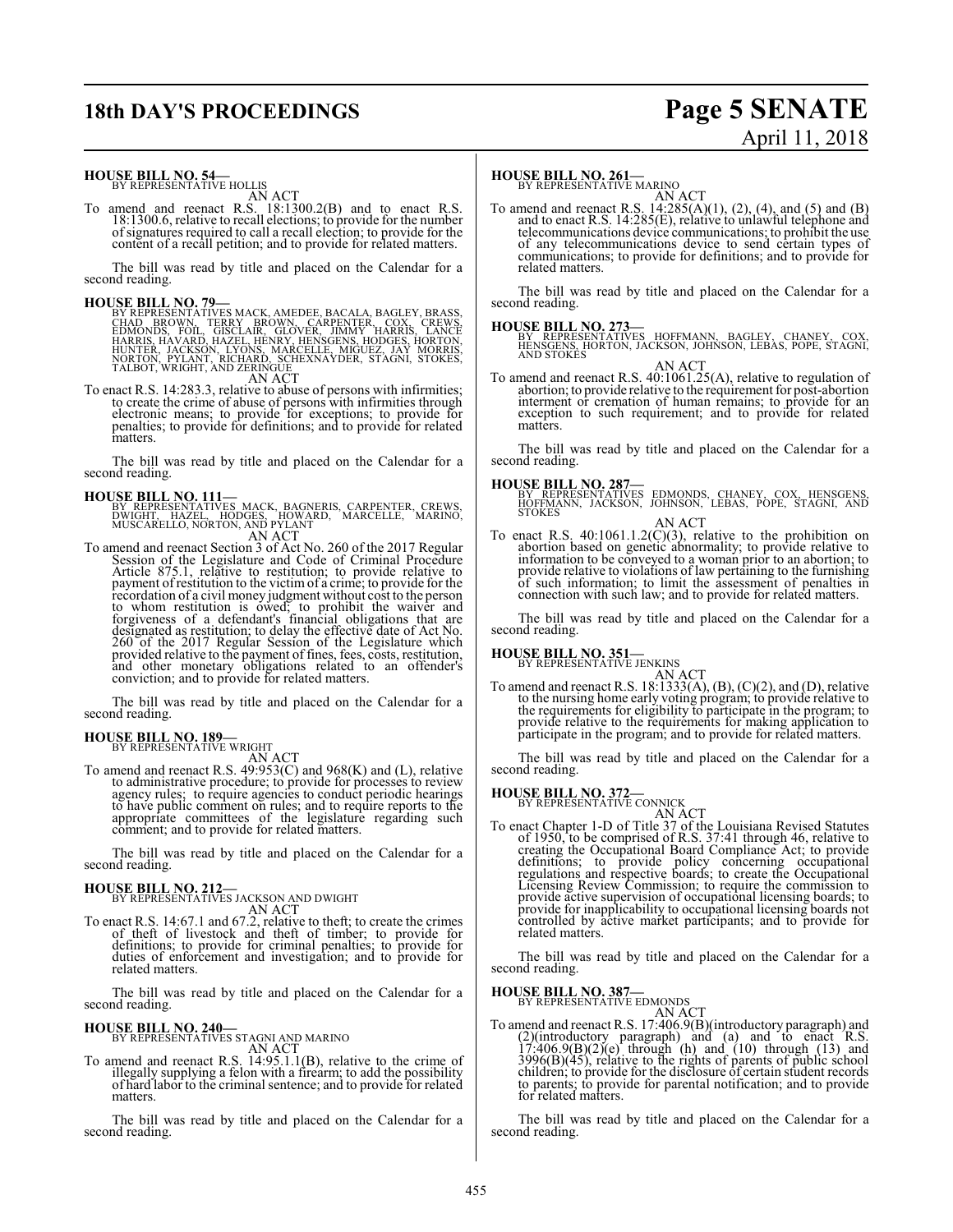**HOUSE BILL NO. 54—**
BY REPRESENTATIVE HOLLIS

AN ACT

To amend and reenact R.S. 18:1300.2(B) and to enact R.S. 18:1300.6, relative to recall elections; to provide for the number of signatures required to call a recall election; to provide for the content of a recall petition; and to provide for related matters.

The bill was read by title and placed on the Calendar for a second reading.

**HOUSE BILL NO. 79—**
BY REPRESENTATIVES MACK, AMEDEE, BACALA, BAGLEY, BRASS, CHAD BROWN, TERRY BROWN, CARPENTER, COX, CREWS, EDMONDS, FOIL, GISCLAIR, GLOVER, JIMMY HARRIS, LANCE HARRIS, HAVARD, HAZEL, HENRY, HENSGENS, HODGES, HORTON, HUNTER, JACKSON, LYONS, MARCELLE, MIGUEZ, JAY MORRIS, NORTON, PYLANT, RICHARD, SCHEXNAYDER, STAGNI, STOKES, TALBOT, WRIGHT, AND ZERINGUE

AN ACT

To enact R.S. 14:283.3, relative to abuse of persons with infirmities; to create the crime of abuse of persons with infirmities through electronic means; to provide for exceptions; to provide for penalties; to provide for definitions; and to provide for related matters.

The bill was read by title and placed on the Calendar for a second reading.

**HOUSE BILL NO. 111—**
BY REPRESENTATIVES MACK, BAGNERIS, CARPENTER, CREWS, DWIGHT, HAZEL, HODGES, HOWARD, MARCELLE, MARINO, MUSCARELLO, NORTON, AND PYLANT

AN ACT

To amend and reenact Section 3 of Act No. 260 of the 2017 Regular Session of the Legislature and Code of Criminal Procedure Article 875.1, relative to restitution; to provide relative to payment of restitution to the victim of a crime; to provide for the recordation of a civil money judgment without cost to the person to whom restitution is owed; to prohibit the waiver and forgiveness of a defendant's financial obligations that are designated as restitution; to delay the effective date of Act No. 260 of the 2017 Regular Session of the Legislature which provided relative to the payment of fines, fees, costs, restitution, and other monetary obligations related to an offender's conviction; and to provide for related matters.

The bill was read by title and placed on the Calendar for a second reading.

**HOUSE BILL NO. 189—**
BY REPRESENTATIVE WRIGHT

AN ACT

To amend and reenact R.S. 49:953(C) and 968(K) and (L), relative to administrative procedure; to provide for processes to review agency rules; to require agencies to conduct periodic hearings to have public comment on rules; and to require reports to the appropriate committees of the legislature regarding such comment; and to provide for related matters.

The bill was read by title and placed on the Calendar for a second reading.

**HOUSE BILL NO. 212—**
BY REPRESENTATIVES JACKSON AND DWIGHT

AN ACT

To enact R.S. 14:67.1 and 67.2, relative to theft; to create the crimes of theft of livestock and theft of timber; to provide for definitions; to provide for criminal penalties; to provide for duties of enforcement and investigation; and to provide for related matters.

The bill was read by title and placed on the Calendar for a second reading.

**HOUSE BILL NO. 240—**
BY REPRESENTATIVES STAGNI AND MARINO

AN ACT

To amend and reenact R.S. 14:95.1.1(B), relative to the crime of illegally supplying a felon with a firearm; to add the possibility of hard labor to the criminal sentence; and to provide for related matters.

The bill was read by title and placed on the Calendar for a second reading.

**HOUSE BILL NO. 261—**
BY REPRESENTATIVE MARINO

AN ACT

To amend and reenact R.S. 14:285(A)(1), (2), (4), and (5) and (B) and to enact R.S. 14:285(E), relative to unlawful telephone and telecommunications device communications; to prohibit the use of any telecommunications device to send certain types of communications; to provide for definitions; and to provide for related matters.

The bill was read by title and placed on the Calendar for a second reading.

**HOUSE BILL NO. 273—**
BY REPRESENTATIVES HOFFMANN, BAGLEY, CHANEY, COX, HENSGENS, HORTON, JACKSON, JOHNSON, LEBAS, POPE, STAGNI, AND STOKES

AN ACT

To amend and reenact R.S. 40:1061.25(A), relative to regulation of abortion; to provide relative to the requirement for post-abortion interment or cremation of human remains; to provide for an exception to such requirement; and to provide for related matters.

The bill was read by title and placed on the Calendar for a second reading.

**HOUSE BILL NO. 287—**
BY REPRESENTATIVES EDMONDS, CHANEY, COX, HENSGENS, HOFFMANN, JACKSON, JOHNSON, LEBAS, POPE, STAGNI, AND STOKES

AN ACT

To enact R.S. 40:1061.1.2(C)(3), relative to the prohibition on abortion based on genetic abnormality; to provide relative to information to be conveyed to a woman prior to an abortion; to provide relative to violations of law pertaining to the furnishing of such information; to limit the assessment of penalties in connection with such law; and to provide for related matters.

The bill was read by title and placed on the Calendar for a second reading.

**HOUSE BILL NO. 351—**
BY REPRESENTATIVE JENKINS

AN ACT

To amend and reenact R.S. 18:1333(A), (B), (C)(2), and (D), relative to the nursing home early voting program; to provide relative to the requirements for eligibility to participate in the program; to provide relative to the requirements for making application to participate in the program; and to provide for related matters.

The bill was read by title and placed on the Calendar for a second reading.

**HOUSE BILL NO. 372—**
BY REPRESENTATIVE CONNICK

AN ACT

To enact Chapter 1-D of Title 37 of the Louisiana Revised Statutes of 1950, to be comprised of R.S. 37:41 through 46, relative to creating the Occupational Board Compliance Act; to provide definitions; to provide policy concerning occupational regulations and respective boards; to create the Occupational Licensing Review Commission; to require the commission to provide active supervision of occupational licensing boards; to provide for inapplicability to occupational licensing boards not controlled by active market participants; and to provide for related matters.

The bill was read by title and placed on the Calendar for a second reading.

**HOUSE BILL NO. 387—**
BY REPRESENTATIVE EDMONDS

AN ACT

To amend and reenact R.S. 17:406.9(B)(introductory paragraph) and (2)(introductory paragraph) and (a) and to enact R.S. 17:406.9(B)(2)(e) through (h) and (10) through (13) and 3996(B)(45), relative to the rights of parents of public school children; to provide for the disclosure of certain student records to parents; to provide for parental notification; and to provide for related matters.

The bill was read by title and placed on the Calendar for a second reading.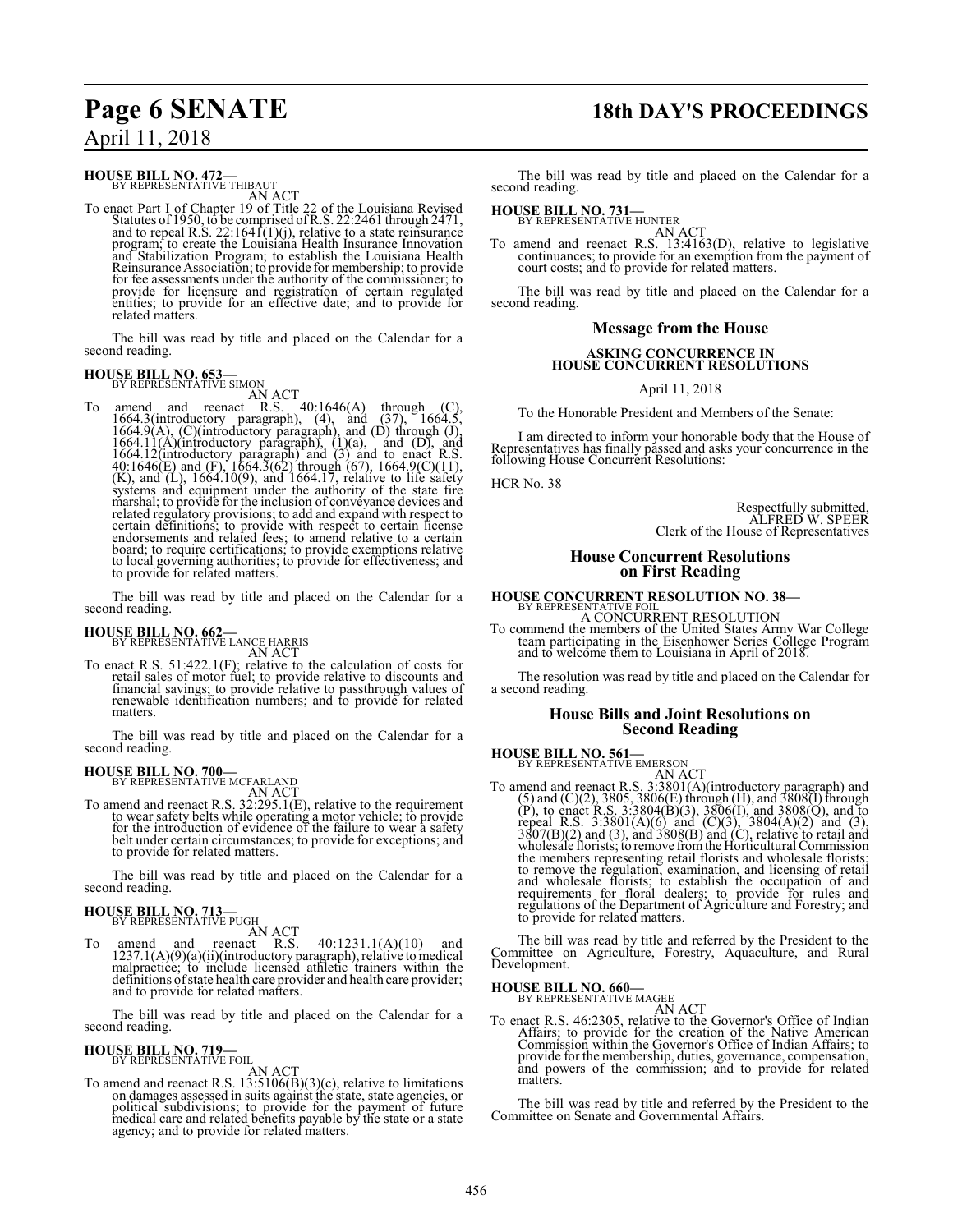**HOUSE BILL NO. 472—**
BY REPRESENTATIVE THIBAUT

AN ACT

To enact Part I of Chapter 19 of Title 22 of the Louisiana Revised Statutes of 1950, to be comprised of R.S. 22:2461 through 2471, and to repeal R.S. 22:1641(1)(j), relative to a state reinsurance program; to create the Louisiana Health Insurance Innovation and Stabilization Program; to establish the Louisiana Health Reinsurance Association; to provide for membership; to provide for fee assessments under the authority of the commissioner; to provide for licensure and registration of certain regulated entities; to provide for an effective date; and to provide for related matters.

The bill was read by title and placed on the Calendar for a second reading.

**HOUSE BILL NO. 653—**
BY REPRESENTATIVE SIMON

AN ACT

To amend and reenact R.S. 40:1646(A) through (C), 1664.3(introductory paragraph), (4), and (37), 1664.5, 1664.9(A), (C)(introductory paragraph), and (D) through (J), 1664.11(A)(introductory paragraph), (1)(a), and (D), and 1664.12(introductory paragraph) and (3) and to enact R.S. 40:1646(E) and (F), 1664.3(62) through (67), 1664.9(C)(11), (K), and (L), 1664.10(9), and 1664.17, relative to life safety systems and equipment under the authority of the state fire marshal; to provide for the inclusion of conveyance devices and related regulatory provisions; to add and expand with respect to certain definitions; to provide with respect to certain license endorsements and related fees; to amend relative to a certain board; to require certifications; to provide exemptions relative to local governing authorities; to provide for effectiveness; and to provide for related matters.

The bill was read by title and placed on the Calendar for a second reading.

**HOUSE BILL NO. 662—**
BY REPRESENTATIVE LANCE HARRIS

AN ACT

To enact R.S. 51:422.1(F); relative to the calculation of costs for retail sales of motor fuel; to provide relative to discounts and financial savings; to provide relative to passthrough values of renewable identification numbers; and to provide for related matters.

The bill was read by title and placed on the Calendar for a second reading.

**HOUSE BILL NO. 700—**
BY REPRESENTATIVE MCFARLAND

AN ACT

To amend and reenact R.S. 32:295.1(E), relative to the requirement to wear safety belts while operating a motor vehicle; to provide for the introduction of evidence of the failure to wear a safety belt under certain circumstances; to provide for exceptions; and to provide for related matters.

The bill was read by title and placed on the Calendar for a second reading.

**HOUSE BILL NO. 713—**
BY REPRESENTATIVE PUGH

AN ACT

To amend and reenact R.S. 40:1231.1(A)(10) and 1237.1(A)(9)(a)(ii)(introductory paragraph), relative to medical malpractice; to include licensed athletic trainers within the definitions of state health care provider and health care provider; and to provide for related matters.

The bill was read by title and placed on the Calendar for a second reading.

**HOUSE BILL NO. 719—**
BY REPRESENTATIVE FOIL

AN ACT

To amend and reenact R.S. 13:5106(B)(3)(c), relative to limitations on damages assessed in suits against the state, state agencies, or political subdivisions; to provide for the payment of future medical care and related benefits payable by the state or a state agency; and to provide for related matters.

The bill was read by title and placed on the Calendar for a second reading.

**HOUSE BILL NO. 731—**
BY REPRESENTATIVE HUNTER

AN ACT

To amend and reenact R.S. 13:4163(D), relative to legislative continuances; to provide for an exemption from the payment of court costs; and to provide for related matters.

The bill was read by title and placed on the Calendar for a second reading.

## Message from the House

### ASKING CONCURRENCE IN HOUSE CONCURRENT RESOLUTIONS

April 11, 2018

To the Honorable President and Members of the Senate:

I am directed to inform your honorable body that the House of Representatives has finally passed and asks your concurrence in the following House Concurrent Resolutions:

HCR No. 38

Respectfully submitted,
ALFRED W. SPEER
Clerk of the House of Representatives

## House Concurrent Resolutions on First Reading

**HOUSE CONCURRENT RESOLUTION NO. 38—**
BY REPRESENTATIVE FOIL

A CONCURRENT RESOLUTION

To commend the members of the United States Army War College team participating in the Eisenhower Series College Program and to welcome them to Louisiana in April of 2018.

The resolution was read by title and placed on the Calendar for a second reading.

## House Bills and Joint Resolutions on Second Reading

**HOUSE BILL NO. 561—**
BY REPRESENTATIVE EMERSON

AN ACT

To amend and reenact R.S. 3:3801(A)(introductory paragraph) and (5) and (C)(2), 3805, 3806(E) through (H), and 3808(I) through (P), to enact R.S. 3:3804(B)(3), 3806(I), and 3808(Q), and to repeal R.S. 3:3801(A)(6) and (C)(3), 3804(A)(2) and (3), 3807(B)(2) and (3), and 3808(B) and (C), relative to retail and wholesale florists; to remove from the Horticultural Commission the members representing retail florists and wholesale florists; to remove the regulation, examination, and licensing of retail and wholesale florists; to establish the occupation of and requirements for floral dealers; to provide for rules and regulations of the Department of Agriculture and Forestry; and to provide for related matters.

The bill was read by title and referred by the President to the Committee on Agriculture, Forestry, Aquaculture, and Rural Development.

**HOUSE BILL NO. 660—**
BY REPRESENTATIVE MAGEE

AN ACT

To enact R.S. 46:2305, relative to the Governor's Office of Indian Affairs; to provide for the creation of the Native American Commission within the Governor's Office of Indian Affairs; to provide for the membership, duties, governance, compensation, and powers of the commission; and to provide for related matters.

The bill was read by title and referred by the President to the Committee on Senate and Governmental Affairs.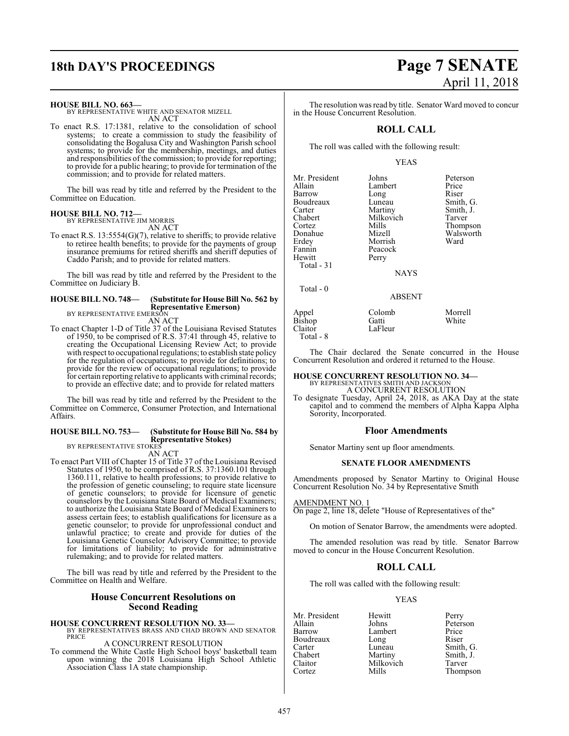**HOUSE BILL NO. 663—**
BY REPRESENTATIVE WHITE AND SENATOR MIZELL
AN ACT

To enact R.S. 17:1381, relative to the consolidation of school systems; to create a commission to study the feasibility of consolidating the Bogalusa City and Washington Parish school systems; to provide for the membership, meetings, and duties and responsibilities of the commission; to provide for reporting; to provide for a public hearing; to provide for termination of the commission; and to provide for related matters.

The bill was read by title and referred by the President to the Committee on Education.

**HOUSE BILL NO. 712—**
BY REPRESENTATIVE JIM MORRIS
AN ACT

To enact R.S. 13:5554(G)(7), relative to sheriffs; to provide relative to retiree health benefits; to provide for the payments of group insurance premiums for retired sheriffs and sheriff deputies of Caddo Parish; and to provide for related matters.

The bill was read by title and referred by the President to the Committee on Judiciary B.

**HOUSE BILL NO. 748— (Substitute for House Bill No. 562 by Representative Emerson)**
BY REPRESENTATIVE EMERSON
AN ACT

To enact Chapter 1-D of Title 37 of the Louisiana Revised Statutes of 1950, to be comprised of R.S. 37:41 through 45, relative to creating the Occupational Licensing Review Act; to provide with respect to occupational regulations; to establish state policy for the regulation of occupations; to provide for definitions; to provide for the review of occupational regulations; to provide for certain reporting relative to applicants with criminal records; to provide an effective date; and to provide for related matters

The bill was read by title and referred by the President to the Committee on Commerce, Consumer Protection, and International Affairs.

**HOUSE BILL NO. 753— (Substitute for House Bill No. 584 by Representative Stokes)**
BY REPRESENTATIVE STOKES
AN ACT

To enact Part VIII of Chapter 15 of Title 37 of the Louisiana Revised Statutes of 1950, to be comprised of R.S. 37:1360.101 through 1360.111, relative to health professions; to provide relative to the profession of genetic counseling; to require state licensure of genetic counselors; to provide for licensure of genetic counselors by the Louisiana State Board of Medical Examiners; to authorize the Louisiana State Board of Medical Examiners to assess certain fees; to establish qualifications for licensure as a genetic counselor; to provide for unprofessional conduct and unlawful practice; to create and provide for duties of the Louisiana Genetic Counselor Advisory Committee; to provide for limitations of liability; to provide for administrative rulemaking; and to provide for related matters.

The bill was read by title and referred by the President to the Committee on Health and Welfare.

## House Concurrent Resolutions on Second Reading

**HOUSE CONCURRENT RESOLUTION NO. 33—**
BY REPRESENTATIVES BRASS AND CHAD BROWN AND SENATOR PRICE
A CONCURRENT RESOLUTION

To commend the White Castle High School boys' basketball team upon winning the 2018 Louisiana High School Athletic Association Class 1A state championship.

The resolution was read by title. Senator Ward moved to concur in the House Concurrent Resolution.

## ROLL CALL

The roll was called with the following result:

YEAS

| | | |
|---|---|---|
| Mr. President | Johns | Peterson |
| Allain | Lambert | Price |
| Barrow | Long | Riser |
| Boudreaux | Luneau | Smith, G. |
| Carter | Martiny | Smith, J. |
| Chabert | Milkovich | Tarver |
| Cortez | Mills | Thompson |
| Donahue | Mizell | Walsworth |
| Erdey | Morrish | Ward |
| Fannin | Peacock | |
| Hewitt | Perry | |

Total - 31

NAYS

Total - 0

ABSENT

| | | |
|---|---|---|
| Appel | Colomb | Morrell |
| Bishop | Gatti | White |
| Claitor | LaFleur | |

Total - 8

The Chair declared the Senate concurred in the House Concurrent Resolution and ordered it returned to the House.

**HOUSE CONCURRENT RESOLUTION NO. 34—**
BY REPRESENTATIVES SMITH AND JACKSON
A CONCURRENT RESOLUTION

To designate Tuesday, April 24, 2018, as AKA Day at the state capitol and to commend the members of Alpha Kappa Alpha Sorority, Incorporated.

## Floor Amendments

Senator Martiny sent up floor amendments.

### SENATE FLOOR AMENDMENTS

Amendments proposed by Senator Martiny to Original House Concurrent Resolution No. 34 by Representative Smith

AMENDMENT NO. 1
On page 2, line 18, delete "House of Representatives of the"

On motion of Senator Barrow, the amendments were adopted.

The amended resolution was read by title. Senator Barrow moved to concur in the House Concurrent Resolution.

## ROLL CALL

The roll was called with the following result:

YEAS

| | | |
|---|---|---|
| Mr. President | Hewitt | Perry |
| Allain | Johns | Peterson |
| Barrow | Lambert | Price |
| Boudreaux | Long | Riser |
| Carter | Luneau | Smith, G. |
| Chabert | Martiny | Smith, J. |
| Claitor | Milkovich | Tarver |
| Cortez | Mills | Thompson |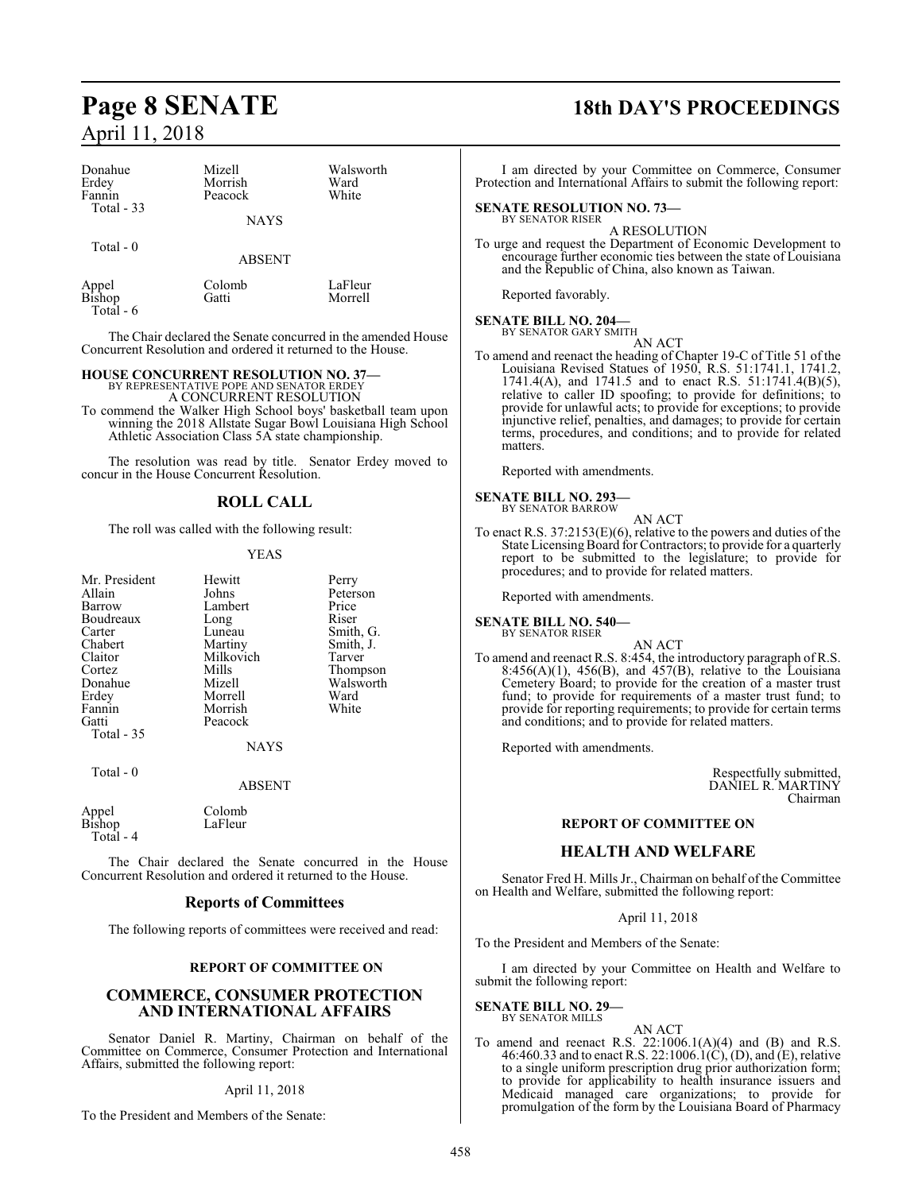Donahue Mizell Walsworth
Erdey Morrish Ward
Fannin Peacock White
Total - 33

NAYS

Total - 0

ABSENT

Appel Colomb LaFleur
Bishop Gatti Morrell
Total - 6

The Chair declared the Senate concurred in the amended House Concurrent Resolution and ordered it returned to the House.

**HOUSE CONCURRENT RESOLUTION NO. 37—**
BY REPRESENTATIVE POPE AND SENATOR ERDEY
A CONCURRENT RESOLUTION

To commend the Walker High School boys' basketball team upon winning the 2018 Allstate Sugar Bowl Louisiana High School Athletic Association Class 5A state championship.

The resolution was read by title. Senator Erdey moved to concur in the House Concurrent Resolution.

## ROLL CALL

The roll was called with the following result:

YEAS

| | | |
|---|---|---|
| Mr. President | Hewitt | Perry |
| Allain | Johns | Peterson |
| Barrow | Lambert | Price |
| Boudreaux | Long | Riser |
| Carter | Luneau | Smith, G. |
| Chabert | Martiny | Smith, J. |
| Claitor | Milkovich | Tarver |
| Cortez | Mills | Thompson |
| Donahue | Mizell | Walsworth |
| Erdey | Morrell | Ward |
| Fannin | Morrish | White |
| Gatti | Peacock | |

Total - 35

NAYS

Total - 0

ABSENT

Appel Colomb
Bishop LaFleur
Total - 4

The Chair declared the Senate concurred in the House Concurrent Resolution and ordered it returned to the House.

## Reports of Committees

The following reports of committees were received and read:

### REPORT OF COMMITTEE ON

## COMMERCE, CONSUMER PROTECTION AND INTERNATIONAL AFFAIRS

Senator Daniel R. Martiny, Chairman on behalf of the Committee on Commerce, Consumer Protection and International Affairs, submitted the following report:

April 11, 2018

To the President and Members of the Senate:

I am directed by your Committee on Commerce, Consumer Protection and International Affairs to submit the following report:

**SENATE RESOLUTION NO. 73—**
BY SENATOR RISER
A RESOLUTION

To urge and request the Department of Economic Development to encourage further economic ties between the state of Louisiana and the Republic of China, also known as Taiwan.

Reported favorably.

**SENATE BILL NO. 204—**
BY SENATOR GARY SMITH
AN ACT

To amend and reenact the heading of Chapter 19-C of Title 51 of the Louisiana Revised Statues of 1950, R.S. 51:1741.1, 1741.2, 1741.4(A), and 1741.5 and to enact R.S. 51:1741.4(B)(5), relative to caller ID spoofing; to provide for definitions; to provide for unlawful acts; to provide for exceptions; to provide injunctive relief, penalties, and damages; to provide for certain terms, procedures, and conditions; and to provide for related matters.

Reported with amendments.

**SENATE BILL NO. 293—**
BY SENATOR BARROW
AN ACT

To enact R.S. 37:2153(E)(6), relative to the powers and duties of the State Licensing Board for Contractors; to provide for a quarterly report to be submitted to the legislature; to provide for procedures; and to provide for related matters.

Reported with amendments.

**SENATE BILL NO. 540—**
BY SENATOR RISER
AN ACT

To amend and reenact R.S. 8:454, the introductory paragraph of R.S. 8:456(A)(1), 456(B), and 457(B), relative to the Louisiana Cemetery Board; to provide for the creation of a master trust fund; to provide for requirements of a master trust fund; to provide for reporting requirements; to provide for certain terms and conditions; and to provide for related matters.

Reported with amendments.

Respectfully submitted,
DANIEL R. MARTINY
Chairman

### REPORT OF COMMITTEE ON

## HEALTH AND WELFARE

Senator Fred H. Mills Jr., Chairman on behalf of the Committee on Health and Welfare, submitted the following report:

April 11, 2018

To the President and Members of the Senate:

I am directed by your Committee on Health and Welfare to submit the following report:

**SENATE BILL NO. 29—**
BY SENATOR MILLS
AN ACT

To amend and reenact R.S. 22:1006.1(A)(4) and (B) and R.S. 46:460.33 and to enact R.S. 22:1006.1(C), (D), and (E), relative to a single uniform prescription drug prior authorization form; to provide for applicability to health insurance issuers and Medicaid managed care organizations; to provide for promulgation of the form by the Louisiana Board of Pharmacy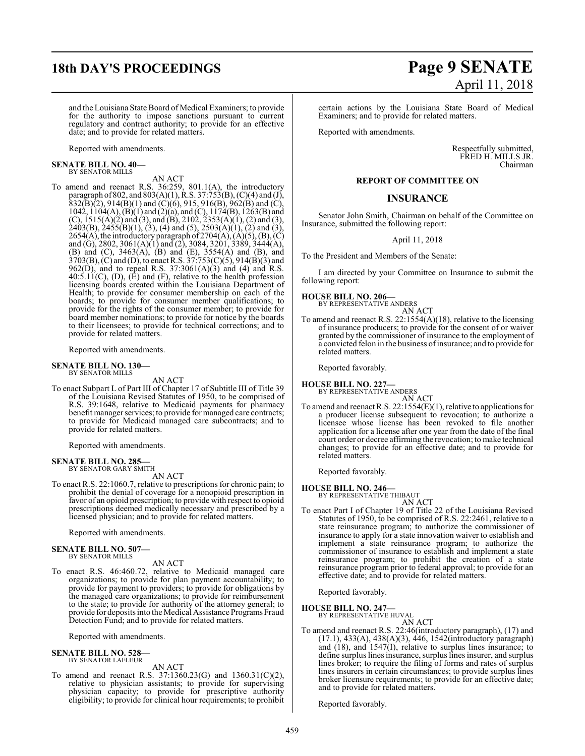and the Louisiana State Board of Medical Examiners; to provide for the authority to impose sanctions pursuant to current regulatory and contract authority; to provide for an effective date; and to provide for related matters.

Reported with amendments.

**SENATE BILL NO. 40—**
BY SENATOR MILLS

AN ACT

To amend and reenact R.S. 36:259, 801.1(A), the introductory paragraph of 802, and 803(A)(1), R.S. 37:753(B), (C)(4) and (J), 832(B)(2), 914(B)(1) and (C)(6), 915, 916(B), 962(B) and (C), 1042, 1104(A), (B)(1) and (2)(a), and (C), 1174(B), 1263(B) and (C), 1515(A)(2) and (3), and (B), 2102, 2353(A)(1), (2) and (3), 2403(B), 2455(B)(1), (3), (4) and (5), 2503(A)(1), (2) and (3), 2654(A), the introductory paragraph of 2704(A), (A)(5), (B), (C) and (G), 2802, 3061(A)(1) and (2), 3084, 3201, 3389, 3444(A), (B) and (C), 3463(A), (B) and (E), 3554(A) and (B), and 3703(B), (C) and (D), to enact R.S. 37:753(C)(5), 914(B)(3) and 962(D), and to repeal R.S. 37:3061(A)(3) and (4) and R.S. 40:5.11(C), (D), (E) and (F), relative to the health profession licensing boards created within the Louisiana Department of Health; to provide for consumer membership on each of the boards; to provide for consumer member qualifications; to provide for the rights of the consumer member; to provide for board member nominations; to provide for notice by the boards to their licensees; to provide for technical corrections; and to provide for related matters.

Reported with amendments.

**SENATE BILL NO. 130—**
BY SENATOR MILLS

AN ACT

To enact Subpart L of Part III of Chapter 17 of Subtitle III of Title 39 of the Louisiana Revised Statutes of 1950, to be comprised of R.S. 39:1648, relative to Medicaid payments for pharmacy benefit manager services; to provide for managed care contracts; to provide for Medicaid managed care subcontracts; and to provide for related matters.

Reported with amendments.

**SENATE BILL NO. 285—**
BY SENATOR GARY SMITH

AN ACT

To enact R.S. 22:1060.7, relative to prescriptions for chronic pain; to prohibit the denial of coverage for a nonopioid prescription in favor of an opioid prescription; to provide with respect to opioid prescriptions deemed medically necessary and prescribed by a licensed physician; and to provide for related matters.

Reported with amendments.

**SENATE BILL NO. 507—**
BY SENATOR MILLS

AN ACT

To enact R.S. 46:460.72, relative to Medicaid managed care organizations; to provide for plan payment accountability; to provide for payment to providers; to provide for obligations by the managed care organizations; to provide for reimbursement to the state; to provide for authority of the attorney general; to provide for deposits into the Medical Assistance Programs Fraud Detection Fund; and to provide for related matters.

Reported with amendments.

**SENATE BILL NO. 528—**
BY SENATOR LAFLEUR

AN ACT

To amend and reenact R.S. 37:1360.23(G) and 1360.31(C)(2), relative to physician assistants; to provide for supervising physician capacity; to provide for prescriptive authority eligibility; to provide for clinical hour requirements; to prohibit certain actions by the Louisiana State Board of Medical Examiners; and to provide for related matters.

Reported with amendments.

Respectfully submitted,
FRED H. MILLS JR.
Chairman

**REPORT OF COMMITTEE ON**

## INSURANCE

Senator John Smith, Chairman on behalf of the Committee on Insurance, submitted the following report:

April 11, 2018

To the President and Members of the Senate:

I am directed by your Committee on Insurance to submit the following report:

**HOUSE BILL NO. 206—**
BY REPRESENTATIVE ANDERS

AN ACT

To amend and reenact R.S. 22:1554(A)(18), relative to the licensing of insurance producers; to provide for the consent of or waiver granted by the commissioner of insurance to the employment of a convicted felon in the business of insurance; and to provide for related matters.

Reported favorably.

**HOUSE BILL NO. 227—**
BY REPRESENTATIVE ANDERS

AN ACT

To amend and reenact R.S. 22:1554(E)(1), relative to applications for a producer license subsequent to revocation; to authorize a licensee whose license has been revoked to file another application for a license after one year from the date of the final court order or decree affirming the revocation; to make technical changes; to provide for an effective date; and to provide for related matters.

Reported favorably.

**HOUSE BILL NO. 246—**
BY REPRESENTATIVE THIBAUT

AN ACT

To enact Part I of Chapter 19 of Title 22 of the Louisiana Revised Statutes of 1950, to be comprised of R.S. 22:2461, relative to a state reinsurance program; to authorize the commissioner of insurance to apply for a state innovation waiver to establish and implement a state reinsurance program; to authorize the commissioner of insurance to establish and implement a state reinsurance program; to prohibit the creation of a state reinsurance program prior to federal approval; to provide for an effective date; and to provide for related matters.

Reported favorably.

**HOUSE BILL NO. 247—**
BY REPRESENTATIVE HUVAL

AN ACT

To amend and reenact R.S. 22:46(introductory paragraph), (17) and (17.1), 433(A), 438(A)(3), 446, 1542(introductory paragraph) and (18), and 1547(I), relative to surplus lines insurance; to define surplus lines insurance, surplus lines insurer, and surplus lines broker; to require the filing of forms and rates of surplus lines insurers in certain circumstances; to provide surplus lines broker licensure requirements; to provide for an effective date; and to provide for related matters.

Reported favorably.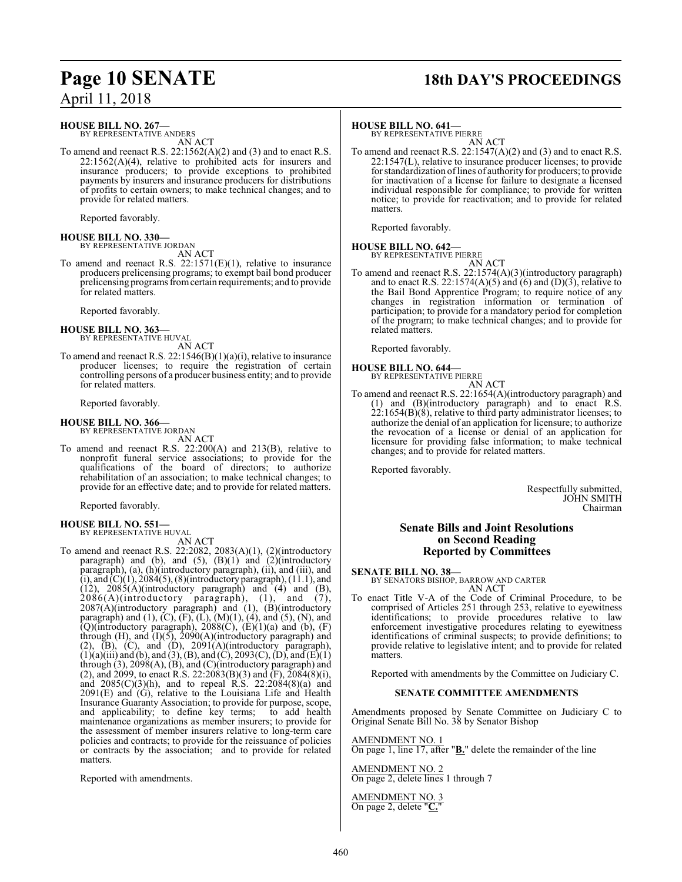**HOUSE BILL NO. 267—**
BY REPRESENTATIVE ANDERS

AN ACT

To amend and reenact R.S. 22:1562(A)(2) and (3) and to enact R.S. 22:1562(A)(4), relative to prohibited acts for insurers and insurance producers; to provide exceptions to prohibited payments by insurers and insurance producers for distributions of profits to certain owners; to make technical changes; and to provide for related matters.

Reported favorably.

**HOUSE BILL NO. 330—**
BY REPRESENTATIVE JORDAN

AN ACT

To amend and reenact R.S. 22:1571(E)(1), relative to insurance producers prelicensing programs; to exempt bail bond producer prelicensing programs from certain requirements; and to provide for related matters.

Reported favorably.

**HOUSE BILL NO. 363—**
BY REPRESENTATIVE HUVAL

AN ACT

To amend and reenact R.S. 22:1546(B)(1)(a)(i), relative to insurance producer licenses; to require the registration of certain controlling persons of a producer business entity; and to provide for related matters.

Reported favorably.

**HOUSE BILL NO. 366—**
BY REPRESENTATIVE JORDAN

AN ACT

To amend and reenact R.S. 22:200(A) and 213(B), relative to nonprofit funeral service associations; to provide for the qualifications of the board of directors; to authorize rehabilitation of an association; to make technical changes; to provide for an effective date; and to provide for related matters.

Reported favorably.

**HOUSE BILL NO. 551—**
BY REPRESENTATIVE HUVAL

AN ACT

To amend and reenact R.S. 22:2082, 2083(A)(1), (2)(introductory paragraph) and (b), and (5), (B)(1) and (2)(introductory paragraph), (a), (h)(introductory paragraph), (ii), and (iii), and (i), and (C)(1), 2084(5), (8)(introductory paragraph), (11.1), and (12), 2085(A)(introductory paragraph) and (4) and (B), 2086(A)(introductory paragraph), (1), and (7), 2087(A)(introductory paragraph) and (1), (B)(introductory paragraph) and (1), (C), (F), (L), (M)(1), (4), and (5), (N), and (Q)(introductory paragraph), 2088(C), (E)(1)(a) and (b), (F) through (H), and (I)(5), 2090(A)(introductory paragraph) and (2), (B), (C), and (D), 2091(A)(introductory paragraph), (1)(a)(iii) and (b), and (3), (B), and (C), 2093(C), (D), and (E)(1) through (3), 2098(A), (B), and (C)(introductory paragraph) and (2), and 2099, to enact R.S. 22:2083(B)(3) and (F), 2084(8)(i), and 2085(C)(3)(h), and to repeal R.S. 22:2084(8)(a) and 2091(E) and (G), relative to the Louisiana Life and Health Insurance Guaranty Association; to provide for purpose, scope, and applicability; to define key terms; to add health maintenance organizations as member insurers; to provide for the assessment of member insurers relative to long-term care policies and contracts; to provide for the reissuance of policies or contracts by the association; and to provide for related matters.

Reported with amendments.

**HOUSE BILL NO. 641—**
BY REPRESENTATIVE PIERRE

AN ACT

To amend and reenact R.S. 22:1547(A)(2) and (3) and to enact R.S. 22:1547(L), relative to insurance producer licenses; to provide for standardization of lines of authority for producers; to provide for inactivation of a license for failure to designate a licensed individual responsible for compliance; to provide for written notice; to provide for reactivation; and to provide for related matters.

Reported favorably.

**HOUSE BILL NO. 642—**
BY REPRESENTATIVE PIERRE

AN ACT

To amend and reenact R.S. 22:1574(A)(3)(introductory paragraph) and to enact R.S. 22:1574(A)(5) and (6) and (D)(3), relative to the Bail Bond Apprentice Program; to require notice of any changes in registration information or termination of participation; to provide for a mandatory period for completion of the program; to make technical changes; and to provide for related matters.

Reported favorably.

**HOUSE BILL NO. 644—**
BY REPRESENTATIVE PIERRE

AN ACT

To amend and reenact R.S. 22:1654(A)(introductory paragraph) and (1) and (B)(introductory paragraph) and to enact R.S. 22:1654(B)(8), relative to third party administrator licenses; to authorize the denial of an application for licensure; to authorize the revocation of a license or denial of an application for licensure for providing false information; to make technical changes; and to provide for related matters.

Reported favorably.

Respectfully submitted,
JOHN SMITH
Chairman

## Senate Bills and Joint Resolutions on Second Reading Reported by Committees

**SENATE BILL NO. 38—**
BY SENATORS BISHOP, BARROW AND CARTER

AN ACT

To enact Title V-A of the Code of Criminal Procedure, to be comprised of Articles 251 through 253, relative to eyewitness identifications; to provide procedures relative to law enforcement investigative procedures relating to eyewitness identifications of criminal suspects; to provide definitions; to provide relative to legislative intent; and to provide for related matters.

Reported with amendments by the Committee on Judiciary C.

**SENATE COMMITTEE AMENDMENTS**

Amendments proposed by Senate Committee on Judiciary C to Original Senate Bill No. 38 by Senator Bishop

AMENDMENT NO. 1
On page 1, line 17, after "**B.**" delete the remainder of the line

AMENDMENT NO. 2
On page 2, delete lines 1 through 7

AMENDMENT NO. 3
On page 2, delete "**C.**"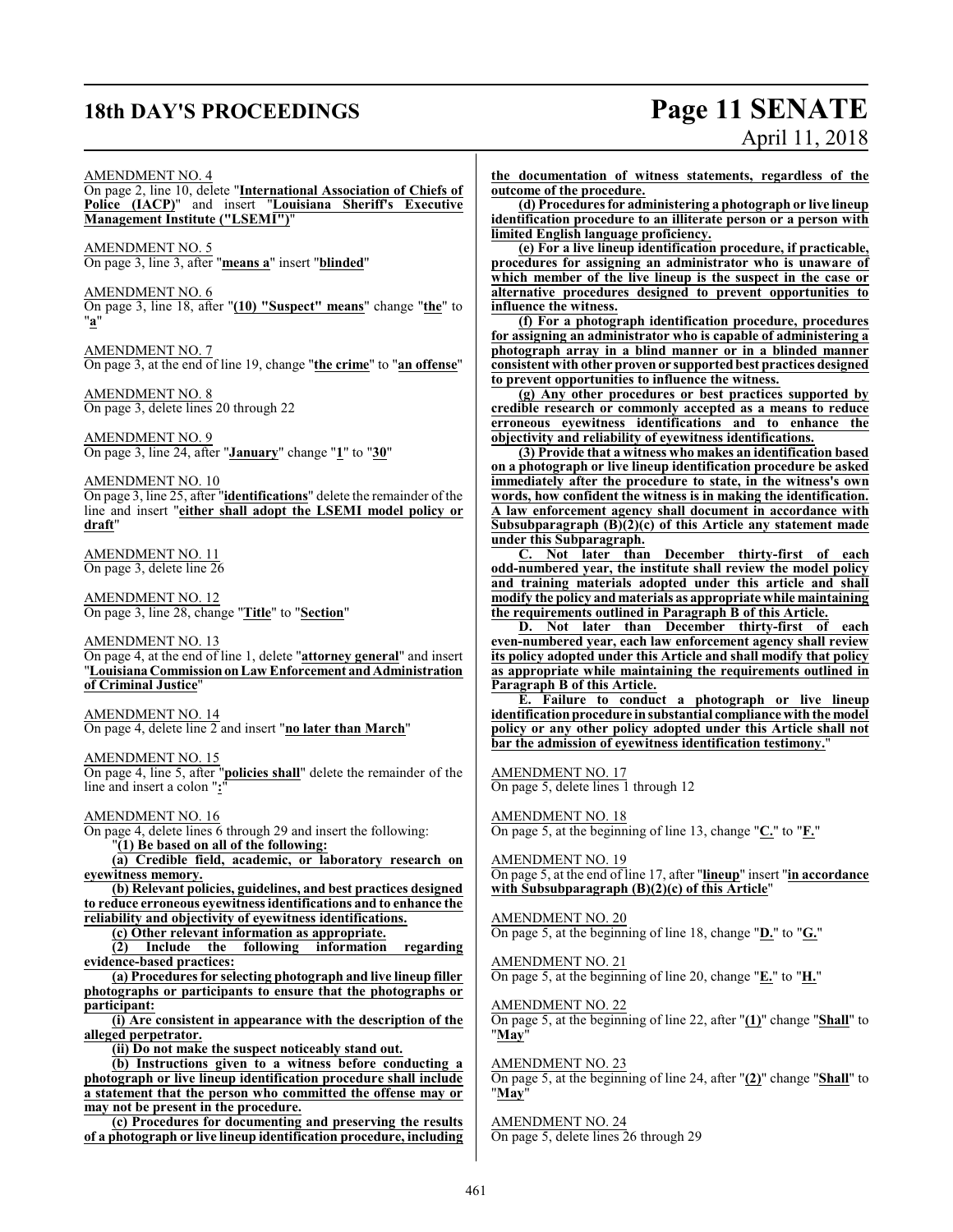AMENDMENT NO. 4

On page 2, line 10, delete "**International Association of Chiefs of Police (IACP)**" and insert "**Louisiana Sheriff's Executive Management Institute ("LSEMI")**"

AMENDMENT NO. 5

On page 3, line 3, after "**means a**" insert "**blinded**"

AMENDMENT NO. 6

On page 3, line 18, after "**(10) "Suspect" means**" change "**the**" to "**a**"

AMENDMENT NO. 7

On page 3, at the end of line 19, change "**the crime**" to "**an offense**"

AMENDMENT NO. 8

On page 3, delete lines 20 through 22

AMENDMENT NO. 9

On page 3, line 24, after "**January**" change "**1**" to "**30**"

AMENDMENT NO. 10

On page 3, line 25, after "**identifications**" delete the remainder of the line and insert "**either shall adopt the LSEMI model policy or draft**"

AMENDMENT NO. 11

On page 3, delete line 26

AMENDMENT NO. 12

On page 3, line 28, change "**Title**" to "**Section**"

AMENDMENT NO. 13

On page 4, at the end of line 1, delete "**attorney general**" and insert "**Louisiana Commission on Law Enforcement and Administration of Criminal Justice**"

AMENDMENT NO. 14

On page 4, delete line 2 and insert "**no later than March**"

AMENDMENT NO. 15

On page 4, line 5, after "**policies shall**" delete the remainder of the line and insert a colon "**:**"

AMENDMENT NO. 16

On page 4, delete lines 6 through 29 and insert the following:

"**(1) Be based on all of the following:**

**(a) Credible field, academic, or laboratory research on eyewitness memory.**

**(b) Relevant policies, guidelines, and best practices designed to reduce erroneous eyewitness identifications and to enhance the reliability and objectivity of eyewitness identifications.**

**(c) Other relevant information as appropriate.**

**(2) Include the following information regarding evidence-based practices:**

**(a) Procedures for selecting photograph and live lineup filler photographs or participants to ensure that the photographs or participant:**

**(i) Are consistent in appearance with the description of the alleged perpetrator.**

**(ii) Do not make the suspect noticeably stand out.**

**(b) Instructions given to a witness before conducting a photograph or live lineup identification procedure shall include a statement that the person who committed the offense may or may not be present in the procedure.**

**(c) Procedures for documenting and preserving the results of a photograph or live lineup identification procedure, including the documentation of witness statements, regardless of the outcome of the procedure.**

**(d) Procedures for administering a photograph or live lineup identification procedure to an illiterate person or a person with limited English language proficiency.**

**(e) For a live lineup identification procedure, if practicable, procedures for assigning an administrator who is unaware of which member of the live lineup is the suspect in the case or alternative procedures designed to prevent opportunities to influence the witness.**

**(f) For a photograph identification procedure, procedures for assigning an administrator who is capable of administering a photograph array in a blind manner or in a blinded manner consistent with other proven or supported best practices designed to prevent opportunities to influence the witness.**

**(g) Any other procedures or best practices supported by credible research or commonly accepted as a means to reduce erroneous eyewitness identifications and to enhance the objectivity and reliability of eyewitness identifications.**

**(3) Provide that a witness who makes an identification based on a photograph or live lineup identification procedure be asked immediately after the procedure to state, in the witness's own words, how confident the witness is in making the identification. A law enforcement agency shall document in accordance with Subsubparagraph (B)(2)(c) of this Article any statement made under this Subparagraph.**

**C. Not later than December thirty-first of each odd-numbered year, the institute shall review the model policy and training materials adopted under this article and shall modify the policy and materials as appropriate while maintaining the requirements outlined in Paragraph B of this Article.**

**D. Not later than December thirty-first of each even-numbered year, each law enforcement agency shall review its policy adopted under this Article and shall modify that policy as appropriate while maintaining the requirements outlined in Paragraph B of this Article.**

**E. Failure to conduct a photograph or live lineup identification procedure in substantial compliance with the model policy or any other policy adopted under this Article shall not bar the admission of eyewitness identification testimony.**"

AMENDMENT NO. 17

On page 5, delete lines 1 through 12

AMENDMENT NO. 18

On page 5, at the beginning of line 13, change "**C.**" to "**F.**"

AMENDMENT NO. 19

On page 5, at the end of line 17, after "**lineup**" insert "**in accordance with Subsubparagraph (B)(2)(c) of this Article**"

AMENDMENT NO. 20

On page 5, at the beginning of line 18, change "**D.**" to "**G.**"

AMENDMENT NO. 21

On page 5, at the beginning of line 20, change "**E.**" to "**H.**"

AMENDMENT NO. 22

On page 5, at the beginning of line 22, after "**(1)**" change "**Shall**" to "**May**"

AMENDMENT NO. 23

On page 5, at the beginning of line 24, after "**(2)**" change "**Shall**" to "**May**"

AMENDMENT NO. 24

On page 5, delete lines 26 through 29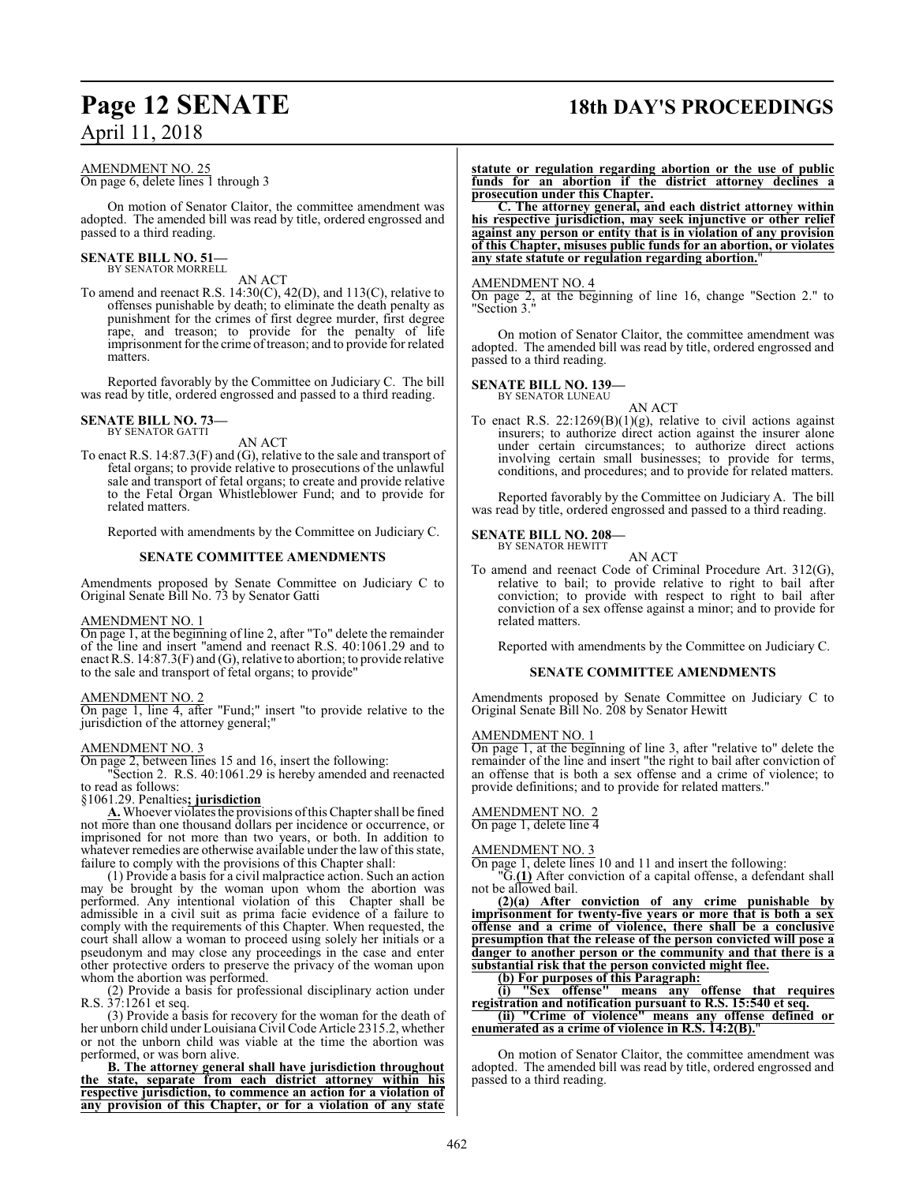AMENDMENT NO. 25

On page 6, delete lines 1 through 3

On motion of Senator Claitor, the committee amendment was adopted. The amended bill was read by title, ordered engrossed and passed to a third reading.

**SENATE BILL NO. 51—**
BY SENATOR MORRELL

AN ACT

To amend and reenact R.S. 14:30(C), 42(D), and 113(C), relative to offenses punishable by death; to eliminate the death penalty as punishment for the crimes of first degree murder, first degree rape, and treason; to provide for the penalty of life imprisonment for the crime of treason; and to provide for related matters.

Reported favorably by the Committee on Judiciary C. The bill was read by title, ordered engrossed and passed to a third reading.

**SENATE BILL NO. 73—**
BY SENATOR GATTI

AN ACT

To enact R.S. 14:87.3(F) and (G), relative to the sale and transport of fetal organs; to provide relative to prosecutions of the unlawful sale and transport of fetal organs; to create and provide relative to the Fetal Organ Whistleblower Fund; and to provide for related matters.

Reported with amendments by the Committee on Judiciary C.

**SENATE COMMITTEE AMENDMENTS**

Amendments proposed by Senate Committee on Judiciary C to Original Senate Bill No. 73 by Senator Gatti

AMENDMENT NO. 1

On page 1, at the beginning of line 2, after "To" delete the remainder of the line and insert "amend and reenact R.S. 40:1061.29 and to enact R.S. 14:87.3(F) and (G), relative to abortion; to provide relative to the sale and transport of fetal organs; to provide"

AMENDMENT NO. 2

On page 1, line 4, after "Fund;" insert "to provide relative to the jurisdiction of the attorney general;"

AMENDMENT NO. 3

On page 2, between lines 15 and 16, insert the following:

"Section 2. R.S. 40:1061.29 is hereby amended and reenacted to read as follows:

§1061.29. Penalties**; jurisdiction**

**A.** Whoever violates the provisions of this Chapter shall be fined not more than one thousand dollars per incidence or occurrence, or imprisoned for not more than two years, or both. In addition to whatever remedies are otherwise available under the law of this state, failure to comply with the provisions of this Chapter shall:

(1) Provide a basis for a civil malpractice action. Such an action may be brought by the woman upon whom the abortion was performed. Any intentional violation of this Chapter shall be admissible in a civil suit as prima facie evidence of a failure to comply with the requirements of this Chapter. When requested, the court shall allow a woman to proceed using solely her initials or a pseudonym and may close any proceedings in the case and enter other protective orders to preserve the privacy of the woman upon whom the abortion was performed.

(2) Provide a basis for professional disciplinary action under R.S. 37:1261 et seq.

(3) Provide a basis for recovery for the woman for the death of her unborn child under Louisiana Civil Code Article 2315.2, whether or not the unborn child was viable at the time the abortion was performed, or was born alive.

**B. The attorney general shall have jurisdiction throughout the state, separate from each district attorney within his respective jurisdiction, to commence an action for a violation of any provision of this Chapter, or for a violation of any state statute or regulation regarding abortion or the use of public funds for an abortion if the district attorney declines a prosecution under this Chapter.**

**C. The attorney general, and each district attorney within his respective jurisdiction, may seek injunctive or other relief against any person or entity that is in violation of any provision of this Chapter, misuses public funds for an abortion, or violates any state statute or regulation regarding abortion.**"

AMENDMENT NO. 4

On page 2, at the beginning of line 16, change "Section 2." to "Section 3."

On motion of Senator Claitor, the committee amendment was adopted. The amended bill was read by title, ordered engrossed and passed to a third reading.

**SENATE BILL NO. 139—**
BY SENATOR LUNEAU

AN ACT

To enact R.S. 22:1269(B)(1)(g), relative to civil actions against insurers; to authorize direct action against the insurer alone under certain circumstances; to authorize direct actions involving certain small businesses; to provide for terms, conditions, and procedures; and to provide for related matters.

Reported favorably by the Committee on Judiciary A. The bill was read by title, ordered engrossed and passed to a third reading.

**SENATE BILL NO. 208—**
BY SENATOR HEWITT

AN ACT

To amend and reenact Code of Criminal Procedure Art. 312(G), relative to bail; to provide relative to right to bail after conviction; to provide with respect to right to bail after conviction of a sex offense against a minor; and to provide for related matters.

Reported with amendments by the Committee on Judiciary C.

**SENATE COMMITTEE AMENDMENTS**

Amendments proposed by Senate Committee on Judiciary C to Original Senate Bill No. 208 by Senator Hewitt

AMENDMENT NO. 1

On page 1, at the beginning of line 3, after "relative to" delete the remainder of the line and insert "the right to bail after conviction of an offense that is both a sex offense and a crime of violence; to provide definitions; and to provide for related matters."

AMENDMENT NO. 2

On page 1, delete line 4

AMENDMENT NO. 3

On page 1, delete lines 10 and 11 and insert the following:

"G.**(1)** After conviction of a capital offense, a defendant shall not be allowed bail.

**(2)(a) After conviction of any crime punishable by imprisonment for twenty-five years or more that is both a sex offense and a crime of violence, there shall be a conclusive presumption that the release of the person convicted will pose a danger to another person or the community and that there is a substantial risk that the person convicted might flee.**

**(b) For purposes of this Paragraph:**

**(i) "Sex offense" means any offense that requires registration and notification pursuant to R.S. 15:540 et seq.**

**(ii) "Crime of violence" means any offense defined or enumerated as a crime of violence in R.S. 14:2(B).**"

On motion of Senator Claitor, the committee amendment was adopted. The amended bill was read by title, ordered engrossed and passed to a third reading.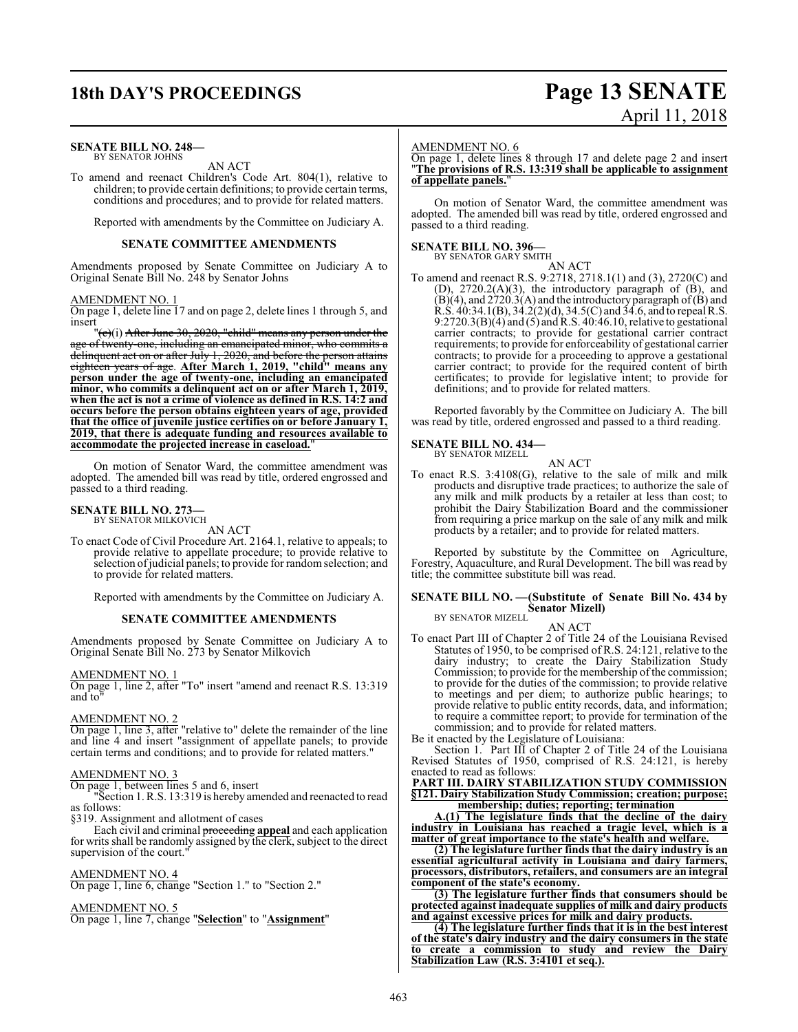**SENATE BILL NO. 248—**
BY SENATOR JOHNS

AN ACT

To amend and reenact Children's Code Art. 804(1), relative to children; to provide certain definitions; to provide certain terms, conditions and procedures; and to provide for related matters.

Reported with amendments by the Committee on Judiciary A.

**SENATE COMMITTEE AMENDMENTS**

Amendments proposed by Senate Committee on Judiciary A to Original Senate Bill No. 248 by Senator Johns

AMENDMENT NO. 1

On page 1, delete line 17 and on page 2, delete lines 1 through 5, and insert

"~~(c)~~(i) ~~After June 30, 2020, "child" means any person under the age of twenty-one, including an emancipated minor, who commits a delinquent act on or after July 1, 2020, and before the person attains eighteen years of age.~~ **After March 1, 2019, "child" means any person under the age of twenty-one, including an emancipated minor, who commits a delinquent act on or after March 1, 2019, when the act is not a crime of violence as defined in R.S. 14:2 and occurs before the person obtains eighteen years of age, provided that the office of juvenile justice certifies on or before January 1, 2019, that there is adequate funding and resources available to accommodate the projected increase in caseload.**"

On motion of Senator Ward, the committee amendment was adopted. The amended bill was read by title, ordered engrossed and passed to a third reading.

**SENATE BILL NO. 273—**
BY SENATOR MILKOVICH

AN ACT

To enact Code of Civil Procedure Art. 2164.1, relative to appeals; to provide relative to appellate procedure; to provide relative to selection of judicial panels; to provide for random selection; and to provide for related matters.

Reported with amendments by the Committee on Judiciary A.

**SENATE COMMITTEE AMENDMENTS**

Amendments proposed by Senate Committee on Judiciary A to Original Senate Bill No. 273 by Senator Milkovich

AMENDMENT NO. 1

On page 1, line 2, after "To" insert "amend and reenact R.S. 13:319 and to"

AMENDMENT NO. 2

On page 1, line 3, after "relative to" delete the remainder of the line and line 4 and insert "assignment of appellate panels; to provide certain terms and conditions; and to provide for related matters."

AMENDMENT NO. 3

On page 1, between lines 5 and 6, insert

"Section 1. R.S. 13:319 is hereby amended and reenacted to read as follows:

§319. Assignment and allotment of cases

Each civil and criminal ~~proceeding~~ **appeal** and each application for writs shall be randomly assigned by the clerk, subject to the direct supervision of the court."

AMENDMENT NO. 4

On page 1, line 6, change "Section 1." to "Section 2."

AMENDMENT NO. 5

On page 1, line 7, change "**Selection**" to "**Assignment**"

AMENDMENT NO. 6

On page 1, delete lines 8 through 17 and delete page 2 and insert "**The provisions of R.S. 13:319 shall be applicable to assignment of appellate panels.**"

On motion of Senator Ward, the committee amendment was adopted. The amended bill was read by title, ordered engrossed and passed to a third reading.

**SENATE BILL NO. 396—**
BY SENATOR GARY SMITH

AN ACT

To amend and reenact R.S. 9:2718, 2718.1(1) and (3), 2720(C) and (D), 2720.2(A)(3), the introductory paragraph of (B), and (B)(4), and 2720.3(A) and the introductory paragraph of (B) and R.S. 40:34.1(B), 34.2(2)(d), 34.5(C) and 34.6, and to repeal R.S. 9:2720.3(B)(4) and (5) and R.S. 40:46.10, relative to gestational carrier contracts; to provide for gestational carrier contract requirements; to provide for enforceability of gestational carrier contracts; to provide for a proceeding to approve a gestational carrier contract; to provide for the required content of birth certificates; to provide for legislative intent; to provide for definitions; and to provide for related matters.

Reported favorably by the Committee on Judiciary A. The bill was read by title, ordered engrossed and passed to a third reading.

**SENATE BILL NO. 434—**
BY SENATOR MIZELL

AN ACT

To enact R.S. 3:4108(G), relative to the sale of milk and milk products and disruptive trade practices; to authorize the sale of any milk and milk products by a retailer at less than cost; to prohibit the Dairy Stabilization Board and the commissioner from requiring a price markup on the sale of any milk and milk products by a retailer; and to provide for related matters.

Reported by substitute by the Committee on Agriculture, Forestry, Aquaculture, and Rural Development. The bill was read by title; the committee substitute bill was read.

**SENATE BILL NO. —(Substitute of Senate Bill No. 434 by Senator Mizell)**
BY SENATOR MIZELL

AN ACT

To enact Part III of Chapter 2 of Title 24 of the Louisiana Revised Statutes of 1950, to be comprised of R.S. 24:121, relative to the dairy industry; to create the Dairy Stabilization Study Commission; to provide for the membership of the commission; to provide for the duties of the commission; to provide relative to meetings and per diem; to authorize public hearings; to provide relative to public entity records, data, and information; to require a committee report; to provide for termination of the commission; and to provide for related matters.

Be it enacted by the Legislature of Louisiana:

Section 1. Part III of Chapter 2 of Title 24 of the Louisiana Revised Statutes of 1950, comprised of R.S. 24:121, is hereby enacted to read as follows:

**PART III. DAIRY STABILIZATION STUDY COMMISSION**

**§121. Dairy Stabilization Study Commission; creation; purpose; membership; duties; reporting; termination**

**A.(1) The legislature finds that the decline of the dairy industry in Louisiana has reached a tragic level, which is a matter of great importance to the state's health and welfare.**

**(2) The legislature further finds that the dairy industry is an essential agricultural activity in Louisiana and dairy farmers, processors, distributors, retailers, and consumers are an integral component of the state's economy.**

**(3) The legislature further finds that consumers should be protected against inadequate supplies of milk and dairy products and against excessive prices for milk and dairy products.**

**(4) The legislature further finds that it is in the best interest of the state's dairy industry and the dairy consumers in the state to create a commission to study and review the Dairy Stabilization Law (R.S. 3:4101 et seq.).**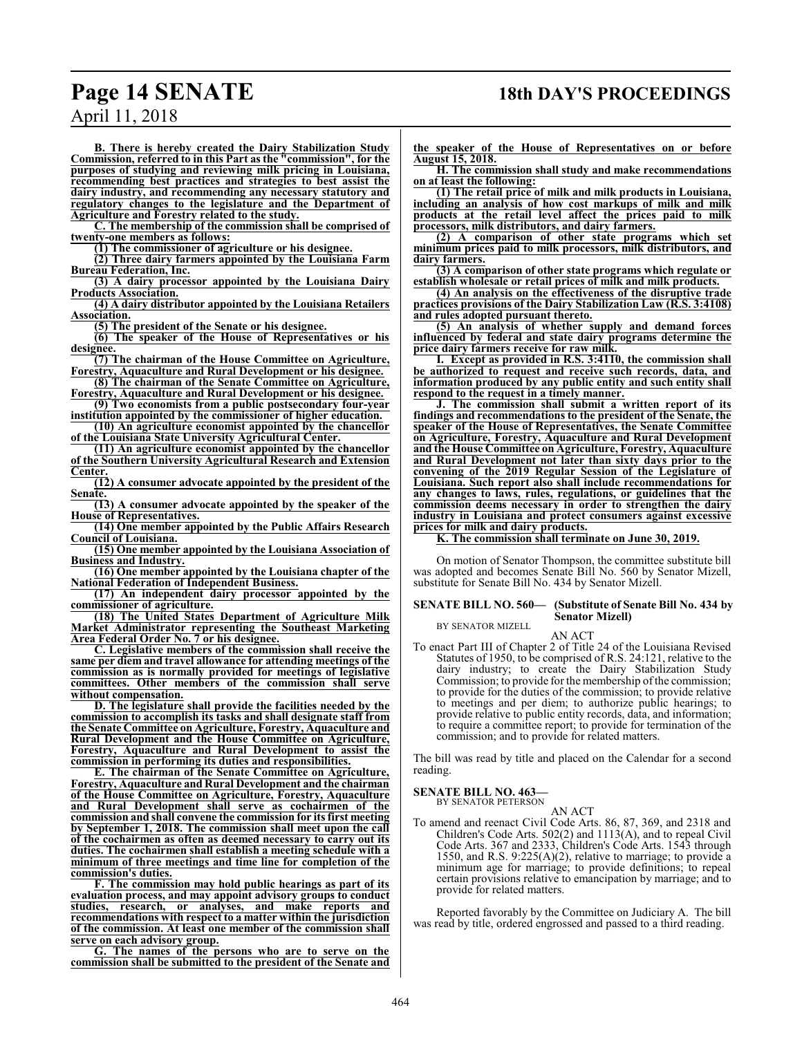**B. There is hereby created the Dairy Stabilization Study Commission, referred to in this Part as the "commission", for the purposes of studying and reviewing milk pricing in Louisiana, recommending best practices and strategies to best assist the dairy industry, and recommending any necessary statutory and regulatory changes to the legislature and the Department of Agriculture and Forestry related to the study.**

**C. The membership of the commission shall be comprised of twenty-one members as follows:**

**(1) The commissioner of agriculture or his designee.**

**(2) Three dairy farmers appointed by the Louisiana Farm Bureau Federation, Inc.**

**(3) A dairy processor appointed by the Louisiana Dairy Products Association.**

**(4) A dairy distributor appointed by the Louisiana Retailers Association.**

**(5) The president of the Senate or his designee.**

**(6) The speaker of the House of Representatives or his designee.**

**(7) The chairman of the House Committee on Agriculture, Forestry, Aquaculture and Rural Development or his designee.**

**(8) The chairman of the Senate Committee on Agriculture, Forestry, Aquaculture and Rural Development or his designee.**

**(9) Two economists from a public postsecondary four-year institution appointed by the commissioner of higher education.**

**(10) An agriculture economist appointed by the chancellor of the Louisiana State University Agricultural Center.**

**(11) An agriculture economist appointed by the chancellor of the Southern University Agricultural Research and Extension Center.**

**(12) A consumer advocate appointed by the president of the Senate.**

**(13) A consumer advocate appointed by the speaker of the House of Representatives.**

**(14) One member appointed by the Public Affairs Research Council of Louisiana.**

**(15) One member appointed by the Louisiana Association of Business and Industry.**

**(16) One member appointed by the Louisiana chapter of the National Federation of Independent Business.**

**(17) An independent dairy processor appointed by the commissioner of agriculture.**

**(18) The United States Department of Agriculture Milk Market Administrator representing the Southeast Marketing Area Federal Order No. 7 or his designee.**

**C. Legislative members of the commission shall receive the same per diem and travel allowance for attending meetings of the commission as is normally provided for meetings of legislative committees. Other members of the commission shall serve without compensation.**

**D. The legislature shall provide the facilities needed by the commission to accomplish its tasks and shall designate staff from the Senate Committee on Agriculture, Forestry, Aquaculture and Rural Development and the House Committee on Agriculture, Forestry, Aquaculture and Rural Development to assist the commission in performing its duties and responsibilities.**

**E. The chairman of the Senate Committee on Agriculture, Forestry, Aquaculture and Rural Development and the chairman of the House Committee on Agriculture, Forestry, Aquaculture and Rural Development shall serve as cochairmen of the commission and shall convene the commission for its first meeting by September 1, 2018. The commission shall meet upon the call of the cochairmen as often as deemed necessary to carry out its duties. The cochairmen shall establish a meeting schedule with a minimum of three meetings and time line for completion of the commission's duties.**

**F. The commission may hold public hearings as part of its evaluation process, and may appoint advisory groups to conduct studies, research, or analyses, and make reports and recommendations with respect to a matter within the jurisdiction of the commission. At least one member of the commission shall serve on each advisory group.**

**G. The names of the persons who are to serve on the commission shall be submitted to the president of the Senate and the speaker of the House of Representatives on or before August 15, 2018.**

**H. The commission shall study and make recommendations on at least the following:**

**(1) The retail price of milk and milk products in Louisiana, including an analysis of how cost markups of milk and milk products at the retail level affect the prices paid to milk processors, milk distributors, and dairy farmers.**

**(2) A comparison of other state programs which set minimum prices paid to milk processors, milk distributors, and dairy farmers.**

**(3) A comparison of other state programs which regulate or establish wholesale or retail prices of milk and milk products.**

**(4) An analysis on the effectiveness of the disruptive trade practices provisions of the Dairy Stabilization Law (R.S. 3:4108) and rules adopted pursuant thereto.**

**(5) An analysis of whether supply and demand forces influenced by federal and state dairy programs determine the price dairy farmers receive for raw milk.**

**I. Except as provided in R.S. 3:4110, the commission shall be authorized to request and receive such records, data, and information produced by any public entity and such entity shall respond to the request in a timely manner.**

**J. The commission shall submit a written report of its findings and recommendations to the president of the Senate, the speaker of the House of Representatives, the Senate Committee on Agriculture, Forestry, Aquaculture and Rural Development and the House Committee on Agriculture, Forestry, Aquaculture and Rural Development not later than sixty days prior to the convening of the 2019 Regular Session of the Legislature of Louisiana. Such report also shall include recommendations for any changes to laws, rules, regulations, or guidelines that the commission deems necessary in order to strengthen the dairy industry in Louisiana and protect consumers against excessive prices for milk and dairy products.**

**K. The commission shall terminate on June 30, 2019.**

On motion of Senator Thompson, the committee substitute bill was adopted and becomes Senate Bill No. 560 by Senator Mizell, substitute for Senate Bill No. 434 by Senator Mizell.

**SENATE BILL NO. 560— (Substitute of Senate Bill No. 434 by Senator Mizell)**
BY SENATOR MIZELL

AN ACT

To enact Part III of Chapter 2 of Title 24 of the Louisiana Revised Statutes of 1950, to be comprised of R.S. 24:121, relative to the dairy industry; to create the Dairy Stabilization Study Commission; to provide for the membership of the commission; to provide for the duties of the commission; to provide relative to meetings and per diem; to authorize public hearings; to provide relative to public entity records, data, and information; to require a committee report; to provide for termination of the commission; and to provide for related matters.

The bill was read by title and placed on the Calendar for a second reading.

**SENATE BILL NO. 463—**
BY SENATOR PETERSON

AN ACT

To amend and reenact Civil Code Arts. 86, 87, 369, and 2318 and Children's Code Arts. 502(2) and 1113(A), and to repeal Civil Code Arts. 367 and 2333, Children's Code Arts. 1543 through 1550, and R.S. 9:225(A)(2), relative to marriage; to provide a minimum age for marriage; to provide definitions; to repeal certain provisions relative to emancipation by marriage; and to provide for related matters.

Reported favorably by the Committee on Judiciary A. The bill was read by title, ordered engrossed and passed to a third reading.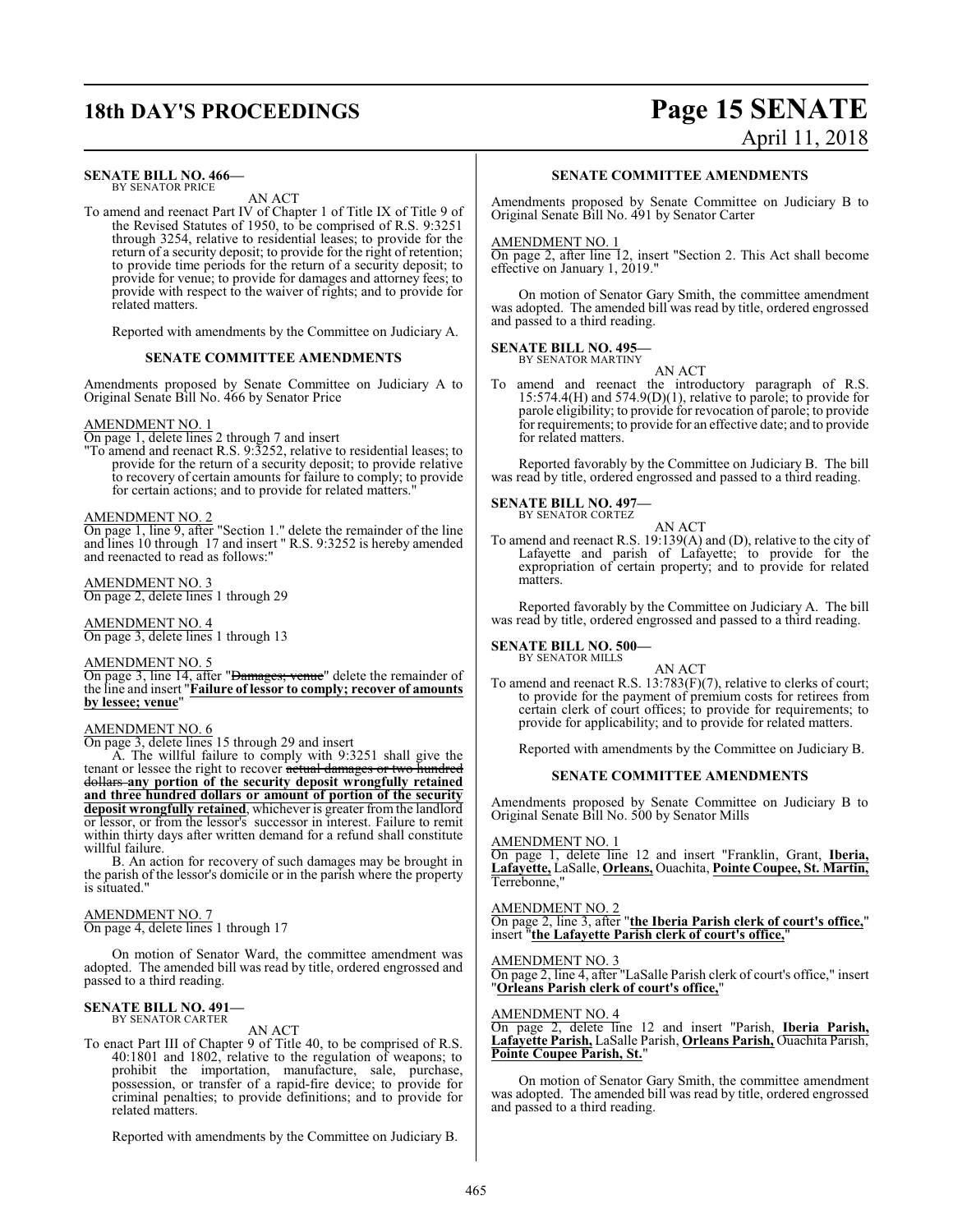**SENATE BILL NO. 466—**
BY SENATOR PRICE

AN ACT

To amend and reenact Part IV of Chapter 1 of Title IX of Title 9 of the Revised Statutes of 1950, to be comprised of R.S. 9:3251 through 3254, relative to residential leases; to provide for the return of a security deposit; to provide for the right of retention; to provide time periods for the return of a security deposit; to provide for venue; to provide for damages and attorney fees; to provide with respect to the waiver of rights; and to provide for related matters.

Reported with amendments by the Committee on Judiciary A.

**SENATE COMMITTEE AMENDMENTS**

Amendments proposed by Senate Committee on Judiciary A to Original Senate Bill No. 466 by Senator Price

AMENDMENT NO. 1
On page 1, delete lines 2 through 7 and insert
"To amend and reenact R.S. 9:3252, relative to residential leases; to provide for the return of a security deposit; to provide relative to recovery of certain amounts for failure to comply; to provide for certain actions; and to provide for related matters."

AMENDMENT NO. 2
On page 1, line 9, after "Section 1." delete the remainder of the line and lines 10 through 17 and insert " R.S. 9:3252 is hereby amended and reenacted to read as follows:"

AMENDMENT NO. 3
On page 2, delete lines 1 through 29

AMENDMENT NO. 4
On page 3, delete lines 1 through 13

AMENDMENT NO. 5
On page 3, line 14, after "~~Damages; venue~~" delete the remainder of the line and insert "**Failure of lessor to comply; recover of amounts by lessee; venue**"

AMENDMENT NO. 6
On page 3, delete lines 15 through 29 and insert

A. The willful failure to comply with 9:3251 shall give the tenant or lessee the right to recover ~~actual damages or two hundred dollars~~ **any portion of the security deposit wrongfully retained and three hundred dollars or amount of portion of the security deposit wrongfully retained**, whichever is greater from the landlord or lessor, or from the lessor's successor in interest. Failure to remit within thirty days after written demand for a refund shall constitute willful failure.

B. An action for recovery of such damages may be brought in the parish of the lessor's domicile or in the parish where the property is situated."

AMENDMENT NO. 7
On page 4, delete lines 1 through 17

On motion of Senator Ward, the committee amendment was adopted. The amended bill was read by title, ordered engrossed and passed to a third reading.

**SENATE BILL NO. 491—**
BY SENATOR CARTER

AN ACT

To enact Part III of Chapter 9 of Title 40, to be comprised of R.S. 40:1801 and 1802, relative to the regulation of weapons; to prohibit the importation, manufacture, sale, purchase, possession, or transfer of a rapid-fire device; to provide for criminal penalties; to provide definitions; and to provide for related matters.

Reported with amendments by the Committee on Judiciary B.

**SENATE COMMITTEE AMENDMENTS**

Amendments proposed by Senate Committee on Judiciary B to Original Senate Bill No. 491 by Senator Carter

AMENDMENT NO. 1
On page 2, after line 12, insert "Section 2. This Act shall become effective on January 1, 2019."

On motion of Senator Gary Smith, the committee amendment was adopted. The amended bill was read by title, ordered engrossed and passed to a third reading.

**SENATE BILL NO. 495—**
BY SENATOR MARTINY

AN ACT

To amend and reenact the introductory paragraph of R.S. 15:574.4(H) and 574.9(D)(1), relative to parole; to provide for parole eligibility; to provide for revocation of parole; to provide for requirements; to provide for an effective date; and to provide for related matters.

Reported favorably by the Committee on Judiciary B. The bill was read by title, ordered engrossed and passed to a third reading.

**SENATE BILL NO. 497—**
BY SENATOR CORTEZ

AN ACT

To amend and reenact R.S. 19:139(A) and (D), relative to the city of Lafayette and parish of Lafayette; to provide for the expropriation of certain property; and to provide for related matters.

Reported favorably by the Committee on Judiciary A. The bill was read by title, ordered engrossed and passed to a third reading.

**SENATE BILL NO. 500—**
BY SENATOR MILLS

AN ACT

To amend and reenact R.S. 13:783(F)(7), relative to clerks of court; to provide for the payment of premium costs for retirees from certain clerk of court offices; to provide for requirements; to provide for applicability; and to provide for related matters.

Reported with amendments by the Committee on Judiciary B.

**SENATE COMMITTEE AMENDMENTS**

Amendments proposed by Senate Committee on Judiciary B to Original Senate Bill No. 500 by Senator Mills

AMENDMENT NO. 1
On page 1, delete line 12 and insert "Franklin, Grant, **Iberia, Lafayette,** LaSalle, **Orleans,** Ouachita, **Pointe Coupee, St. Martin,** Terrebonne,"

AMENDMENT NO. 2
On page 2, line 3, after "**the Iberia Parish clerk of court's office,**" insert "**the Lafayette Parish clerk of court's office,**"

AMENDMENT NO. 3
On page 2, line 4, after "LaSalle Parish clerk of court's office," insert "**Orleans Parish clerk of court's office,**"

AMENDMENT NO. 4
On page 2, delete line 12 and insert "Parish, **Iberia Parish, Lafayette Parish,** LaSalle Parish, **Orleans Parish,** Ouachita Parish, **Pointe Coupee Parish, St.**"

On motion of Senator Gary Smith, the committee amendment was adopted. The amended bill was read by title, ordered engrossed and passed to a third reading.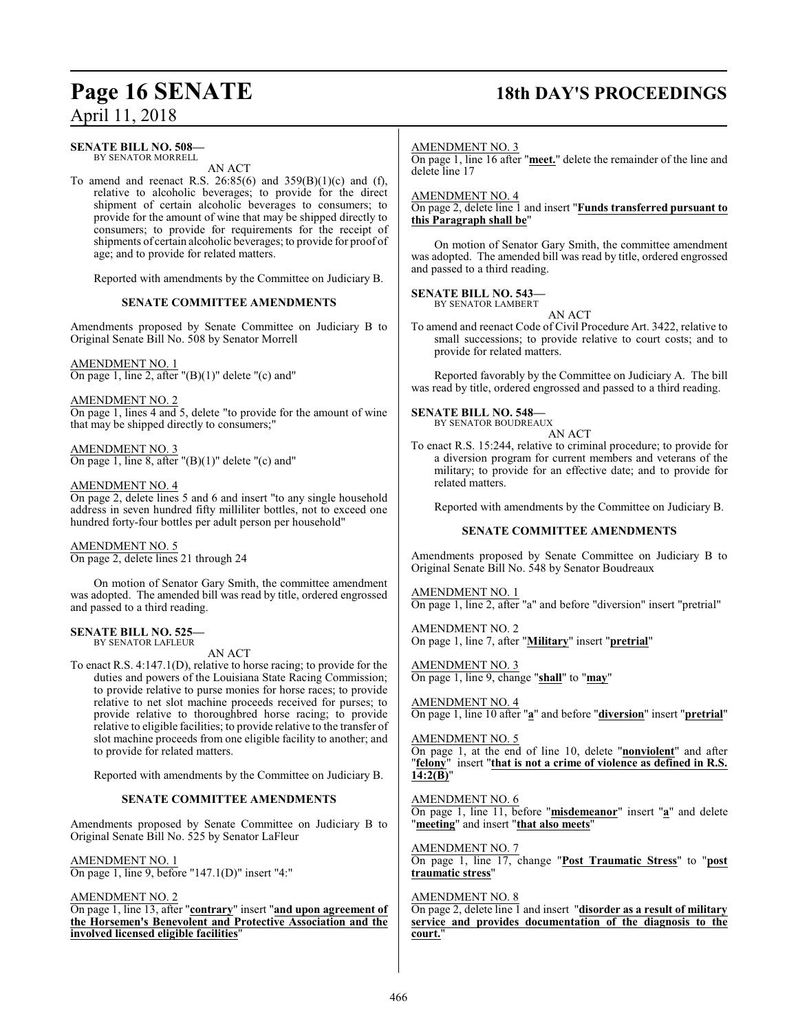**SENATE BILL NO. 508—**
BY SENATOR MORRELL

AN ACT

To amend and reenact R.S. 26:85(6) and 359(B)(1)(c) and (f), relative to alcoholic beverages; to provide for the direct shipment of certain alcoholic beverages to consumers; to provide for the amount of wine that may be shipped directly to consumers; to provide for requirements for the receipt of shipments of certain alcoholic beverages; to provide for proof of age; and to provide for related matters.

Reported with amendments by the Committee on Judiciary B.

**SENATE COMMITTEE AMENDMENTS**

Amendments proposed by Senate Committee on Judiciary B to Original Senate Bill No. 508 by Senator Morrell

AMENDMENT NO. 1
On page 1, line 2, after "(B)(1)" delete "(c) and"

AMENDMENT NO. 2
On page 1, lines 4 and 5, delete "to provide for the amount of wine that may be shipped directly to consumers;"

AMENDMENT NO. 3
On page 1, line 8, after "(B)(1)" delete "(c) and"

AMENDMENT NO. 4
On page 2, delete lines 5 and 6 and insert "to any single household address in seven hundred fifty milliliter bottles, not to exceed one hundred forty-four bottles per adult person per household"

AMENDMENT NO. 5
On page 2, delete lines 21 through 24

On motion of Senator Gary Smith, the committee amendment was adopted. The amended bill was read by title, ordered engrossed and passed to a third reading.

**SENATE BILL NO. 525—**
BY SENATOR LAFLEUR

AN ACT

To enact R.S. 4:147.1(D), relative to horse racing; to provide for the duties and powers of the Louisiana State Racing Commission; to provide relative to purse monies for horse races; to provide relative to net slot machine proceeds received for purses; to provide relative to thoroughbred horse racing; to provide relative to eligible facilities; to provide relative to the transfer of slot machine proceeds from one eligible facility to another; and to provide for related matters.

Reported with amendments by the Committee on Judiciary B.

**SENATE COMMITTEE AMENDMENTS**

Amendments proposed by Senate Committee on Judiciary B to Original Senate Bill No. 525 by Senator LaFleur

AMENDMENT NO. 1
On page 1, line 9, before "147.1(D)" insert "4:"

AMENDMENT NO. 2
On page 1, line 13, after "**contrary**" insert "**and upon agreement of the Horsemen's Benevolent and Protective Association and the involved licensed eligible facilities**"

AMENDMENT NO. 3
On page 1, line 16 after "**meet.**" delete the remainder of the line and delete line 17

AMENDMENT NO. 4
On page 2, delete line 1 and insert "**Funds transferred pursuant to this Paragraph shall be**"

On motion of Senator Gary Smith, the committee amendment was adopted. The amended bill was read by title, ordered engrossed and passed to a third reading.

**SENATE BILL NO. 543—**
BY SENATOR LAMBERT

AN ACT

To amend and reenact Code of Civil Procedure Art. 3422, relative to small successions; to provide relative to court costs; and to provide for related matters.

Reported favorably by the Committee on Judiciary A. The bill was read by title, ordered engrossed and passed to a third reading.

**SENATE BILL NO. 548—**
BY SENATOR BOUDREAUX

AN ACT

To enact R.S. 15:244, relative to criminal procedure; to provide for a diversion program for current members and veterans of the military; to provide for an effective date; and to provide for related matters.

Reported with amendments by the Committee on Judiciary B.

**SENATE COMMITTEE AMENDMENTS**

Amendments proposed by Senate Committee on Judiciary B to Original Senate Bill No. 548 by Senator Boudreaux

AMENDMENT NO. 1
On page 1, line 2, after "a" and before "diversion" insert "pretrial"

AMENDMENT NO. 2
On page 1, line 7, after "**Military**" insert "**pretrial**"

AMENDMENT NO. 3
On page 1, line 9, change "**shall**" to "**may**"

AMENDMENT NO. 4
On page 1, line 10 after "**a**" and before "**diversion**" insert "**pretrial**"

AMENDMENT NO. 5
On page 1, at the end of line 10, delete "**nonviolent**" and after "**felony**" insert "**that is not a crime of violence as defined in R.S. 14:2(B)**"

AMENDMENT NO. 6
On page 1, line 11, before "**misdemeanor**" insert "**a**" and delete "**meeting**" and insert "**that also meets**"

AMENDMENT NO. 7
On page 1, line 17, change "**Post Traumatic Stress**" to "**post traumatic stress**"

AMENDMENT NO. 8
On page 2, delete line 1 and insert "**disorder as a result of military service and provides documentation of the diagnosis to the court.**"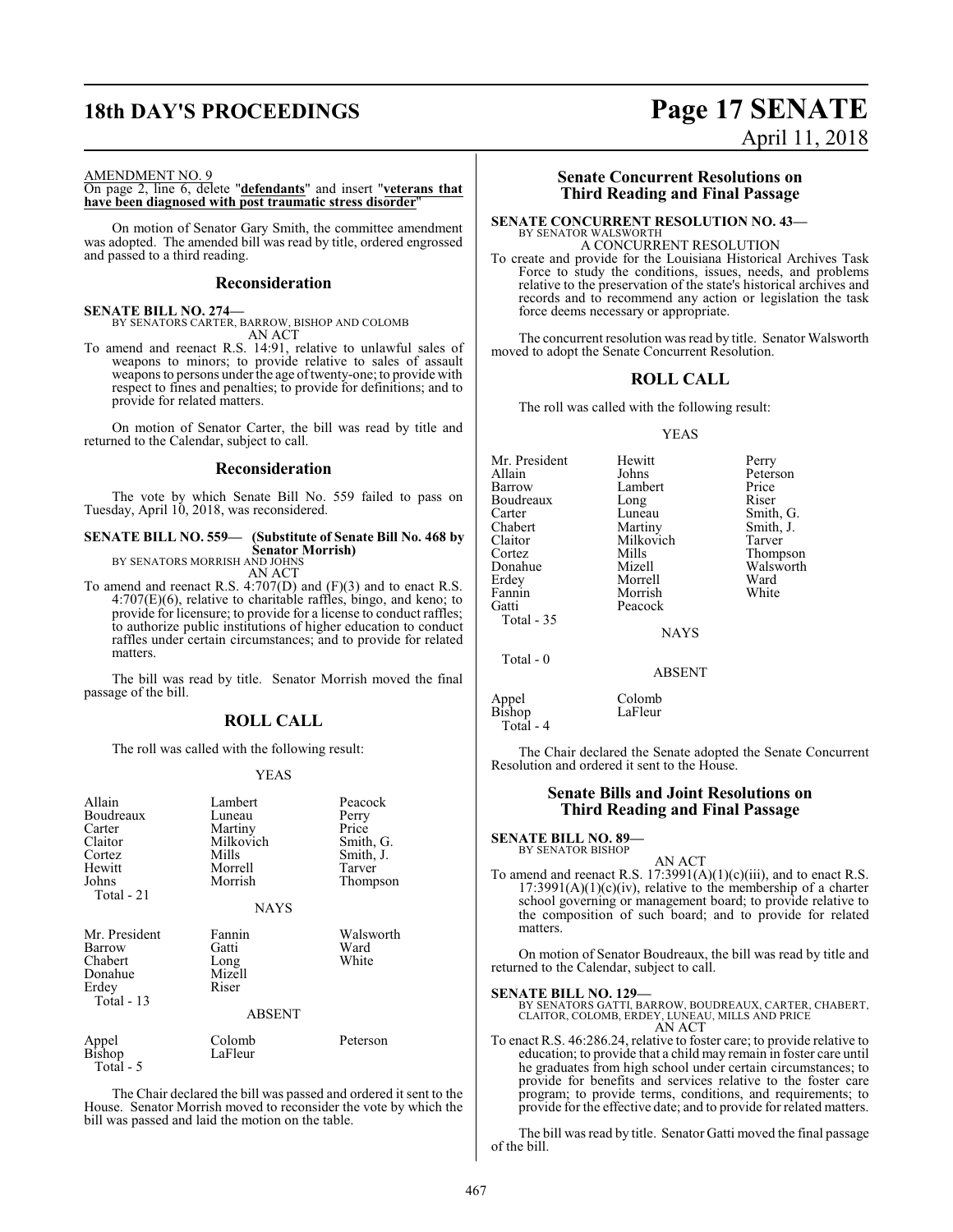AMENDMENT NO. 9

On page 2, line 6, delete "**defendants**" and insert "**veterans that have been diagnosed with post traumatic stress disorder**"

On motion of Senator Gary Smith, the committee amendment was adopted. The amended bill was read by title, ordered engrossed and passed to a third reading.

## Reconsideration

**SENATE BILL NO. 274—**
BY SENATORS CARTER, BARROW, BISHOP AND COLOMB
AN ACT

To amend and reenact R.S. 14:91, relative to unlawful sales of weapons to minors; to provide relative to sales of assault weapons to persons under the age of twenty-one; to provide with respect to fines and penalties; to provide for definitions; and to provide for related matters.

On motion of Senator Carter, the bill was read by title and returned to the Calendar, subject to call.

## Reconsideration

The vote by which Senate Bill No. 559 failed to pass on Tuesday, April 10, 2018, was reconsidered.

**SENATE BILL NO. 559— (Substitute of Senate Bill No. 468 by Senator Morrish)**
BY SENATORS MORRISH AND JOHNS
AN ACT

To amend and reenact R.S. 4:707(D) and (F)(3) and to enact R.S. 4:707(E)(6), relative to charitable raffles, bingo, and keno; to provide for licensure; to provide for a license to conduct raffles; to authorize public institutions of higher education to conduct raffles under certain circumstances; and to provide for related matters.

The bill was read by title. Senator Morrish moved the final passage of the bill.

## ROLL CALL

The roll was called with the following result:

YEAS

| | | |
|---|---|---|
| Allain | Lambert | Peacock |
| Boudreaux | Luneau | Perry |
| Carter | Martiny | Price |
| Claitor | Milkovich | Smith, G. |
| Cortez | Mills | Smith, J. |
| Hewitt | Morrell | Tarver |
| Johns | Morrish | Thompson |
| Total - 21 | | |

NAYS

| | | |
|---|---|---|
| Mr. President | Fannin | Walsworth |
| Barrow | Gatti | Ward |
| Chabert | Long | White |
| Donahue | Mizell | |
| Erdey | Riser | |
| Total - 13 | | |

ABSENT

| | | |
|---|---|---|
| Appel | Colomb | Peterson |
| Bishop | LaFleur | |
| Total - 5 | | |

The Chair declared the bill was passed and ordered it sent to the House. Senator Morrish moved to reconsider the vote by which the bill was passed and laid the motion on the table.

## Senate Concurrent Resolutions on Third Reading and Final Passage

**SENATE CONCURRENT RESOLUTION NO. 43—**
BY SENATOR WALSWORTH
A CONCURRENT RESOLUTION

To create and provide for the Louisiana Historical Archives Task Force to study the conditions, issues, needs, and problems relative to the preservation of the state's historical archives and records and to recommend any action or legislation the task force deems necessary or appropriate.

The concurrent resolution was read by title. Senator Walsworth moved to adopt the Senate Concurrent Resolution.

## ROLL CALL

The roll was called with the following result:

YEAS

| | | |
|---|---|---|
| Mr. President | Hewitt | Perry |
| Allain | Johns | Peterson |
| Barrow | Lambert | Price |
| Boudreaux | Long | Riser |
| Carter | Luneau | Smith, G. |
| Chabert | Martiny | Smith, J. |
| Claitor | Milkovich | Tarver |
| Cortez | Mills | Thompson |
| Donahue | Mizell | Walsworth |
| Erdey | Morrell | Ward |
| Fannin | Morrish | White |
| Gatti | Peacock | |
| Total - 35 | | |

NAYS

Total - 0

ABSENT

| | |
|---|---|
| Appel | Colomb |
| Bishop | LaFleur |
| Total - 4 | |

The Chair declared the Senate adopted the Senate Concurrent Resolution and ordered it sent to the House.

## Senate Bills and Joint Resolutions on Third Reading and Final Passage

**SENATE BILL NO. 89—**
BY SENATOR BISHOP
AN ACT

To amend and reenact R.S. 17:3991(A)(1)(c)(iii), and to enact R.S. 17:3991(A)(1)(c)(iv), relative to the membership of a charter school governing or management board; to provide relative to the composition of such board; and to provide for related matters.

On motion of Senator Boudreaux, the bill was read by title and returned to the Calendar, subject to call.

**SENATE BILL NO. 129—**
BY SENATORS GATTI, BARROW, BOUDREAUX, CARTER, CHABERT, CLAITOR, COLOMB, ERDEY, LUNEAU, MILLS AND PRICE
AN ACT

To enact R.S. 46:286.24, relative to foster care; to provide relative to education; to provide that a child may remain in foster care until he graduates from high school under certain circumstances; to provide for benefits and services relative to the foster care program; to provide terms, conditions, and requirements; to provide for the effective date; and to provide for related matters.

The bill was read by title. Senator Gatti moved the final passage of the bill.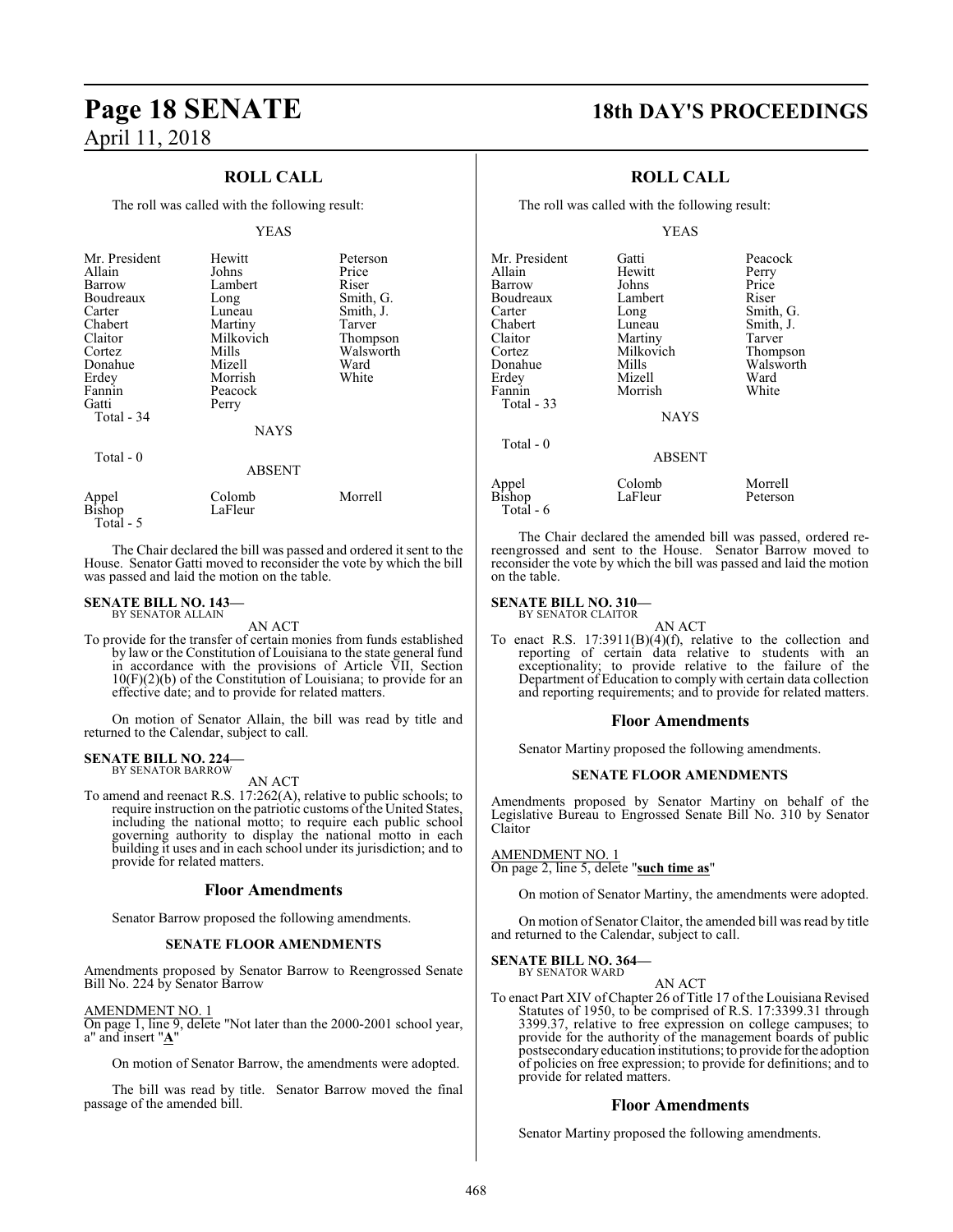## ROLL CALL

The roll was called with the following result:

YEAS

| | | |
|---|---|---|
| Mr. President | Hewitt | Peterson |
| Allain | Johns | Price |
| Barrow | Lambert | Riser |
| Boudreaux | Long | Smith, G. |
| Carter | Luneau | Smith, J. |
| Chabert | Martiny | Tarver |
| Claitor | Milkovich | Thompson |
| Cortez | Mills | Walsworth |
| Donahue | Mizell | Ward |
| Erdey | Morrish | White |
| Fannin | Peacock | |
| Gatti | Perry | |
| Total - 34 | | |

NAYS

Total - 0

ABSENT

| | | |
|---|---|---|
| Appel | Colomb | Morrell |
| Bishop | LaFleur | |
| Total - 5 | | |

The Chair declared the bill was passed and ordered it sent to the House. Senator Gatti moved to reconsider the vote by which the bill was passed and laid the motion on the table.

**SENATE BILL NO. 143—**
BY SENATOR ALLAIN

AN ACT

To provide for the transfer of certain monies from funds established by law or the Constitution of Louisiana to the state general fund in accordance with the provisions of Article VII, Section 10(F)(2)(b) of the Constitution of Louisiana; to provide for an effective date; and to provide for related matters.

On motion of Senator Allain, the bill was read by title and returned to the Calendar, subject to call.

**SENATE BILL NO. 224—**
BY SENATOR BARROW

AN ACT

To amend and reenact R.S. 17:262(A), relative to public schools; to require instruction on the patriotic customs of the United States, including the national motto; to require each public school governing authority to display the national motto in each building it uses and in each school under its jurisdiction; and to provide for related matters.

### Floor Amendments

Senator Barrow proposed the following amendments.

#### SENATE FLOOR AMENDMENTS

Amendments proposed by Senator Barrow to Reengrossed Senate Bill No. 224 by Senator Barrow

AMENDMENT NO. 1
On page 1, line 9, delete "Not later than the 2000-2001 school year, a" and insert "**A**"

On motion of Senator Barrow, the amendments were adopted.

The bill was read by title. Senator Barrow moved the final passage of the amended bill.

## ROLL CALL

The roll was called with the following result:

YEAS

| | | |
|---|---|---|
| Mr. President | Gatti | Peacock |
| Allain | Hewitt | Perry |
| Barrow | Johns | Price |
| Boudreaux | Lambert | Riser |
| Carter | Long | Smith, G. |
| Chabert | Luneau | Smith, J. |
| Claitor | Martiny | Tarver |
| Cortez | Milkovich | Thompson |
| Donahue | Mills | Walsworth |
| Erdey | Mizell | Ward |
| Fannin | Morrish | White |
| Total - 33 | | |

NAYS

Total - 0

ABSENT

| | | |
|---|---|---|
| Appel | Colomb | Morrell |
| Bishop | LaFleur | Peterson |
| Total - 6 | | |

The Chair declared the amended bill was passed, ordered re-reengrossed and sent to the House. Senator Barrow moved to reconsider the vote by which the bill was passed and laid the motion on the table.

**SENATE BILL NO. 310—**
BY SENATOR CLAITOR

AN ACT

To enact R.S. 17:3911(B)(4)(f), relative to the collection and reporting of certain data relative to students with an exceptionality; to provide relative to the failure of the Department of Education to comply with certain data collection and reporting requirements; and to provide for related matters.

### Floor Amendments

Senator Martiny proposed the following amendments.

#### SENATE FLOOR AMENDMENTS

Amendments proposed by Senator Martiny on behalf of the Legislative Bureau to Engrossed Senate Bill No. 310 by Senator Claitor

AMENDMENT NO. 1
On page 2, line 5, delete "**such time as**"

On motion of Senator Martiny, the amendments were adopted.

On motion of Senator Claitor, the amended bill was read by title and returned to the Calendar, subject to call.

**SENATE BILL NO. 364—**
BY SENATOR WARD

AN ACT

To enact Part XIV of Chapter 26 of Title 17 of the Louisiana Revised Statutes of 1950, to be comprised of R.S. 17:3399.31 through 3399.37, relative to free expression on college campuses; to provide for the authority of the management boards of public postsecondary education institutions; to provide for the adoption of policies on free expression; to provide for definitions; and to provide for related matters.

### Floor Amendments

Senator Martiny proposed the following amendments.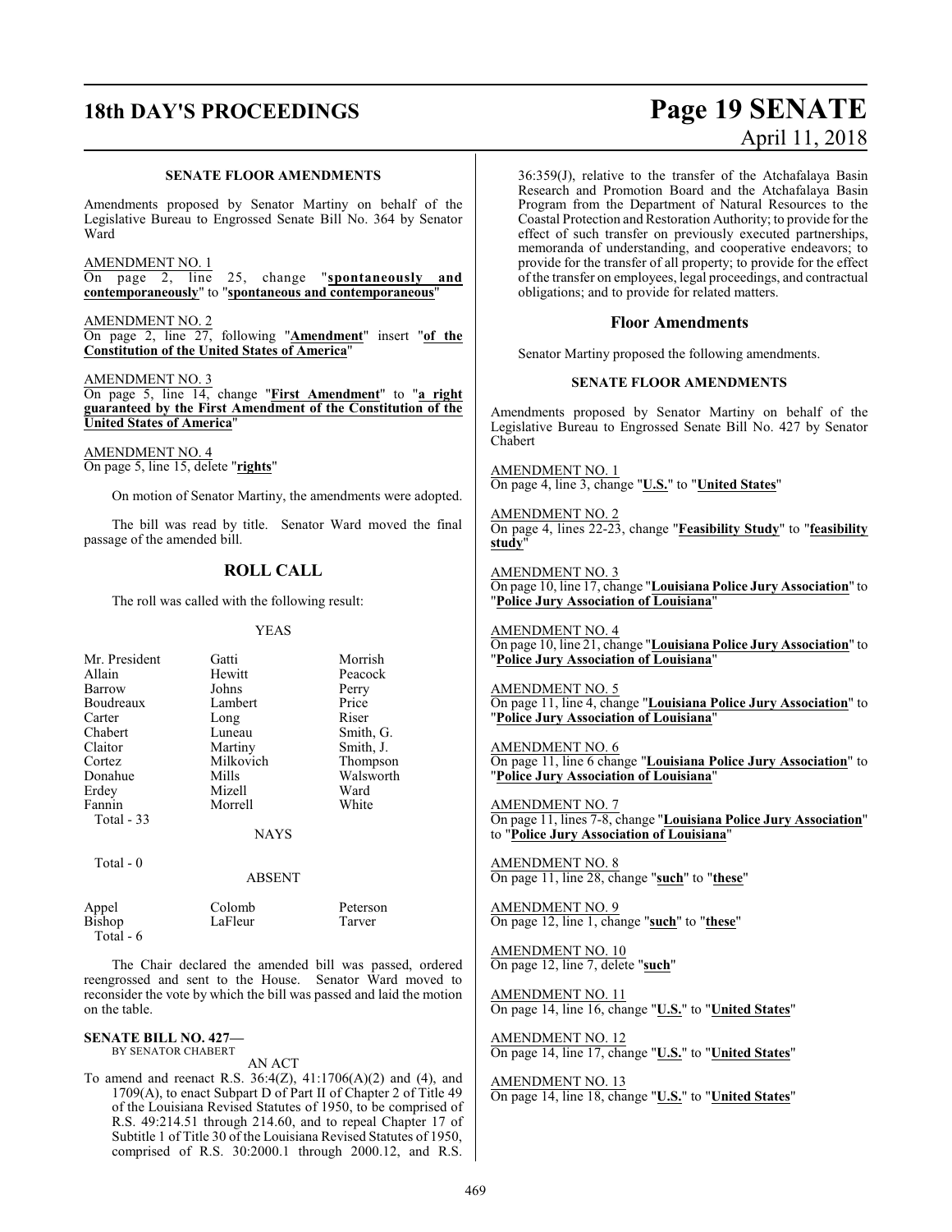### SENATE FLOOR AMENDMENTS

Amendments proposed by Senator Martiny on behalf of the Legislative Bureau to Engrossed Senate Bill No. 364 by Senator Ward

AMENDMENT NO. 1
On page 2, line 25, change "**spontaneously and contemporaneously**" to "**spontaneous and contemporaneous**"

AMENDMENT NO. 2
On page 2, line 27, following "**Amendment**" insert "**of the Constitution of the United States of America**"

AMENDMENT NO. 3
On page 5, line 14, change "**First Amendment**" to "**a right guaranteed by the First Amendment of the Constitution of the United States of America**"

AMENDMENT NO. 4
On page 5, line 15, delete "**rights**"

On motion of Senator Martiny, the amendments were adopted.

The bill was read by title. Senator Ward moved the final passage of the amended bill.

## ROLL CALL

The roll was called with the following result:

YEAS

| | | |
|---|---|---|
| Mr. President | Gatti | Morrish |
| Allain | Hewitt | Peacock |
| Barrow | Johns | Perry |
| Boudreaux | Lambert | Price |
| Carter | Long | Riser |
| Chabert | Luneau | Smith, G. |
| Claitor | Martiny | Smith, J. |
| Cortez | Milkovich | Thompson |
| Donahue | Mills | Walsworth |
| Erdey | Mizell | Ward |
| Fannin | Morrell | White |
| Total - 33 | | |

NAYS

Total - 0

ABSENT

| | | |
|---|---|---|
| Appel | Colomb | Peterson |
| Bishop | LaFleur | Tarver |
| Total - 6 | | |

The Chair declared the amended bill was passed, ordered reengrossed and sent to the House. Senator Ward moved to reconsider the vote by which the bill was passed and laid the motion on the table.

**SENATE BILL NO. 427—**
BY SENATOR CHABERT

AN ACT

To amend and reenact R.S. 36:4(Z), 41:1706(A)(2) and (4), and 1709(A), to enact Subpart D of Part II of Chapter 2 of Title 49 of the Louisiana Revised Statutes of 1950, to be comprised of R.S. 49:214.51 through 214.60, and to repeal Chapter 17 of Subtitle 1 of Title 30 of the Louisiana Revised Statutes of 1950, comprised of R.S. 30:2000.1 through 2000.12, and R.S. 36:359(J), relative to the transfer of the Atchafalaya Basin Research and Promotion Board and the Atchafalaya Basin Program from the Department of Natural Resources to the Coastal Protection and Restoration Authority; to provide for the effect of such transfer on previously executed partnerships, memoranda of understanding, and cooperative endeavors; to provide for the transfer of all property; to provide for the effect of the transfer on employees, legal proceedings, and contractual obligations; and to provide for related matters.

## Floor Amendments

Senator Martiny proposed the following amendments.

### SENATE FLOOR AMENDMENTS

Amendments proposed by Senator Martiny on behalf of the Legislative Bureau to Engrossed Senate Bill No. 427 by Senator Chabert

AMENDMENT NO. 1
On page 4, line 3, change "**U.S.**" to "**United States**"

AMENDMENT NO. 2
On page 4, lines 22-23, change "**Feasibility Study**" to "**feasibility study**"

AMENDMENT NO. 3
On page 10, line 17, change "**Louisiana Police Jury Association**" to "**Police Jury Association of Louisiana**"

AMENDMENT NO. 4
On page 10, line 21, change "**Louisiana Police Jury Association**" to "**Police Jury Association of Louisiana**"

AMENDMENT NO. 5
On page 11, line 4, change "**Louisiana Police Jury Association**" to "**Police Jury Association of Louisiana**"

AMENDMENT NO. 6
On page 11, line 6 change "**Louisiana Police Jury Association**" to "**Police Jury Association of Louisiana**"

AMENDMENT NO. 7
On page 11, lines 7-8, change "**Louisiana Police Jury Association**" to "**Police Jury Association of Louisiana**"

AMENDMENT NO. 8
On page 11, line 28, change "**such**" to "**these**"

AMENDMENT NO. 9
On page 12, line 1, change "**such**" to "**these**"

AMENDMENT NO. 10
On page 12, line 7, delete "**such**"

AMENDMENT NO. 11
On page 14, line 16, change "**U.S.**" to "**United States**"

AMENDMENT NO. 12
On page 14, line 17, change "**U.S.**" to "**United States**"

AMENDMENT NO. 13
On page 14, line 18, change "**U.S.**" to "**United States**"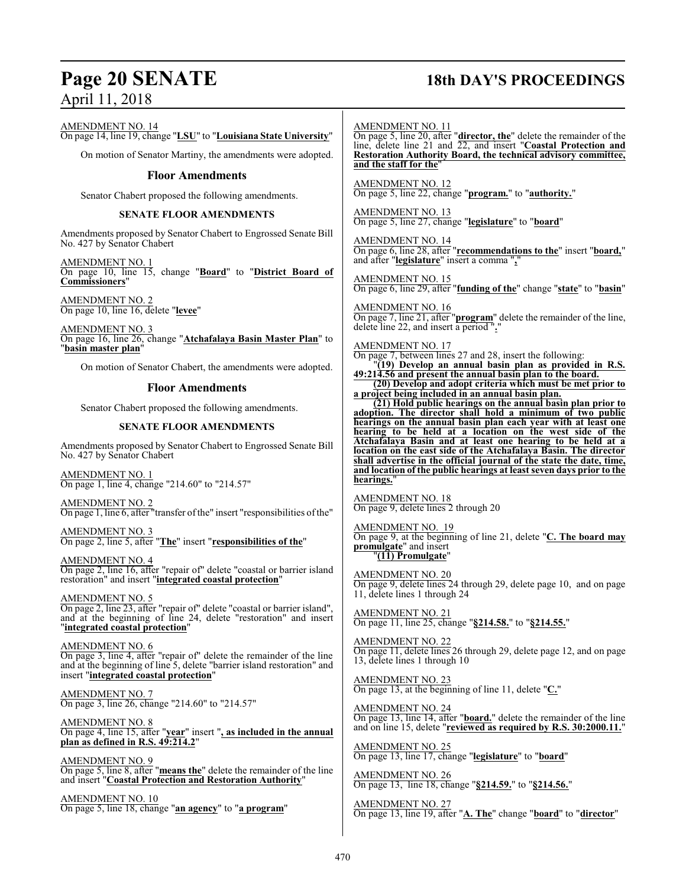AMENDMENT NO. 14
On page 14, line 19, change "**LSU**" to "**Louisiana State University**"

On motion of Senator Martiny, the amendments were adopted.

## Floor Amendments

Senator Chabert proposed the following amendments.

### SENATE FLOOR AMENDMENTS

Amendments proposed by Senator Chabert to Engrossed Senate Bill No. 427 by Senator Chabert

AMENDMENT NO. 1
On page 10, line 15, change "**Board**" to "**District Board of Commissioners**"

AMENDMENT NO. 2
On page 10, line 16, delete "**levee**"

AMENDMENT NO. 3
On page 16, line 26, change "**Atchafalaya Basin Master Plan**" to "**basin master plan**"

On motion of Senator Chabert, the amendments were adopted.

## Floor Amendments

Senator Chabert proposed the following amendments.

### SENATE FLOOR AMENDMENTS

Amendments proposed by Senator Chabert to Engrossed Senate Bill No. 427 by Senator Chabert

AMENDMENT NO. 1
On page 1, line 4, change "214.60" to "214.57"

AMENDMENT NO. 2
On page 1, line 6, after "transfer of the" insert "responsibilities of the"

AMENDMENT NO. 3
On page 2, line 5, after "**The**" insert "**responsibilities of the**"

AMENDMENT NO. 4
On page 2, line 16, after "repair of" delete "coastal or barrier island restoration" and insert "**integrated coastal protection**"

AMENDMENT NO. 5
On page 2, line 23, after "repair of" delete "coastal or barrier island", and at the beginning of line 24, delete "restoration" and insert "**integrated coastal protection**"

AMENDMENT NO. 6
On page 3, line 4, after "repair of" delete the remainder of the line and at the beginning of line 5, delete "barrier island restoration" and insert "**integrated coastal protection**"

AMENDMENT NO. 7
On page 3, line 26, change "214.60" to "214.57"

AMENDMENT NO. 8
On page 4, line 15, after "**year**" insert "**, as included in the annual plan as defined in R.S. 49:214.2**"

AMENDMENT NO. 9
On page 5, line 8, after "**means the**" delete the remainder of the line and insert "**Coastal Protection and Restoration Authority**"

AMENDMENT NO. 10
On page 5, line 18, change "**an agency**" to "**a program**"

AMENDMENT NO. 11
On page 5, line 20, after "**director, the**" delete the remainder of the line, delete line 21 and 22, and insert "**Coastal Protection and Restoration Authority Board, the technical advisory committee, and the staff for the**"

AMENDMENT NO. 12
On page 5, line 22, change "**program.**" to "**authority.**"

AMENDMENT NO. 13
On page 5, line 27, change "**legislature**" to "**board**"

AMENDMENT NO. 14
On page 6, line 28, after "**recommendations to the**" insert "**board,**" and after "**legislature**" insert a comma "**,**"

AMENDMENT NO. 15
On page 6, line 29, after "**funding of the**" change "**state**" to "**basin**"

AMENDMENT NO. 16
On page 7, line 21, after "**program**" delete the remainder of the line, delete line 22, and insert a period "**.**"

AMENDMENT NO. 17
On page 7, between lines 27 and 28, insert the following:

"**(19) Develop an annual basin plan as provided in R.S. 49:214.56 and present the annual basin plan to the board.**

**(20) Develop and adopt criteria which must be met prior to a project being included in an annual basin plan.**

**(21) Hold public hearings on the annual basin plan prior to adoption. The director shall hold a minimum of two public hearings on the annual basin plan each year with at least one hearing to be held at a location on the west side of the Atchafalaya Basin and at least one hearing to be held at a location on the east side of the Atchafalaya Basin. The director shall advertise in the official journal of the state the date, time, and location of the public hearings at least seven days prior to the hearings.**"

AMENDMENT NO. 18
On page 9, delete lines 2 through 20

AMENDMENT NO. 19
On page 9, at the beginning of line 21, delete "**C. The board may promulgate**" and insert "**(11) Promulgate**"

AMENDMENT NO. 20
On page 9, delete lines 24 through 29, delete page 10, and on page 11, delete lines 1 through 24

AMENDMENT NO. 21
On page 11, line 25, change "**§214.58.**" to "**§214.55.**"

AMENDMENT NO. 22
On page 11, delete lines 26 through 29, delete page 12, and on page 13, delete lines 1 through 10

AMENDMENT NO. 23
On page 13, at the beginning of line 11, delete "**C.**"

AMENDMENT NO. 24
On page 13, line 14, after "**board.**" delete the remainder of the line and on line 15, delete "**reviewed as required by R.S. 30:2000.11.**"

AMENDMENT NO. 25
On page 13, line 17, change "**legislature**" to "**board**"

AMENDMENT NO. 26
On page 13, line 18, change "**§214.59.**" to "**§214.56.**"

AMENDMENT NO. 27
On page 13, line 19, after "**A. The**" change "**board**" to "**director**"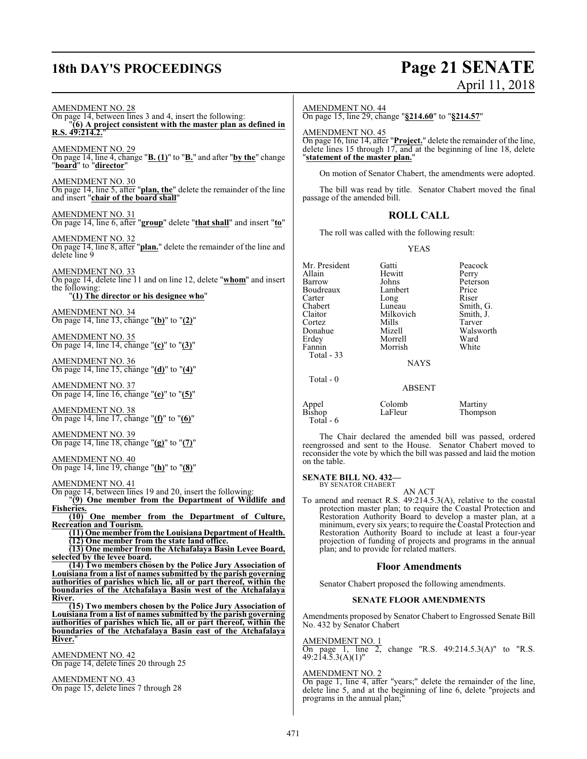AMENDMENT NO. 28
On page 14, between lines 3 and 4, insert the following:
"**(6) A project consistent with the master plan as defined in R.S. 49:214.2.**"

AMENDMENT NO. 29
On page 14, line 4, change "**B. (1)**" to "**B.**" and after "**by the**" change "**board**" to "**director**"

AMENDMENT NO. 30
On page 14, line 5, after "**plan, the**" delete the remainder of the line and insert "**chair of the board shall**"

AMENDMENT NO. 31
On page 14, line 6, after "**group**" delete "**that shall**" and insert "**to**"

AMENDMENT NO. 32
On page 14, line 8, after "**plan.**" delete the remainder of the line and delete line 9

AMENDMENT NO. 33
On page 14, delete line 11 and on line 12, delete "**whom**" and insert the following:
"**(1) The director or his designee who**"

AMENDMENT NO. 34
On page 14, line 13, change "**(b)**" to "**(2)**"

AMENDMENT NO. 35
On page 14, line 14, change "**(c)**" to "**(3)**"

AMENDMENT NO. 36
On page 14, line 15, change "**(d)**" to "**(4)**"

AMENDMENT NO. 37
On page 14, line 16, change "**(e)**" to "**(5)**"

AMENDMENT NO. 38
On page 14, line 17, change "**(f)**" to "**(6)**"

AMENDMENT NO. 39
On page 14, line 18, change "**(g)**" to "**(7)**"

AMENDMENT NO. 40
On page 14, line 19, change "**(h)**" to "**(8)**"

AMENDMENT NO. 41
On page 14, between lines 19 and 20, insert the following:
"**(9) One member from the Department of Wildlife and Fisheries.**
**(10) One member from the Department of Culture, Recreation and Tourism.**
**(11) One member from the Louisiana Department of Health.**
**(12) One member from the state land office.**
**(13) One member from the Atchafalaya Basin Levee Board, selected by the levee board.**
**(14) Two members chosen by the Police Jury Association of Louisiana from a list of names submitted by the parish governing authorities of parishes which lie, all or part thereof, within the boundaries of the Atchafalaya Basin west of the Atchafalaya River.**
**(15) Two members chosen by the Police Jury Association of Louisiana from a list of names submitted by the parish governing authorities of parishes which lie, all or part thereof, within the boundaries of the Atchafalaya Basin east of the Atchafalaya River.**"

AMENDMENT NO. 42
On page 14, delete lines 20 through 25

AMENDMENT NO. 43
On page 15, delete lines 7 through 28

AMENDMENT NO. 44
On page 15, line 29, change "**§214.60**" to "**§214.57**"

AMENDMENT NO. 45
On page 16, line 14, after "**Project.**" delete the remainder of the line, delete lines 15 through 17, and at the beginning of line 18, delete "**statement of the master plan.**"

On motion of Senator Chabert, the amendments were adopted.

The bill was read by title. Senator Chabert moved the final passage of the amended bill.

## ROLL CALL

The roll was called with the following result:

YEAS

| | | |
|---|---|---|
| Mr. President | Gatti | Peacock |
| Allain | Hewitt | Perry |
| Barrow | Johns | Peterson |
| Boudreaux | Lambert | Price |
| Carter | Long | Riser |
| Chabert | Luneau | Smith, G. |
| Claitor | Milkovich | Smith, J. |
| Cortez | Mills | Tarver |
| Donahue | Mizell | Walsworth |
| Erdey | Morrell | Ward |
| Fannin | Morrish | White |

Total - 33

NAYS

Total - 0

ABSENT

| | | |
|---|---|---|
| Appel | Colomb | Martiny |
| Bishop | LaFleur | Thompson |

Total - 6

The Chair declared the amended bill was passed, ordered reengrossed and sent to the House. Senator Chabert moved to reconsider the vote by which the bill was passed and laid the motion on the table.

**SENATE BILL NO. 432—**
BY SENATOR CHABERT

AN ACT

To amend and reenact R.S. 49:214.5.3(A), relative to the coastal protection master plan; to require the Coastal Protection and Restoration Authority Board to develop a master plan, at a minimum, every six years; to require the Coastal Protection and Restoration Authority Board to include at least a four-year projection of funding of projects and programs in the annual plan; and to provide for related matters.

## Floor Amendments

Senator Chabert proposed the following amendments.

### SENATE FLOOR AMENDMENTS

Amendments proposed by Senator Chabert to Engrossed Senate Bill No. 432 by Senator Chabert

AMENDMENT NO. 1
On page 1, line 2, change "R.S. 49:214.5.3(A)" to "R.S. 49:214.5.3(A)(1)"

AMENDMENT NO. 2
On page 1, line 4, after "years;" delete the remainder of the line, delete line 5, and at the beginning of line 6, delete "projects and programs in the annual plan;"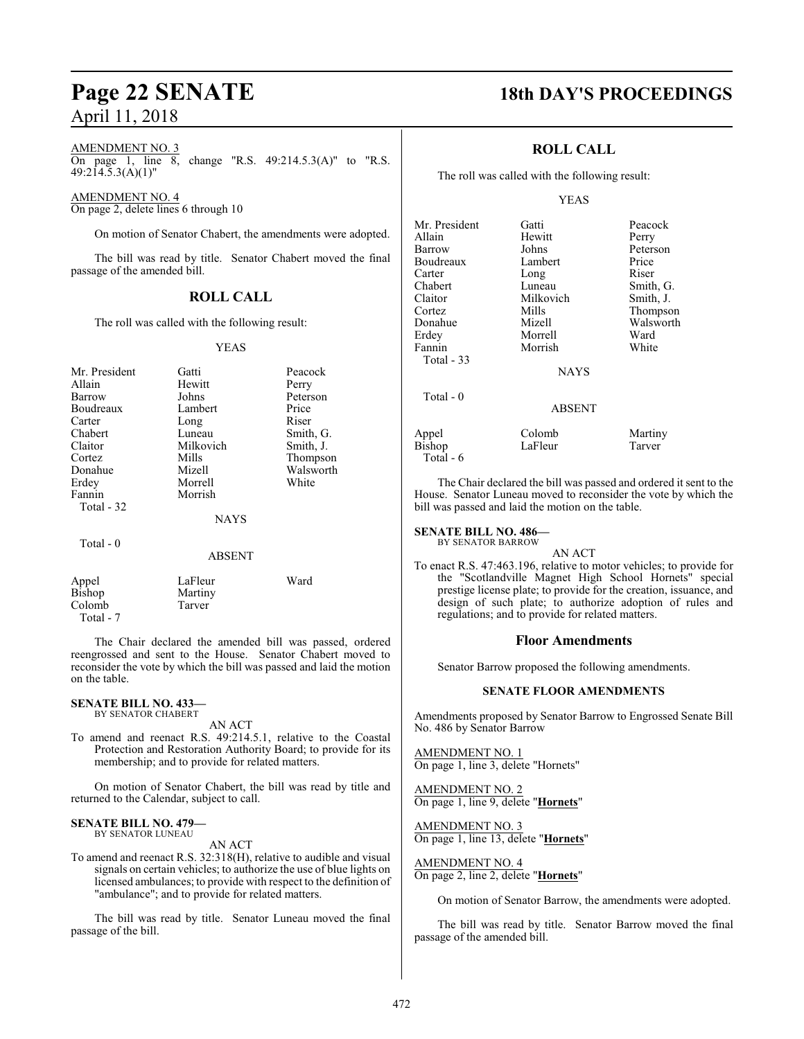AMENDMENT NO. 3
On page 1, line 8, change "R.S. 49:214.5.3(A)" to "R.S. 49:214.5.3(A)(1)"

AMENDMENT NO. 4
On page 2, delete lines 6 through 10

On motion of Senator Chabert, the amendments were adopted.

The bill was read by title. Senator Chabert moved the final passage of the amended bill.

## ROLL CALL

The roll was called with the following result:

YEAS

| | | |
|---|---|---|
| Mr. President | Gatti | Peacock |
| Allain | Hewitt | Perry |
| Barrow | Johns | Peterson |
| Boudreaux | Lambert | Price |
| Carter | Long | Riser |
| Chabert | Luneau | Smith, G. |
| Claitor | Milkovich | Smith, J. |
| Cortez | Mills | Thompson |
| Donahue | Mizell | Walsworth |
| Erdey | Morrell | White |
| Fannin | Morrish | |
| Total - 32 | | |

NAYS

Total - 0

ABSENT

| | | |
|---|---|---|
| Appel | LaFleur | Ward |
| Bishop | Martiny | |
| Colomb | Tarver | |
| Total - 7 | | |

The Chair declared the amended bill was passed, ordered reengrossed and sent to the House. Senator Chabert moved to reconsider the vote by which the bill was passed and laid the motion on the table.

**SENATE BILL NO. 433—**
BY SENATOR CHABERT

AN ACT

To amend and reenact R.S. 49:214.5.1, relative to the Coastal Protection and Restoration Authority Board; to provide for its membership; and to provide for related matters.

On motion of Senator Chabert, the bill was read by title and returned to the Calendar, subject to call.

**SENATE BILL NO. 479—**
BY SENATOR LUNEAU

AN ACT

To amend and reenact R.S. 32:318(H), relative to audible and visual signals on certain vehicles; to authorize the use of blue lights on licensed ambulances; to provide with respect to the definition of "ambulance"; and to provide for related matters.

The bill was read by title. Senator Luneau moved the final passage of the bill.

## ROLL CALL

The roll was called with the following result:

YEAS

| | | |
|---|---|---|
| Mr. President | Gatti | Peacock |
| Allain | Hewitt | Perry |
| Barrow | Johns | Peterson |
| Boudreaux | Lambert | Price |
| Carter | Long | Riser |
| Chabert | Luneau | Smith, G. |
| Claitor | Milkovich | Smith, J. |
| Cortez | Mills | Thompson |
| Donahue | Mizell | Walsworth |
| Erdey | Morrell | Ward |
| Fannin | Morrish | White |
| Total - 33 | | |

NAYS

Total - 0

ABSENT

| | | |
|---|---|---|
| Appel | Colomb | Martiny |
| Bishop | LaFleur | Tarver |
| Total - 6 | | |

The Chair declared the bill was passed and ordered it sent to the House. Senator Luneau moved to reconsider the vote by which the bill was passed and laid the motion on the table.

**SENATE BILL NO. 486—**
BY SENATOR BARROW

AN ACT

To enact R.S. 47:463.196, relative to motor vehicles; to provide for the "Scotlandville Magnet High School Hornets" special prestige license plate; to provide for the creation, issuance, and design of such plate; to authorize adoption of rules and regulations; and to provide for related matters.

## Floor Amendments

Senator Barrow proposed the following amendments.

### SENATE FLOOR AMENDMENTS

Amendments proposed by Senator Barrow to Engrossed Senate Bill No. 486 by Senator Barrow

AMENDMENT NO. 1
On page 1, line 3, delete "Hornets"

AMENDMENT NO. 2
On page 1, line 9, delete "**Hornets**"

AMENDMENT NO. 3
On page 1, line 13, delete "**Hornets**"

AMENDMENT NO. 4
On page 2, line 2, delete "**Hornets**"

On motion of Senator Barrow, the amendments were adopted.

The bill was read by title. Senator Barrow moved the final passage of the amended bill.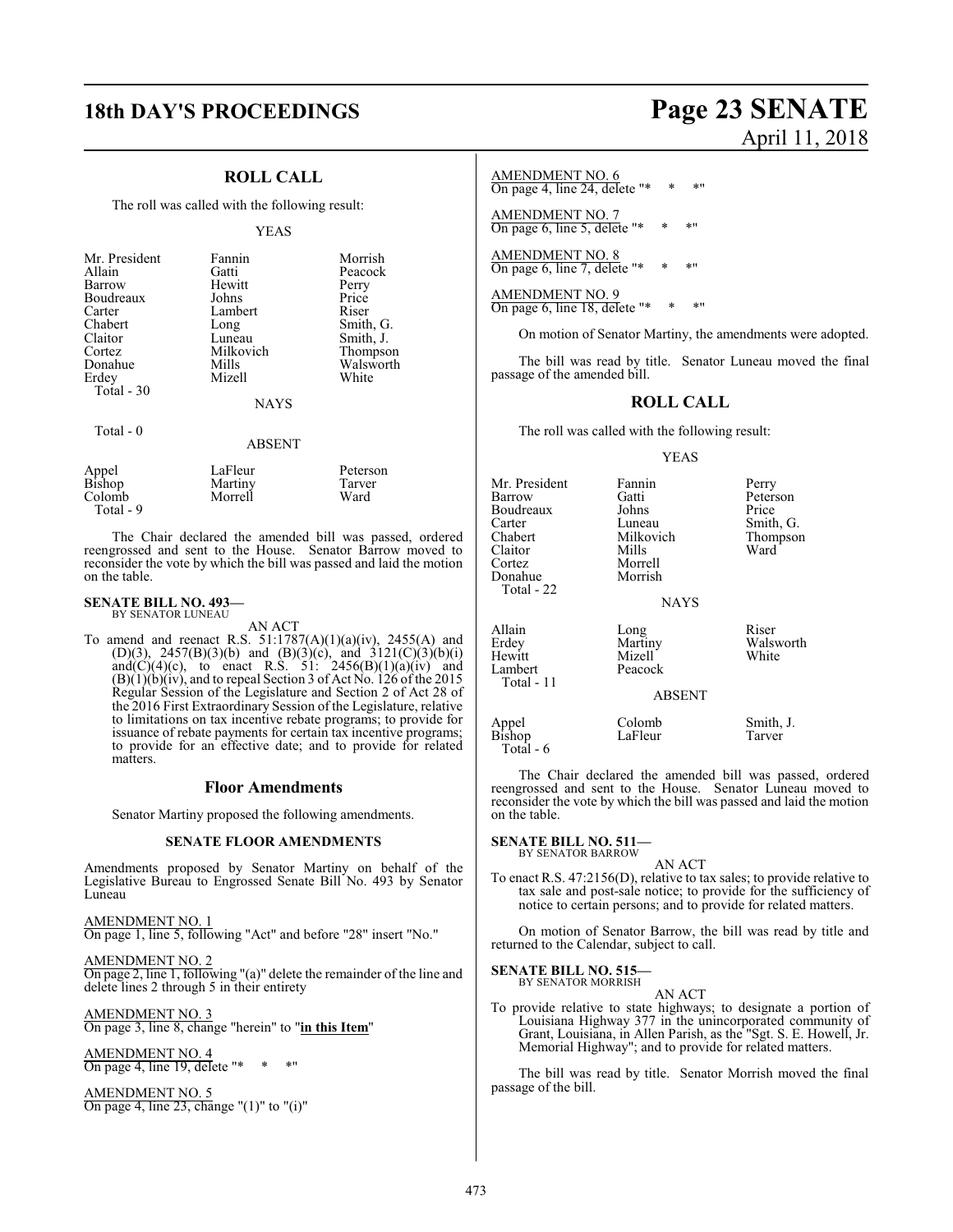## ROLL CALL

The roll was called with the following result:

YEAS

| | | |
|---|---|---|
| Mr. President | Fannin | Morrish |
| Allain | Gatti | Peacock |
| Barrow | Hewitt | Perry |
| Boudreaux | Johns | Price |
| Carter | Lambert | Riser |
| Chabert | Long | Smith, G. |
| Claitor | Luneau | Smith, J. |
| Cortez | Milkovich | Thompson |
| Donahue | Mills | Walsworth |
| Erdey | Mizell | White |

Total - 30

NAYS

Total - 0

ABSENT

| | | |
|---|---|---|
| Appel | LaFleur | Peterson |
| Bishop | Martiny | Tarver |
| Colomb | Morrell | Ward |

Total - 9

The Chair declared the amended bill was passed, ordered reengrossed and sent to the House. Senator Barrow moved to reconsider the vote by which the bill was passed and laid the motion on the table.

**SENATE BILL NO. 493—**
BY SENATOR LUNEAU

AN ACT

To amend and reenact R.S. 51:1787(A)(1)(a)(iv), 2455(A) and (D)(3), 2457(B)(3)(b) and (B)(3)(c), and 3121(C)(3)(b)(i) and(C)(4)(c), to enact R.S. 51: 2456(B)(1)(a)(iv) and (B)(1)(b)(iv), and to repeal Section 3 of Act No. 126 of the 2015 Regular Session of the Legislature and Section 2 of Act 28 of the 2016 First Extraordinary Session of the Legislature, relative to limitations on tax incentive rebate programs; to provide for issuance of rebate payments for certain tax incentive programs; to provide for an effective date; and to provide for related matters.

### Floor Amendments

Senator Martiny proposed the following amendments.

#### SENATE FLOOR AMENDMENTS

Amendments proposed by Senator Martiny on behalf of the Legislative Bureau to Engrossed Senate Bill No. 493 by Senator Luneau

AMENDMENT NO. 1
On page 1, line 5, following "Act" and before "28" insert "No."

AMENDMENT NO. 2
On page 2, line 1, following "(a)" delete the remainder of the line and delete lines 2 through 5 in their entirety

AMENDMENT NO. 3
On page 3, line 8, change "herein" to "**in this Item**"

AMENDMENT NO. 4
On page 4, line 19, delete "* * *"

AMENDMENT NO. 5
On page 4, line 23, change "(1)" to "(i)"

AMENDMENT NO. 6
On page 4, line 24, delete "* * *"

AMENDMENT NO. 7
On page 6, line 5, delete "* * *"

AMENDMENT NO. 8
On page 6, line 7, delete "* * *"

AMENDMENT NO. 9
On page 6, line 18, delete "* * *"

On motion of Senator Martiny, the amendments were adopted.

The bill was read by title. Senator Luneau moved the final passage of the amended bill.

## ROLL CALL

The roll was called with the following result:

YEAS

| | | |
|---|---|---|
| Mr. President | Fannin | Perry |
| Barrow | Gatti | Peterson |
| Boudreaux | Johns | Price |
| Carter | Luneau | Smith, G. |
| Chabert | Milkovich | Thompson |
| Claitor | Mills | Ward |
| Cortez | Morrell | |
| Donahue | Morrish | |

Total - 22

NAYS

| | | |
|---|---|---|
| Allain | Long | Riser |
| Erdey | Martiny | Walsworth |
| Hewitt | Mizell | White |
| Lambert | Peacock | |

Total - 11

ABSENT

| | | |
|---|---|---|
| Appel | Colomb | Smith, J. |
| Bishop | LaFleur | Tarver |

Total - 6

The Chair declared the amended bill was passed, ordered reengrossed and sent to the House. Senator Luneau moved to reconsider the vote by which the bill was passed and laid the motion on the table.

**SENATE BILL NO. 511—**
BY SENATOR BARROW

AN ACT

To enact R.S. 47:2156(D), relative to tax sales; to provide relative to tax sale and post-sale notice; to provide for the sufficiency of notice to certain persons; and to provide for related matters.

On motion of Senator Barrow, the bill was read by title and returned to the Calendar, subject to call.

**SENATE BILL NO. 515—**
BY SENATOR MORRISH

AN ACT

To provide relative to state highways; to designate a portion of Louisiana Highway 377 in the unincorporated community of Grant, Louisiana, in Allen Parish, as the "Sgt. S. E. Howell, Jr. Memorial Highway"; and to provide for related matters.

The bill was read by title. Senator Morrish moved the final passage of the bill.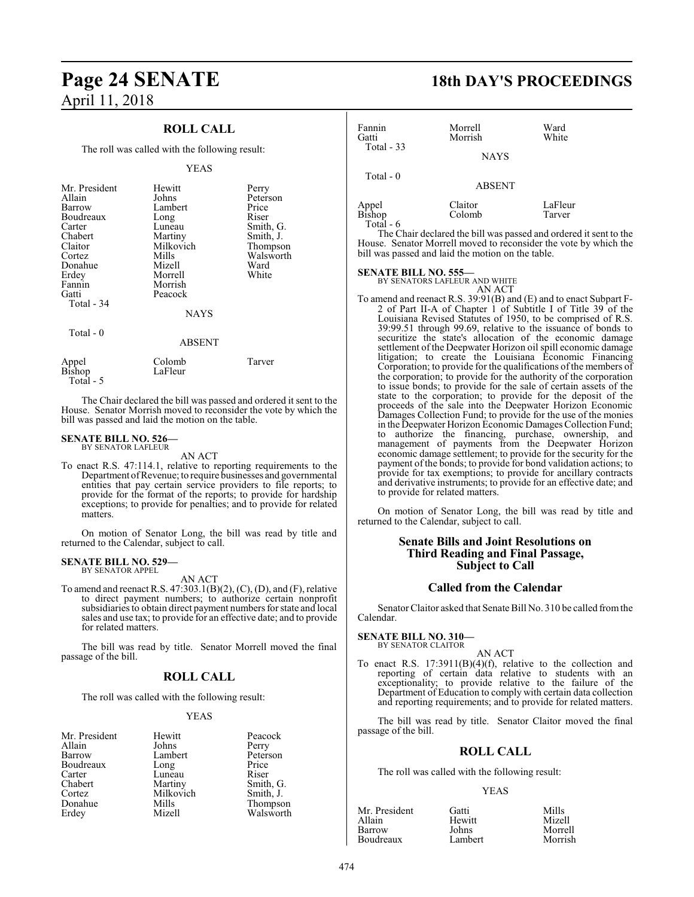## ROLL CALL

The roll was called with the following result:

YEAS

| | | |
|---|---|---|
| Mr. President | Hewitt | Perry |
| Allain | Johns | Peterson |
| Barrow | Lambert | Price |
| Boudreaux | Long | Riser |
| Carter | Luneau | Smith, G. |
| Chabert | Martiny | Smith, J. |
| Claitor | Milkovich | Thompson |
| Cortez | Mills | Walsworth |
| Donahue | Mizell | Ward |
| Erdey | Morrell | White |
| Fannin | Morrish | |
| Gatti | Peacock | |
| Total - 34 | | |

NAYS

Total - 0

ABSENT

| | | |
|---|---|---|
| Appel | Colomb | Tarver |
| Bishop | LaFleur | |
| Total - 5 | | |

The Chair declared the bill was passed and ordered it sent to the House. Senator Morrish moved to reconsider the vote by which the bill was passed and laid the motion on the table.

**SENATE BILL NO. 526—**
BY SENATOR LAFLEUR

AN ACT

To enact R.S. 47:114.1, relative to reporting requirements to the Department of Revenue; to require businesses and governmental entities that pay certain service providers to file reports; to provide for the format of the reports; to provide for hardship exceptions; to provide for penalties; and to provide for related matters.

On motion of Senator Long, the bill was read by title and returned to the Calendar, subject to call.

**SENATE BILL NO. 529—**
BY SENATOR APPEL

AN ACT

To amend and reenact R.S. 47:303.1(B)(2), (C), (D), and (F), relative to direct payment numbers; to authorize certain nonprofit subsidiaries to obtain direct payment numbers for state and local sales and use tax; to provide for an effective date; and to provide for related matters.

The bill was read by title. Senator Morrell moved the final passage of the bill.

## ROLL CALL

The roll was called with the following result:

YEAS

| | | |
|---|---|---|
| Mr. President | Hewitt | Peacock |
| Allain | Johns | Perry |
| Barrow | Lambert | Peterson |
| Boudreaux | Long | Price |
| Carter | Luneau | Riser |
| Chabert | Martiny | Smith, G. |
| Cortez | Milkovich | Smith, J. |
| Donahue | Mills | Thompson |
| Erdey | Mizell | Walsworth |
| Fannin | Morrell | Ward |
| Gatti | Morrish | White |
| Total - 33 | | |

NAYS

Total - 0

ABSENT

| | | |
|---|---|---|
| Appel | Claitor | LaFleur |
| Bishop | Colomb | Tarver |
| Total - 6 | | |

The Chair declared the bill was passed and ordered it sent to the House. Senator Morrell moved to reconsider the vote by which the bill was passed and laid the motion on the table.

**SENATE BILL NO. 555—**
BY SENATORS LAFLEUR AND WHITE

AN ACT

To amend and reenact R.S. 39:91(B) and (E) and to enact Subpart F-2 of Part II-A of Chapter 1 of Subtitle I of Title 39 of the Louisiana Revised Statutes of 1950, to be comprised of R.S. 39:99.51 through 99.69, relative to the issuance of bonds to securitize the state's allocation of the economic damage settlement of the Deepwater Horizon oil spill economic damage litigation; to create the Louisiana Economic Financing Corporation; to provide for the qualifications of the members of the corporation; to provide for the authority of the corporation to issue bonds; to provide for the sale of certain assets of the state to the corporation; to provide for the deposit of the proceeds of the sale into the Deepwater Horizon Economic Damages Collection Fund; to provide for the use of the monies in the Deepwater Horizon Economic Damages Collection Fund; to authorize the financing, purchase, ownership, and management of payments from the Deepwater Horizon economic damage settlement; to provide for the security for the payment of the bonds; to provide for bond validation actions; to provide for tax exemptions; to provide for ancillary contracts and derivative instruments; to provide for an effective date; and to provide for related matters.

On motion of Senator Long, the bill was read by title and returned to the Calendar, subject to call.

## Senate Bills and Joint Resolutions on Third Reading and Final Passage, Subject to Call

## Called from the Calendar

Senator Claitor asked that Senate Bill No. 310 be called from the Calendar.

**SENATE BILL NO. 310—**
BY SENATOR CLAITOR

AN ACT

To enact R.S. 17:3911(B)(4)(f), relative to the collection and reporting of certain data relative to students with an exceptionality; to provide relative to the failure of the Department of Education to comply with certain data collection and reporting requirements; and to provide for related matters.

The bill was read by title. Senator Claitor moved the final passage of the bill.

## ROLL CALL

The roll was called with the following result:

YEAS

| | | |
|---|---|---|
| Mr. President | Gatti | Mills |
| Allain | Hewitt | Mizell |
| Barrow | Johns | Morrell |
| Boudreaux | Lambert | Morrish |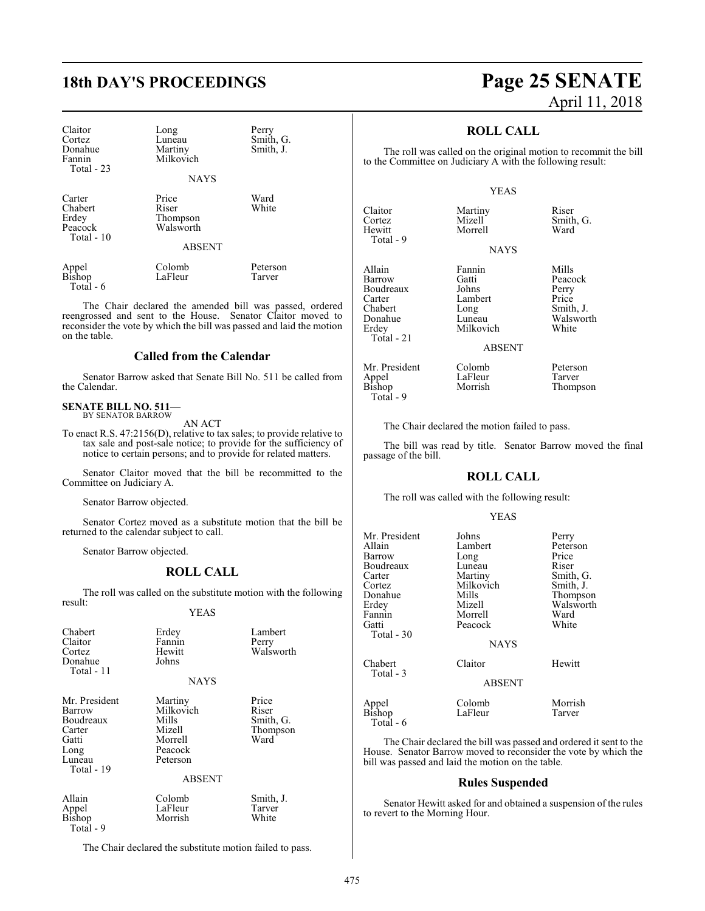| | | |
|---|---|---|
| Claitor | Long | Perry |
| Cortez | Luneau | Smith, G. |
| Donahue | Martiny | Smith, J. |
| Fannin | Milkovich | |
| Total - 23 | | |

NAYS

| | | |
|---|---|---|
| Carter | Price | Ward |
| Chabert | Riser | White |
| Erdey | Thompson | |
| Peacock | Walsworth | |
| Total - 10 | | |

ABSENT

| | | |
|---|---|---|
| Appel | Colomb | Peterson |
| Bishop | LaFleur | Tarver |
| Total - 6 | | |

The Chair declared the amended bill was passed, ordered reengrossed and sent to the House. Senator Claitor moved to reconsider the vote by which the bill was passed and laid the motion on the table.

## Called from the Calendar

Senator Barrow asked that Senate Bill No. 511 be called from the Calendar.

**SENATE BILL NO. 511—**
BY SENATOR BARROW

AN ACT

To enact R.S. 47:2156(D), relative to tax sales; to provide relative to tax sale and post-sale notice; to provide for the sufficiency of notice to certain persons; and to provide for related matters.

Senator Claitor moved that the bill be recommitted to the Committee on Judiciary A.

Senator Barrow objected.

Senator Cortez moved as a substitute motion that the bill be returned to the calendar subject to call.

Senator Barrow objected.

## ROLL CALL

The roll was called on the substitute motion with the following result:

YEAS

| | | |
|---|---|---|
| Chabert | Erdey | Lambert |
| Claitor | Fannin | Perry |
| Cortez | Hewitt | Walsworth |
| Donahue | Johns | |
| Total - 11 | | |

NAYS

| | | |
|---|---|---|
| Mr. President | Martiny | Price |
| Barrow | Milkovich | Riser |
| Boudreaux | Mills | Smith, G. |
| Carter | Mizell | Thompson |
| Gatti | Morrell | Ward |
| Long | Peacock | |
| Luneau | Peterson | |
| Total - 19 | | |

ABSENT

| | | |
|---|---|---|
| Allain | Colomb | Smith, J. |
| Appel | LaFleur | Tarver |
| Bishop | Morrish | White |
| Total - 9 | | |

The Chair declared the substitute motion failed to pass.

## ROLL CALL

The roll was called on the original motion to recommit the bill to the Committee on Judiciary A with the following result:

YEAS

| | | |
|---|---|---|
| Claitor | Martiny | Riser |
| Cortez | Mizell | Smith, G. |
| Hewitt | Morrell | Ward |
| Total - 9 | | |

NAYS

| | | |
|---|---|---|
| Allain | Fannin | Mills |
| Barrow | Gatti | Peacock |
| Boudreaux | Johns | Perry |
| Carter | Lambert | Price |
| Chabert | Long | Smith, J. |
| Donahue | Luneau | Walsworth |
| Erdey | Milkovich | White |
| Total - 21 | | |

ABSENT

| | | |
|---|---|---|
| Mr. President | Colomb | Peterson |
| Appel | LaFleur | Tarver |
| Bishop | Morrish | Thompson |
| Total - 9 | | |

The Chair declared the motion failed to pass.

The bill was read by title. Senator Barrow moved the final passage of the bill.

## ROLL CALL

The roll was called with the following result:

YEAS

| | | |
|---|---|---|
| Mr. President | Johns | Perry |
| Allain | Lambert | Peterson |
| Barrow | Long | Price |
| Boudreaux | Luneau | Riser |
| Carter | Martiny | Smith, G. |
| Cortez | Milkovich | Smith, J. |
| Donahue | Mills | Thompson |
| Erdey | Mizell | Walsworth |
| Fannin | Morrell | Ward |
| Gatti | Peacock | White |
| Total - 30 | | |

NAYS

| | | |
|---|---|---|
| Chabert | Claitor | Hewitt |
| Total - 3 | | |

ABSENT

| | | |
|---|---|---|
| Appel | Colomb | Morrish |
| Bishop | LaFleur | Tarver |
| Total - 6 | | |

The Chair declared the bill was passed and ordered it sent to the House. Senator Barrow moved to reconsider the vote by which the bill was passed and laid the motion on the table.

## Rules Suspended

Senator Hewitt asked for and obtained a suspension of the rules to revert to the Morning Hour.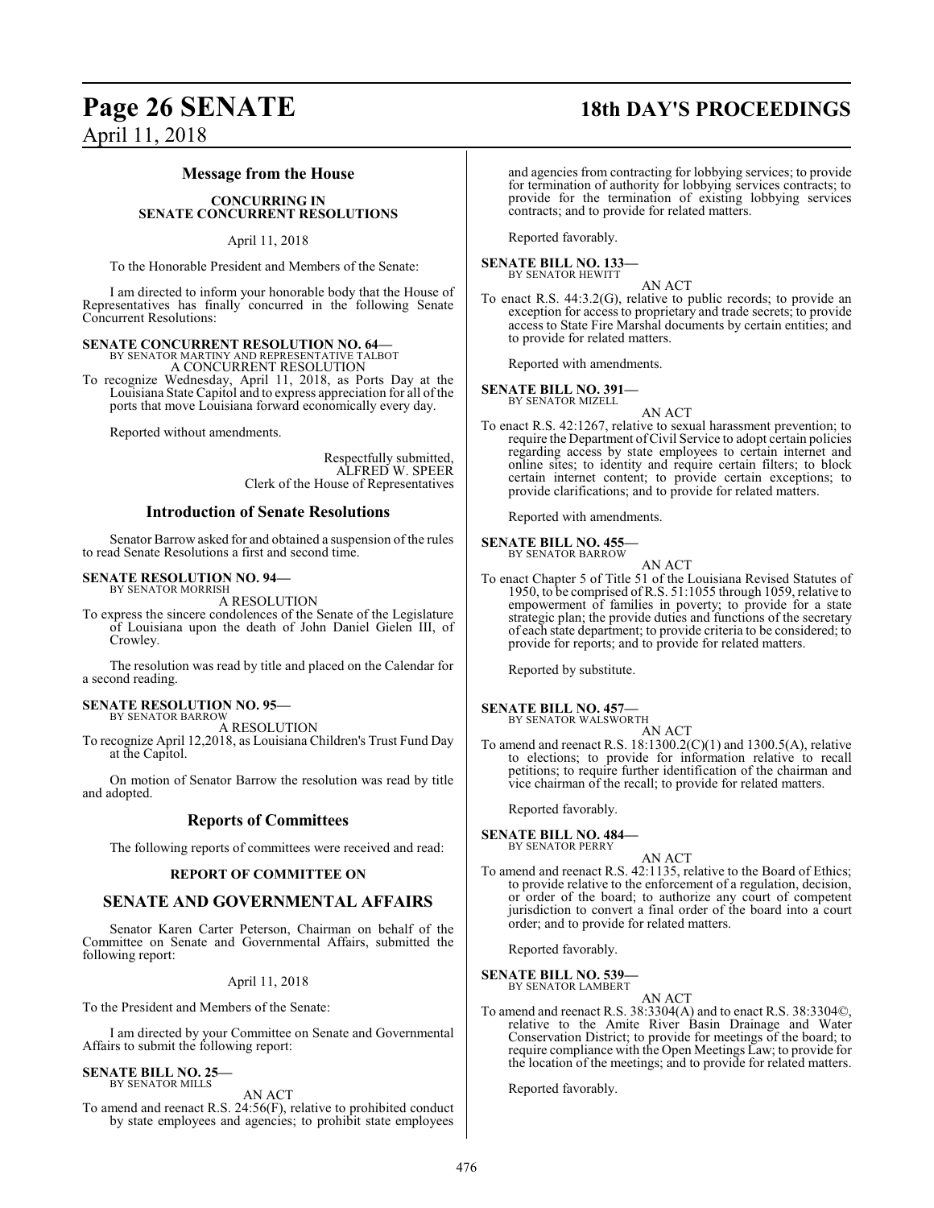## Message from the House

**CONCURRING IN SENATE CONCURRENT RESOLUTIONS**

April 11, 2018

To the Honorable President and Members of the Senate:

I am directed to inform your honorable body that the House of Representatives has finally concurred in the following Senate Concurrent Resolutions:

**SENATE CONCURRENT RESOLUTION NO. 64—**
BY SENATOR MARTINY AND REPRESENTATIVE TALBOT
A CONCURRENT RESOLUTION

To recognize Wednesday, April 11, 2018, as Ports Day at the Louisiana State Capitol and to express appreciation for all of the ports that move Louisiana forward economically every day.

Reported without amendments.

Respectfully submitted,
ALFRED W. SPEER
Clerk of the House of Representatives

## Introduction of Senate Resolutions

Senator Barrow asked for and obtained a suspension of the rules to read Senate Resolutions a first and second time.

**SENATE RESOLUTION NO. 94—**
BY SENATOR MORRISH
A RESOLUTION

To express the sincere condolences of the Senate of the Legislature of Louisiana upon the death of John Daniel Gielen III, of Crowley.

The resolution was read by title and placed on the Calendar for a second reading.

**SENATE RESOLUTION NO. 95—**
BY SENATOR BARROW
A RESOLUTION

To recognize April 12,2018, as Louisiana Children's Trust Fund Day at the Capitol.

On motion of Senator Barrow the resolution was read by title and adopted.

## Reports of Committees

The following reports of committees were received and read:

**REPORT OF COMMITTEE ON**

## SENATE AND GOVERNMENTAL AFFAIRS

Senator Karen Carter Peterson, Chairman on behalf of the Committee on Senate and Governmental Affairs, submitted the following report:

April 11, 2018

To the President and Members of the Senate:

I am directed by your Committee on Senate and Governmental Affairs to submit the following report:

**SENATE BILL NO. 25—**
BY SENATOR MILLS
AN ACT

To amend and reenact R.S. 24:56(F), relative to prohibited conduct by state employees and agencies; to prohibit state employees and agencies from contracting for lobbying services; to provide for termination of authority for lobbying services contracts; to provide for the termination of existing lobbying services contracts; and to provide for related matters.

Reported favorably.

**SENATE BILL NO. 133—**
BY SENATOR HEWITT
AN ACT

To enact R.S. 44:3.2(G), relative to public records; to provide an exception for access to proprietary and trade secrets; to provide access to State Fire Marshal documents by certain entities; and to provide for related matters.

Reported with amendments.

**SENATE BILL NO. 391—**
BY SENATOR MIZELL
AN ACT

To enact R.S. 42:1267, relative to sexual harassment prevention; to require the Department of Civil Service to adopt certain policies regarding access by state employees to certain internet and online sites; to identity and require certain filters; to block certain internet content; to provide certain exceptions; to provide clarifications; and to provide for related matters.

Reported with amendments.

**SENATE BILL NO. 455—**
BY SENATOR BARROW
AN ACT

To enact Chapter 5 of Title 51 of the Louisiana Revised Statutes of 1950, to be comprised of R.S. 51:1055 through 1059, relative to empowerment of families in poverty; to provide for a state strategic plan; the provide duties and functions of the secretary of each state department; to provide criteria to be considered; to provide for reports; and to provide for related matters.

Reported by substitute.

**SENATE BILL NO. 457—**
BY SENATOR WALSWORTH
AN ACT

To amend and reenact R.S. 18:1300.2(C)(1) and 1300.5(A), relative to elections; to provide for information relative to recall petitions; to require further identification of the chairman and vice chairman of the recall; to provide for related matters.

Reported favorably.

**SENATE BILL NO. 484—**
BY SENATOR PERRY
AN ACT

To amend and reenact R.S. 42:1135, relative to the Board of Ethics; to provide relative to the enforcement of a regulation, decision, or order of the board; to authorize any court of competent jurisdiction to convert a final order of the board into a court order; and to provide for related matters.

Reported favorably.

**SENATE BILL NO. 539—**
BY SENATOR LAMBERT
AN ACT

To amend and reenact R.S. 38:3304(A) and to enact R.S. 38:3304©, relative to the Amite River Basin Drainage and Water Conservation District; to provide for meetings of the board; to require compliance with the Open Meetings Law; to provide for the location of the meetings; and to provide for related matters.

Reported favorably.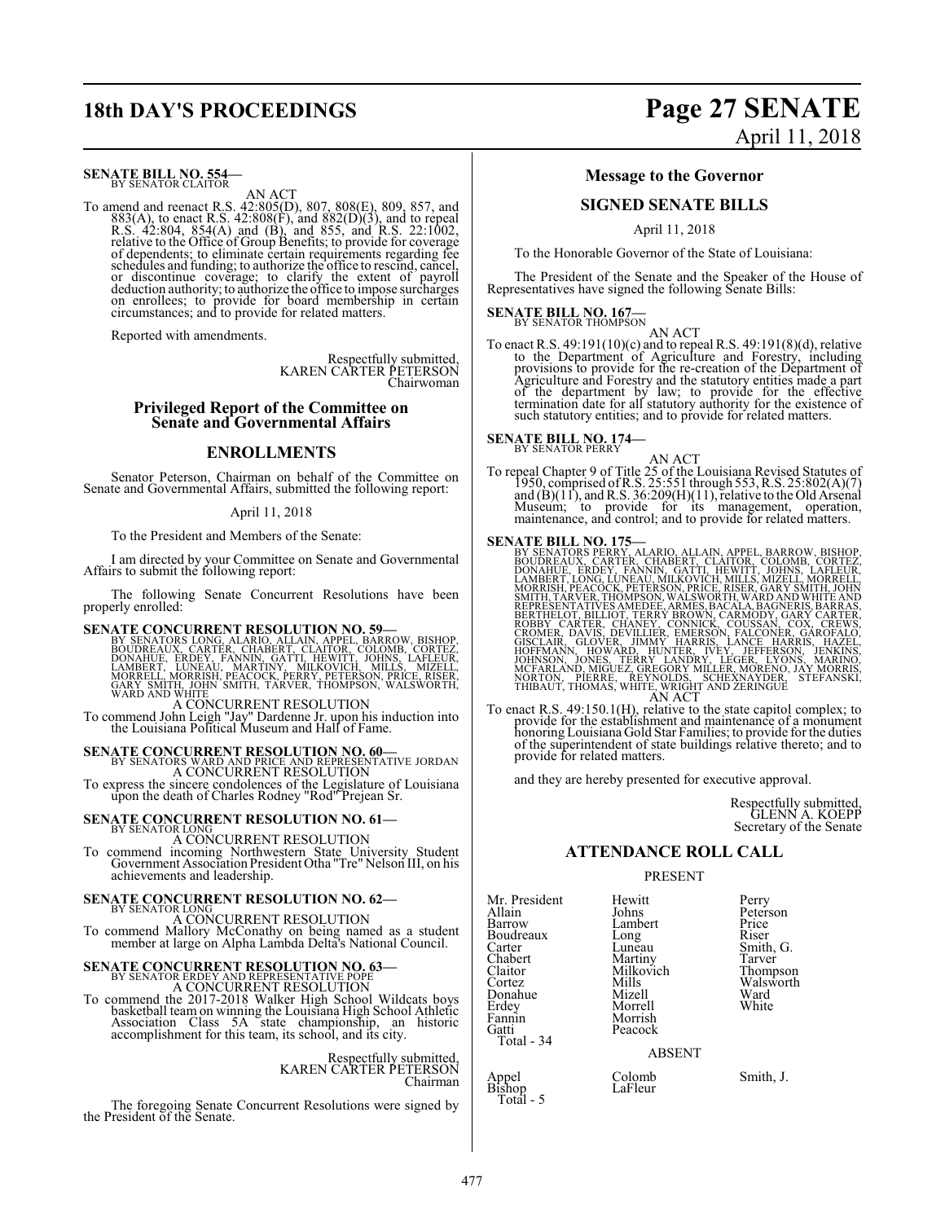**SENATE BILL NO. 554—**
BY SENATOR CLAITOR

AN ACT

To amend and reenact R.S. 42:805(D), 807, 808(E), 809, 857, and 883(A), to enact R.S. 42:808(F), and 882(D)(3), and to repeal R.S. 42:804, 854(A) and (B), and 855, and R.S. 22:1002, relative to the Office of Group Benefits; to provide for coverage of dependents; to eliminate certain requirements regarding fee schedules and funding; to authorize the office to rescind, cancel, or discontinue coverage; to clarify the extent of payroll deduction authority; to authorize the office to impose surcharges on enrollees; to provide for board membership in certain circumstances; and to provide for related matters.

Reported with amendments.

Respectfully submitted,
KAREN CARTER PETERSON
Chairwoman

## Privileged Report of the Committee on Senate and Governmental Affairs

## ENROLLMENTS

Senator Peterson, Chairman on behalf of the Committee on Senate and Governmental Affairs, submitted the following report:

April 11, 2018

To the President and Members of the Senate:

I am directed by your Committee on Senate and Governmental Affairs to submit the following report:

The following Senate Concurrent Resolutions have been properly enrolled:

**SENATE CONCURRENT RESOLUTION NO. 59—**
BY SENATORS LONG, ALARIO, ALLAIN, APPEL, BARROW, BISHOP, BOUDREAUX, CARTER, CHABERT, CLAITOR, COLOMB, CORTEZ, DONAHUE, ERDEY, FANNIN, GATTI, HEWITT, JOHNS, LAFLEUR, LAMBERT, LUNEAU, MARTINY, MILKOVICH, MILLS, MIZELL, MORRELL, MORRISH, PEACOCK, PERRY, PETERSON, PRICE, RISER, GARY SMITH, JOHN SMITH, TARVER, THOMPSON, WALSWORTH, WARD AND WHITE

A CONCURRENT RESOLUTION

To commend John Leigh "Jay" Dardenne Jr. upon his induction into the Louisiana Political Museum and Hall of Fame.

**SENATE CONCURRENT RESOLUTION NO. 60—**
BY SENATORS WARD AND PRICE AND REPRESENTATIVE JORDAN

A CONCURRENT RESOLUTION

To express the sincere condolences of the Legislature of Louisiana upon the death of Charles Rodney "Rod" Prejean Sr.

**SENATE CONCURRENT RESOLUTION NO. 61—**
BY SENATOR LONG

A CONCURRENT RESOLUTION

To commend incoming Northwestern State University Student Government Association President Otha "Tre" Nelson III, on his achievements and leadership.

**SENATE CONCURRENT RESOLUTION NO. 62—**
BY SENATOR LONG

A CONCURRENT RESOLUTION

To commend Mallory McConathy on being named as a student member at large on Alpha Lambda Delta's National Council.

**SENATE CONCURRENT RESOLUTION NO. 63—**
BY SENATOR ERDEY AND REPRESENTATIVE POPE

A CONCURRENT RESOLUTION

To commend the 2017-2018 Walker High School Wildcats boys basketball team on winning the Louisiana High School Athletic Association Class 5A state championship, an historic accomplishment for this team, its school, and its city.

Respectfully submitted,
KAREN CARTER PETERSON
Chairman

The foregoing Senate Concurrent Resolutions were signed by the President of the Senate.

## Message to the Governor

## SIGNED SENATE BILLS

April 11, 2018

To the Honorable Governor of the State of Louisiana:

The President of the Senate and the Speaker of the House of Representatives have signed the following Senate Bills:

**SENATE BILL NO. 167—**
BY SENATOR THOMPSON

AN ACT

To enact R.S. 49:191(10)(c) and to repeal R.S. 49:191(8)(d), relative to the Department of Agriculture and Forestry, including provisions to provide for the re-creation of the Department of Agriculture and Forestry and the statutory entities made a part of the department by law; to provide for the effective termination date for all statutory authority for the existence of such statutory entities; and to provide for related matters.

**SENATE BILL NO. 174—**
BY SENATOR PERRY

AN ACT

To repeal Chapter 9 of Title 25 of the Louisiana Revised Statutes of 1950, comprised of R.S. 25:551 through 553, R.S. 25:802(A)(7) and (B)(11), and R.S. 36:209(H)(11), relative to the Old Arsenal Museum; to provide for its management, operation, maintenance, and control; and to provide for related matters.

**SENATE BILL NO. 175—**
BY SENATORS PERRY, ALARIO, ALLAIN, APPEL, BARROW, BISHOP, BOUDREAUX, CARTER, CHABERT, CLAITOR, COLOMB, CORTEZ, DONAHUE, ERDEY, FANNIN, GATTI, HEWITT, JOHNS, LAFLEUR, LAMBERT, LONG, LUNEAU, MILKOVICH, MILLS, MIZELL, MORRELL, MORRISH, PEACOCK, PETERSON, PRICE, RISER, GARY SMITH, JOHN SMITH, TARVER, THOMPSON, WALSWORTH, WARD AND WHITE AND REPRESENTATIVES AMEDEE, ARMES, BACALA, BAGNERIS, BARRAS, BERTHELOT, BILLIOT, TERRY BROWN, CARMODY, GARY CARTER, ROBBY CARTER, CHANEY, CONNICK, COUSSAN, COX, CREWS, CROMER, DAVIS, DEVILLIER, EMERSON, FALCONER, GAROFALO, GISCLAIR, GLOVER, JIMMY HARRIS, LANCE HARRIS, HAZEL, HOFFMANN, HOWARD, HUNTER, IVEY, JEFFERSON, JENKINS, JOHNSON, JONES, TERRY LANDRY, LEGER, LYONS, MARINO, MCFARLAND, MIGUEZ, GREGORY MILLER, MORENO, JAY MORRIS, NORTON, PIERRE, REYNOLDS, SCHEXNAYDER, STEFANSKI, THIBAUT, THOMAS, WHITE, WRIGHT AND ZERINGUE

AN ACT

To enact R.S. 49:150.1(H), relative to the state capitol complex; to provide for the establishment and maintenance of a monument honoring Louisiana Gold Star Families; to provide for the duties of the superintendent of state buildings relative thereto; and to provide for related matters.

and they are hereby presented for executive approval.

Respectfully submitted,
GLENN A. KOEPP
Secretary of the Senate

## ATTENDANCE ROLL CALL

PRESENT

| | | |
|---|---|---|
| Mr. President | Hewitt | Perry |
| Allain | Johns | Peterson |
| Barrow | Lambert | Price |
| Boudreaux | Long | Riser |
| Carter | Luneau | Smith, G. |
| Chabert | Martiny | Tarver |
| Claitor | Milkovich | Thompson |
| Cortez | Mills | Walsworth |
| Donahue | Mizell | Ward |
| Erdey | Morrell | White |
| Fannin | Morrish | |
| Gatti | Peacock | |
| Total - 34 | | |

ABSENT

| | | |
|---|---|---|
| Appel | Colomb | Smith, J. |
| Bishop | LaFleur | |
| Total - 5 | | |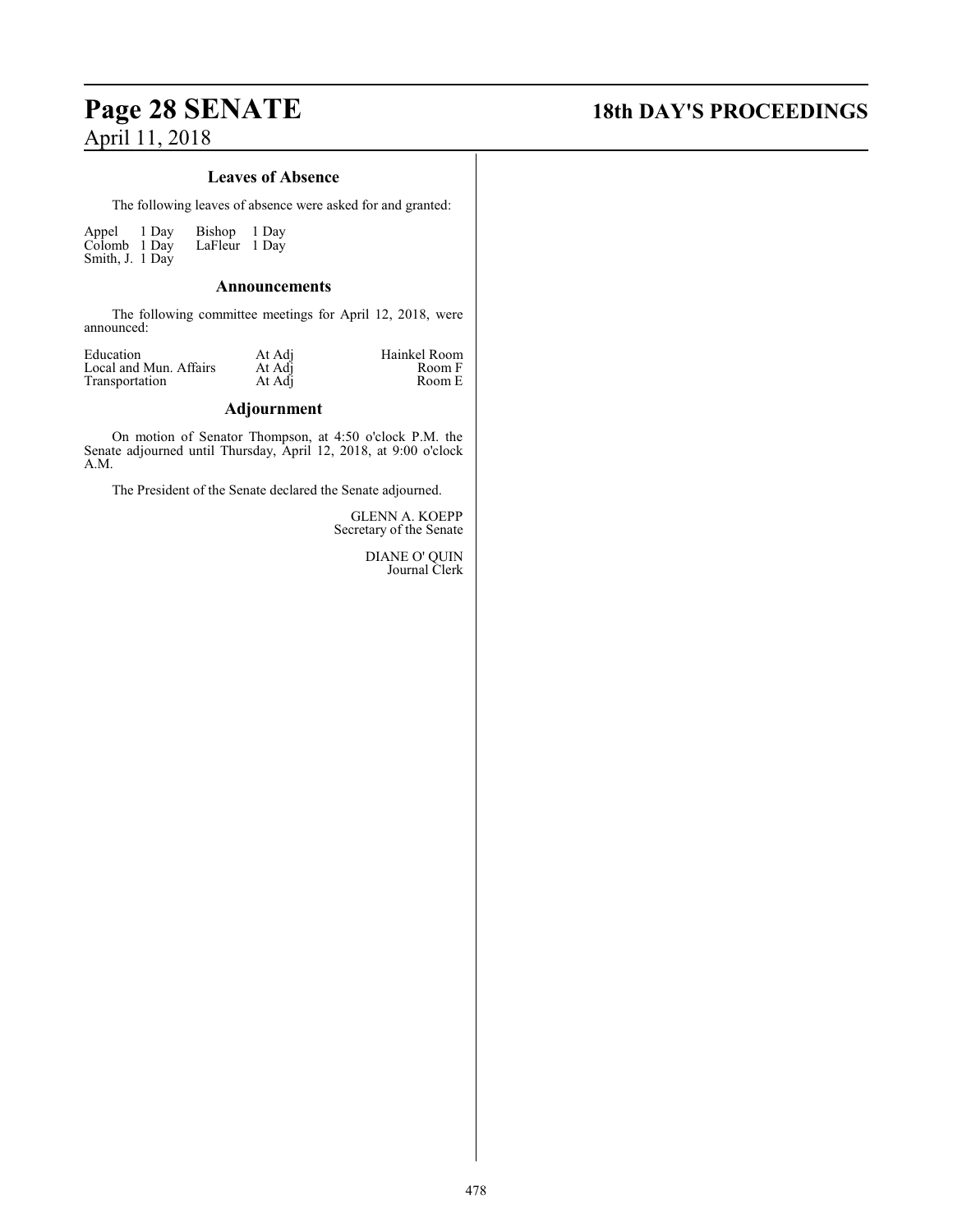### Leaves of Absence

The following leaves of absence were asked for and granted:

| | | | |
|---|---|---|---|
| Appel | 1 Day | Bishop | 1 Day |
| Colomb | 1 Day | LaFleur | 1 Day |
| Smith, J. | 1 Day | | |

### Announcements

The following committee meetings for April 12, 2018, were announced:

| | | |
|---|---|---|
| Education | At Adj | Hainkel Room |
| Local and Mun. Affairs | At Adj | Room F |
| Transportation | At Adj | Room E |

### Adjournment

On motion of Senator Thompson, at 4:50 o'clock P.M. the Senate adjourned until Thursday, April 12, 2018, at 9:00 o'clock A.M.

The President of the Senate declared the Senate adjourned.

GLENN A. KOEPP
Secretary of the Senate

DIANE O' QUIN
Journal Clerk